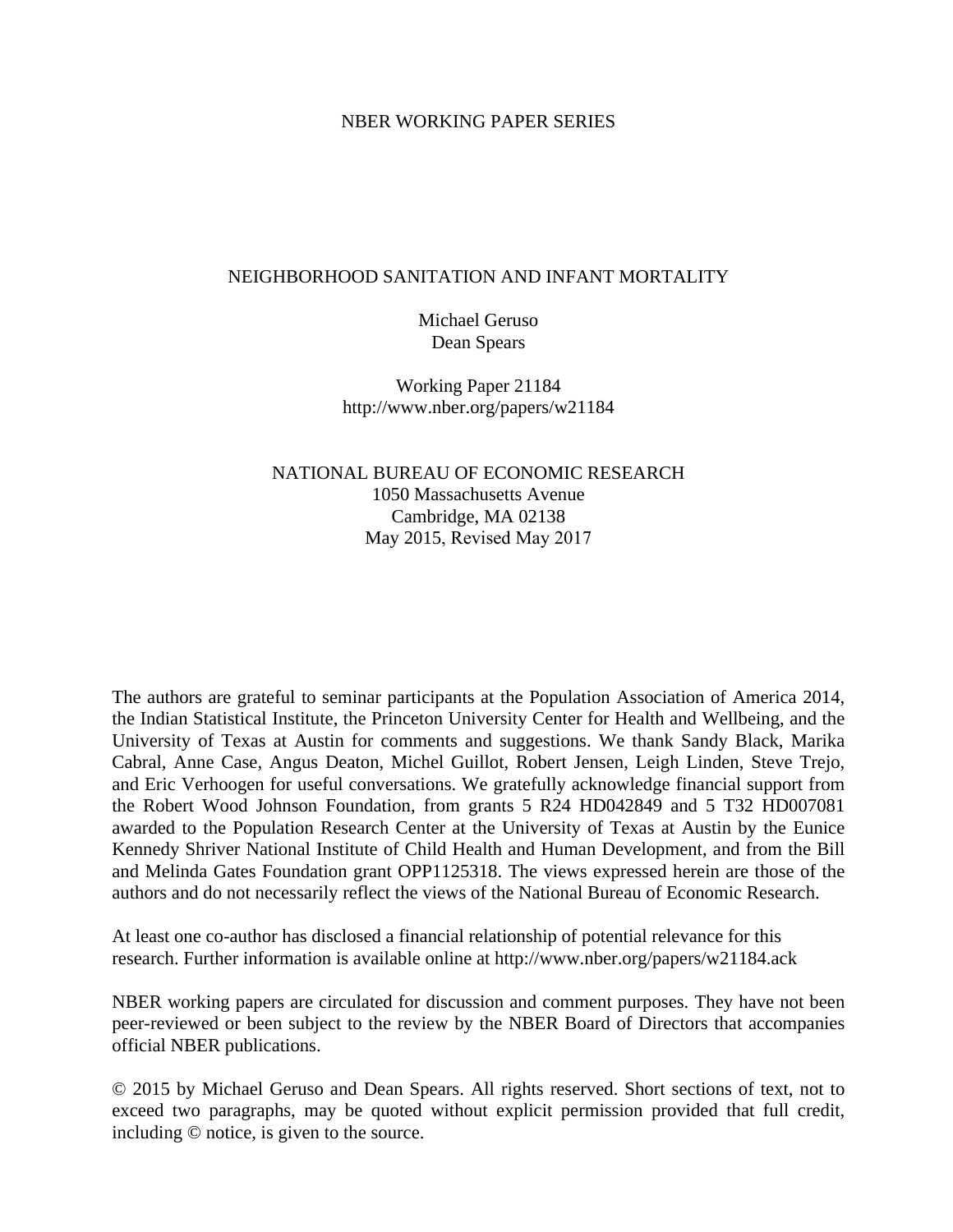NBER WORKING PAPER SERIES

# NEIGHBORHOOD SANITATION AND INFANT MORTALITY

Michael Geruso
Dean Spears

Working Paper 21184
http://www.nber.org/papers/w21184

NATIONAL BUREAU OF ECONOMIC RESEARCH
1050 Massachusetts Avenue
Cambridge, MA 02138
May 2015, Revised May 2017

The authors are grateful to seminar participants at the Population Association of America 2014, the Indian Statistical Institute, the Princeton University Center for Health and Wellbeing, and the University of Texas at Austin for comments and suggestions. We thank Sandy Black, Marika Cabral, Anne Case, Angus Deaton, Michel Guillot, Robert Jensen, Leigh Linden, Steve Trejo, and Eric Verhoogen for useful conversations. We gratefully acknowledge financial support from the Robert Wood Johnson Foundation, from grants 5 R24 HD042849 and 5 T32 HD007081 awarded to the Population Research Center at the University of Texas at Austin by the Eunice Kennedy Shriver National Institute of Child Health and Human Development, and from the Bill and Melinda Gates Foundation grant OPP1125318. The views expressed herein are those of the authors and do not necessarily reflect the views of the National Bureau of Economic Research.

At least one co-author has disclosed a financial relationship of potential relevance for this research. Further information is available online at http://www.nber.org/papers/w21184.ack

NBER working papers are circulated for discussion and comment purposes. They have not been peer-reviewed or been subject to the review by the NBER Board of Directors that accompanies official NBER publications.

© 2015 by Michael Geruso and Dean Spears. All rights reserved. Short sections of text, not to exceed two paragraphs, may be quoted without explicit permission provided that full credit, including © notice, is given to the source.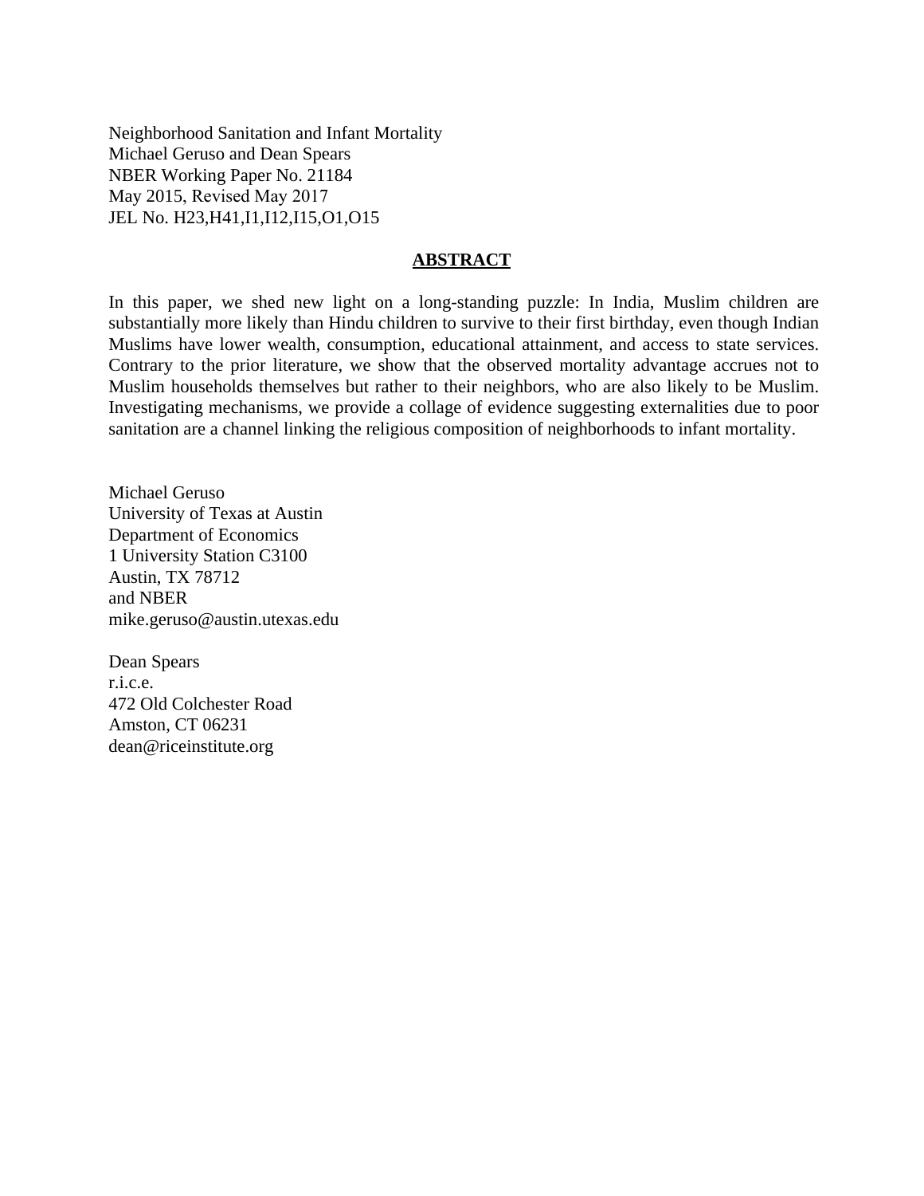Neighborhood Sanitation and Infant Mortality
Michael Geruso and Dean Spears
NBER Working Paper No. 21184
May 2015, Revised May 2017
JEL No. H23,H41,I1,I12,I15,O1,O15

## ABSTRACT

In this paper, we shed new light on a long-standing puzzle: In India, Muslim children are substantially more likely than Hindu children to survive to their first birthday, even though Indian Muslims have lower wealth, consumption, educational attainment, and access to state services. Contrary to the prior literature, we show that the observed mortality advantage accrues not to Muslim households themselves but rather to their neighbors, who are also likely to be Muslim. Investigating mechanisms, we provide a collage of evidence suggesting externalities due to poor sanitation are a channel linking the religious composition of neighborhoods to infant mortality.

Michael Geruso
University of Texas at Austin
Department of Economics
1 University Station C3100
Austin, TX 78712
and NBER
mike.geruso@austin.utexas.edu

Dean Spears
r.i.c.e.
472 Old Colchester Road
Amston, CT 06231
dean@riceinstitute.org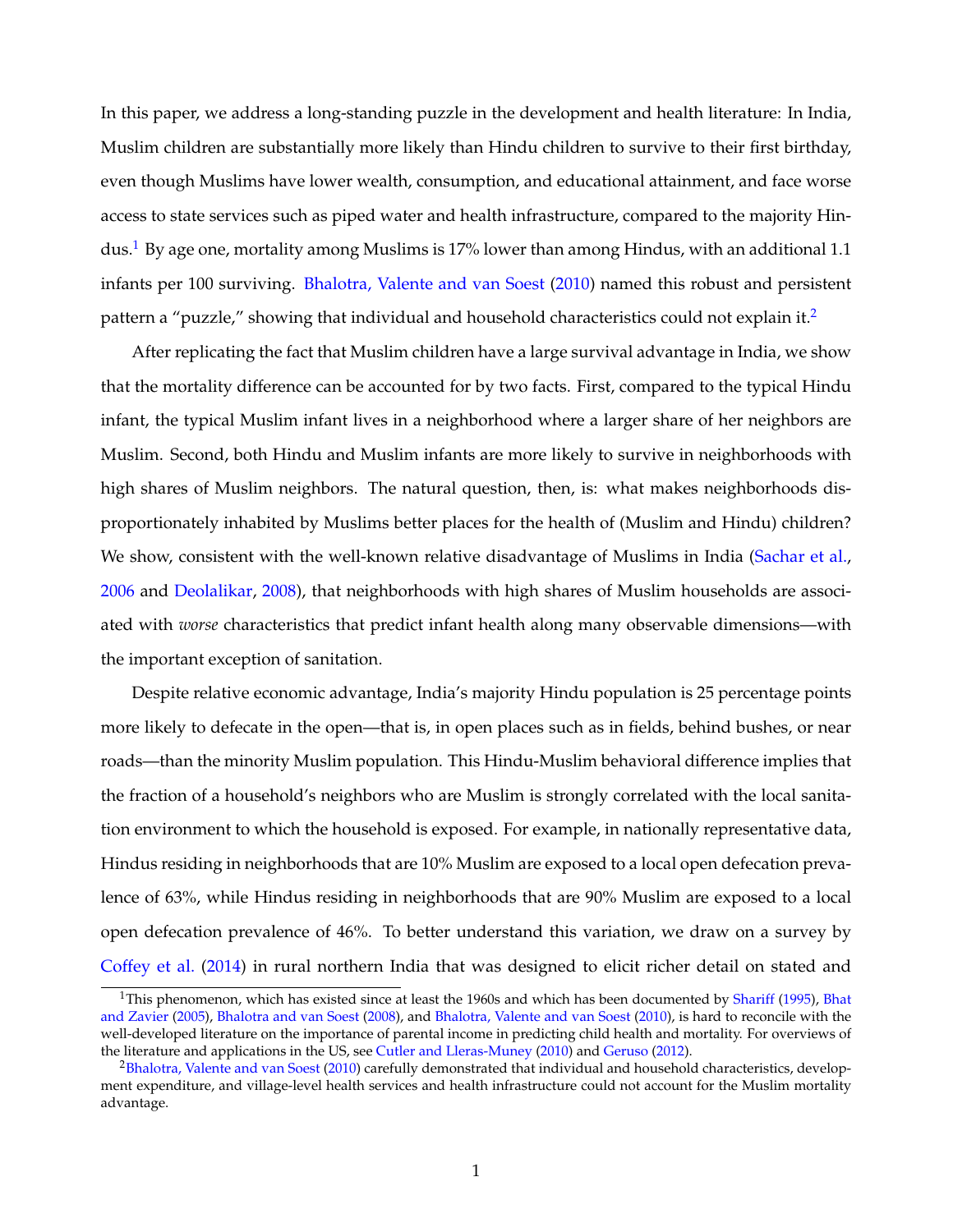In this paper, we address a long-standing puzzle in the development and health literature: In India, Muslim children are substantially more likely than Hindu children to survive to their first birthday, even though Muslims have lower wealth, consumption, and educational attainment, and face worse access to state services such as piped water and health infrastructure, compared to the majority Hindus.[1] By age one, mortality among Muslims is 17% lower than among Hindus, with an additional 1.1 infants per 100 surviving. Bhalotra, Valente and van Soest (2010) named this robust and persistent pattern a "puzzle," showing that individual and household characteristics could not explain it.[2]

After replicating the fact that Muslim children have a large survival advantage in India, we show that the mortality difference can be accounted for by two facts. First, compared to the typical Hindu infant, the typical Muslim infant lives in a neighborhood where a larger share of her neighbors are Muslim. Second, both Hindu and Muslim infants are more likely to survive in neighborhoods with high shares of Muslim neighbors. The natural question, then, is: what makes neighborhoods disproportionately inhabited by Muslims better places for the health of (Muslim and Hindu) children? We show, consistent with the well-known relative disadvantage of Muslims in India (Sachar et al., 2006 and Deolalikar, 2008), that neighborhoods with high shares of Muslim households are associated with *worse* characteristics that predict infant health along many observable dimensions—with the important exception of sanitation.

Despite relative economic advantage, India's majority Hindu population is 25 percentage points more likely to defecate in the open—that is, in open places such as in fields, behind bushes, or near roads—than the minority Muslim population. This Hindu-Muslim behavioral difference implies that the fraction of a household's neighbors who are Muslim is strongly correlated with the local sanitation environment to which the household is exposed. For example, in nationally representative data, Hindus residing in neighborhoods that are 10% Muslim are exposed to a local open defecation prevalence of 63%, while Hindus residing in neighborhoods that are 90% Muslim are exposed to a local open defecation prevalence of 46%. To better understand this variation, we draw on a survey by Coffey et al. (2014) in rural northern India that was designed to elicit richer detail on stated and

[1] This phenomenon, which has existed since at least the 1960s and which has been documented by Shariff (1995), Bhat and Zavier (2005), Bhalotra and van Soest (2008), and Bhalotra, Valente and van Soest (2010), is hard to reconcile with the well-developed literature on the importance of parental income in predicting child health and mortality. For overviews of the literature and applications in the US, see Cutler and Lleras-Muney (2010) and Geruso (2012).

[2] Bhalotra, Valente and van Soest (2010) carefully demonstrated that individual and household characteristics, development expenditure, and village-level health services and health infrastructure could not account for the Muslim mortality advantage.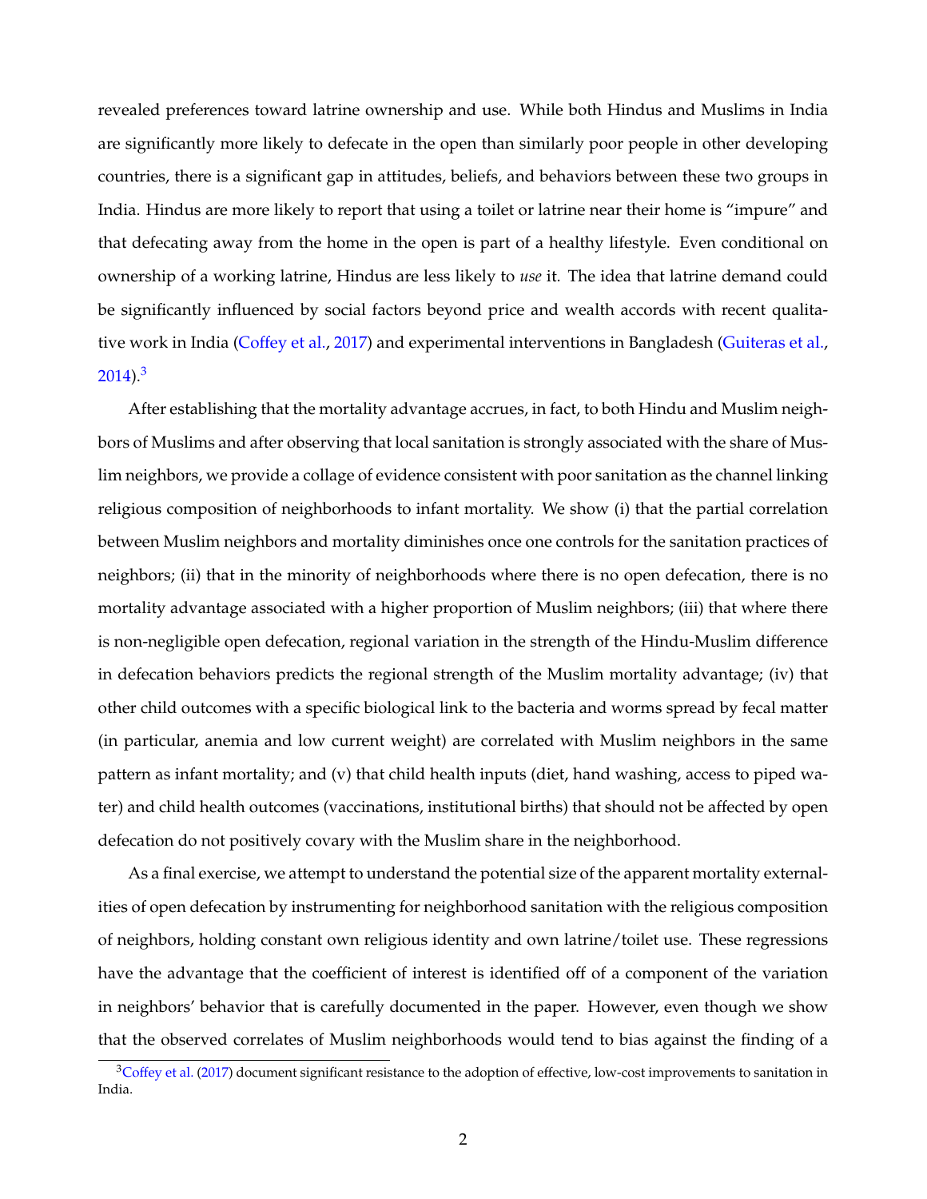revealed preferences toward latrine ownership and use. While both Hindus and Muslims in India are significantly more likely to defecate in the open than similarly poor people in other developing countries, there is a significant gap in attitudes, beliefs, and behaviors between these two groups in India. Hindus are more likely to report that using a toilet or latrine near their home is "impure" and that defecating away from the home in the open is part of a healthy lifestyle. Even conditional on ownership of a working latrine, Hindus are less likely to *use* it. The idea that latrine demand could be significantly influenced by social factors beyond price and wealth accords with recent qualitative work in India (Coffey et al., 2017) and experimental interventions in Bangladesh (Guiteras et al., 2014).[3]

After establishing that the mortality advantage accrues, in fact, to both Hindu and Muslim neighbors of Muslims and after observing that local sanitation is strongly associated with the share of Muslim neighbors, we provide a collage of evidence consistent with poor sanitation as the channel linking religious composition of neighborhoods to infant mortality. We show (i) that the partial correlation between Muslim neighbors and mortality diminishes once one controls for the sanitation practices of neighbors; (ii) that in the minority of neighborhoods where there is no open defecation, there is no mortality advantage associated with a higher proportion of Muslim neighbors; (iii) that where there is non-negligible open defecation, regional variation in the strength of the Hindu-Muslim difference in defecation behaviors predicts the regional strength of the Muslim mortality advantage; (iv) that other child outcomes with a specific biological link to the bacteria and worms spread by fecal matter (in particular, anemia and low current weight) are correlated with Muslim neighbors in the same pattern as infant mortality; and (v) that child health inputs (diet, hand washing, access to piped water) and child health outcomes (vaccinations, institutional births) that should not be affected by open defecation do not positively covary with the Muslim share in the neighborhood.

As a final exercise, we attempt to understand the potential size of the apparent mortality externalities of open defecation by instrumenting for neighborhood sanitation with the religious composition of neighbors, holding constant own religious identity and own latrine/toilet use. These regressions have the advantage that the coefficient of interest is identified off of a component of the variation in neighbors' behavior that is carefully documented in the paper. However, even though we show that the observed correlates of Muslim neighborhoods would tend to bias against the finding of a

[3] Coffey et al. (2017) document significant resistance to the adoption of effective, low-cost improvements to sanitation in India.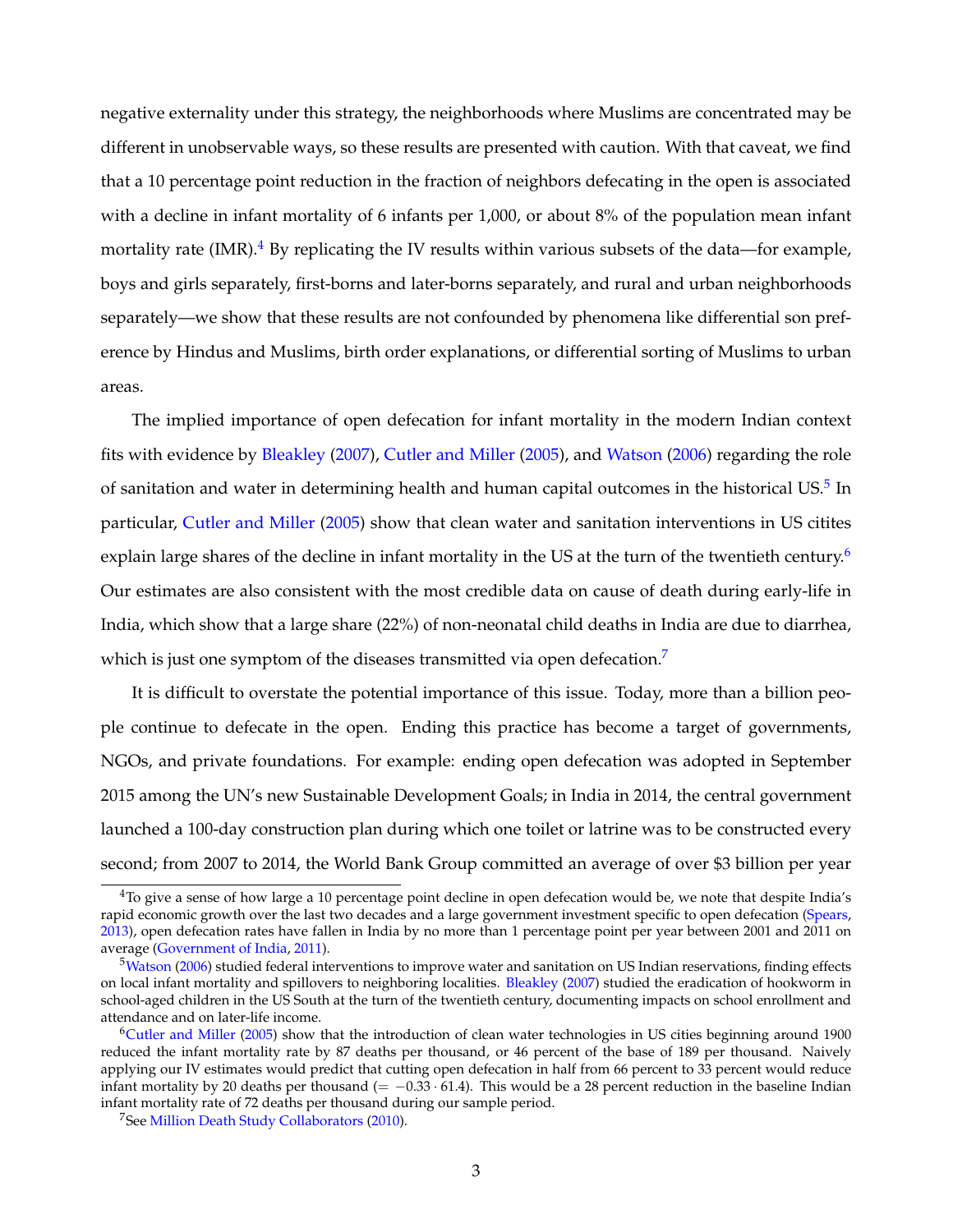negative externality under this strategy, the neighborhoods where Muslims are concentrated may be different in unobservable ways, so these results are presented with caution. With that caveat, we find that a 10 percentage point reduction in the fraction of neighbors defecating in the open is associated with a decline in infant mortality of 6 infants per 1,000, or about 8% of the population mean infant mortality rate (IMR).[4] By replicating the IV results within various subsets of the data—for example, boys and girls separately, first-borns and later-borns separately, and rural and urban neighborhoods separately—we show that these results are not confounded by phenomena like differential son preference by Hindus and Muslims, birth order explanations, or differential sorting of Muslims to urban areas.

The implied importance of open defecation for infant mortality in the modern Indian context fits with evidence by Bleakley (2007), Cutler and Miller (2005), and Watson (2006) regarding the role of sanitation and water in determining health and human capital outcomes in the historical US.[5] In particular, Cutler and Miller (2005) show that clean water and sanitation interventions in US citites explain large shares of the decline in infant mortality in the US at the turn of the twentieth century.[6] Our estimates are also consistent with the most credible data on cause of death during early-life in India, which show that a large share (22%) of non-neonatal child deaths in India are due to diarrhea, which is just one symptom of the diseases transmitted via open defecation.[7]

It is difficult to overstate the potential importance of this issue. Today, more than a billion people continue to defecate in the open. Ending this practice has become a target of governments, NGOs, and private foundations. For example: ending open defecation was adopted in September 2015 among the UN's new Sustainable Development Goals; in India in 2014, the central government launched a 100-day construction plan during which one toilet or latrine was to be constructed every second; from 2007 to 2014, the World Bank Group committed an average of over $3 billion per year

---

[4] To give a sense of how large a 10 percentage point decline in open defecation would be, we note that despite India's rapid economic growth over the last two decades and a large government investment specific to open defecation (Spears, 2013), open defecation rates have fallen in India by no more than 1 percentage point per year between 2001 and 2011 on average (Government of India, 2011).

[5] Watson (2006) studied federal interventions to improve water and sanitation on US Indian reservations, finding effects on local infant mortality and spillovers to neighboring localities. Bleakley (2007) studied the eradication of hookworm in school-aged children in the US South at the turn of the twentieth century, documenting impacts on school enrollment and attendance and on later-life income.

[6] Cutler and Miller (2005) show that the introduction of clean water technologies in US cities beginning around 1900 reduced the infant mortality rate by 87 deaths per thousand, or 46 percent of the base of 189 per thousand. Naively applying our IV estimates would predict that cutting open defecation in half from 66 percent to 33 percent would reduce infant mortality by 20 deaths per thousand ($= -0.33 \cdot 61.4$). This would be a 28 percent reduction in the baseline Indian infant mortality rate of 72 deaths per thousand during our sample period.

[7] See Million Death Study Collaborators (2010).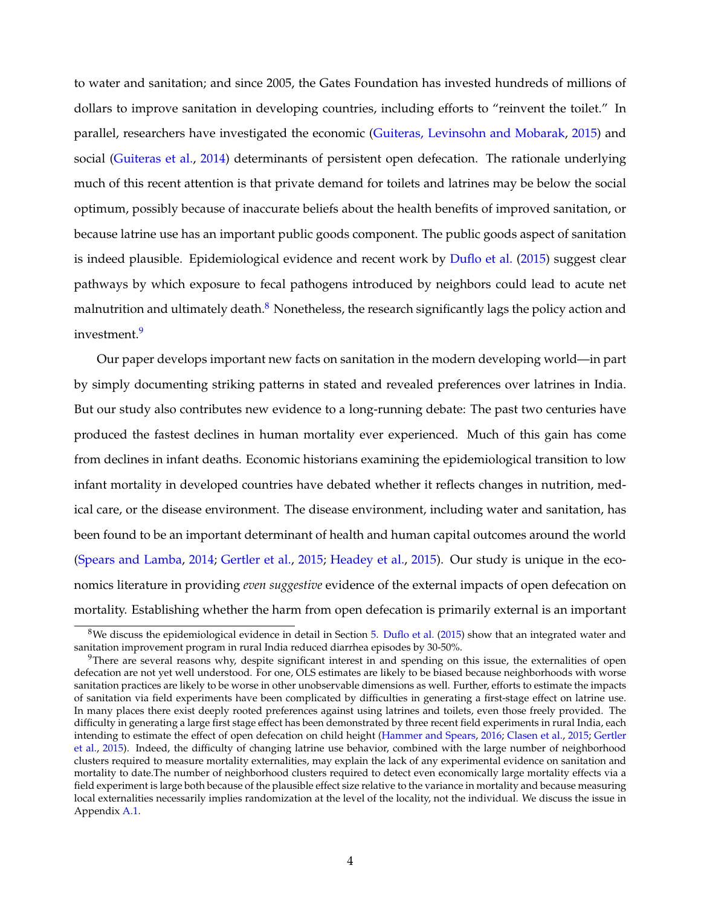to water and sanitation; and since 2005, the Gates Foundation has invested hundreds of millions of dollars to improve sanitation in developing countries, including efforts to "reinvent the toilet." In parallel, researchers have investigated the economic (Guiteras, Levinsohn and Mobarak, 2015) and social (Guiteras et al., 2014) determinants of persistent open defecation. The rationale underlying much of this recent attention is that private demand for toilets and latrines may be below the social optimum, possibly because of inaccurate beliefs about the health benefits of improved sanitation, or because latrine use has an important public goods component. The public goods aspect of sanitation is indeed plausible. Epidemiological evidence and recent work by Duflo et al. (2015) suggest clear pathways by which exposure to fecal pathogens introduced by neighbors could lead to acute net malnutrition and ultimately death.[8] Nonetheless, the research significantly lags the policy action and investment.[9]

Our paper develops important new facts on sanitation in the modern developing world—in part by simply documenting striking patterns in stated and revealed preferences over latrines in India. But our study also contributes new evidence to a long-running debate: The past two centuries have produced the fastest declines in human mortality ever experienced. Much of this gain has come from declines in infant deaths. Economic historians examining the epidemiological transition to low infant mortality in developed countries have debated whether it reflects changes in nutrition, medical care, or the disease environment. The disease environment, including water and sanitation, has been found to be an important determinant of health and human capital outcomes around the world (Spears and Lamba, 2014; Gertler et al., 2015; Headey et al., 2015). Our study is unique in the economics literature in providing *even suggestive* evidence of the external impacts of open defecation on mortality. Establishing whether the harm from open defecation is primarily external is an important

[8] We discuss the epidemiological evidence in detail in Section 5. Duflo et al. (2015) show that an integrated water and sanitation improvement program in rural India reduced diarrhea episodes by 30-50%.

[9] There are several reasons why, despite significant interest in and spending on this issue, the externalities of open defecation are not yet well understood. For one, OLS estimates are likely to be biased because neighborhoods with worse sanitation practices are likely to be worse in other unobservable dimensions as well. Further, efforts to estimate the impacts of sanitation via field experiments have been complicated by difficulties in generating a first-stage effect on latrine use. In many places there exist deeply rooted preferences against using latrines and toilets, even those freely provided. The difficulty in generating a large first stage effect has been demonstrated by three recent field experiments in rural India, each intending to estimate the effect of open defecation on child height (Hammer and Spears, 2016; Clasen et al., 2015; Gertler et al., 2015). Indeed, the difficulty of changing latrine use behavior, combined with the large number of neighborhood clusters required to measure mortality externalities, may explain the lack of any experimental evidence on sanitation and mortality to date.The number of neighborhood clusters required to detect even economically large mortality effects via a field experiment is large both because of the plausible effect size relative to the variance in mortality and because measuring local externalities necessarily implies randomization at the level of the locality, not the individual. We discuss the issue in Appendix A.1.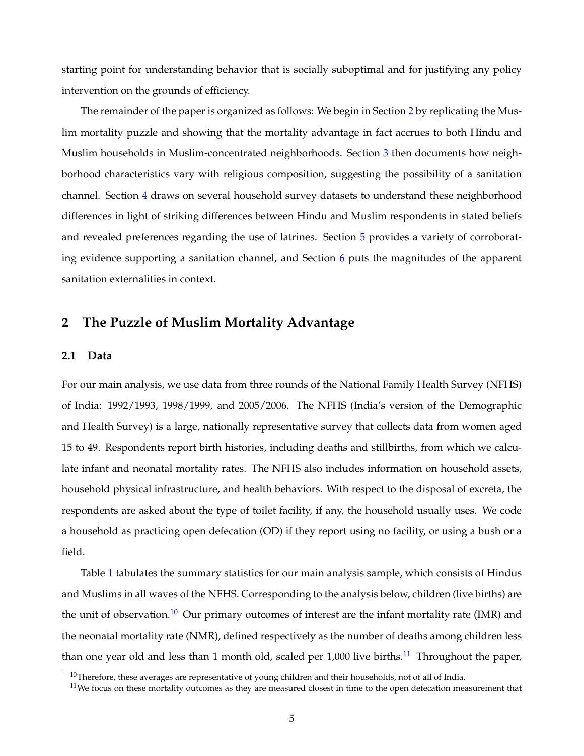starting point for understanding behavior that is socially suboptimal and for justifying any policy intervention on the grounds of efficiency.

The remainder of the paper is organized as follows: We begin in Section 2 by replicating the Muslim mortality puzzle and showing that the mortality advantage in fact accrues to both Hindu and Muslim households in Muslim-concentrated neighborhoods. Section 3 then documents how neighborhood characteristics vary with religious composition, suggesting the possibility of a sanitation channel. Section 4 draws on several household survey datasets to understand these neighborhood differences in light of striking differences between Hindu and Muslim respondents in stated beliefs and revealed preferences regarding the use of latrines. Section 5 provides a variety of corroborating evidence supporting a sanitation channel, and Section 6 puts the magnitudes of the apparent sanitation externalities in context.

## 2 The Puzzle of Muslim Mortality Advantage

### 2.1 Data

For our main analysis, we use data from three rounds of the National Family Health Survey (NFHS) of India: 1992/1993, 1998/1999, and 2005/2006. The NFHS (India's version of the Demographic and Health Survey) is a large, nationally representative survey that collects data from women aged 15 to 49. Respondents report birth histories, including deaths and stillbirths, from which we calculate infant and neonatal mortality rates. The NFHS also includes information on household assets, household physical infrastructure, and health behaviors. With respect to the disposal of excreta, the respondents are asked about the type of toilet facility, if any, the household usually uses. We code a household as practicing open defecation (OD) if they report using no facility, or using a bush or a field.

Table 1 tabulates the summary statistics for our main analysis sample, which consists of Hindus and Muslims in all waves of the NFHS. Corresponding to the analysis below, children (live births) are the unit of observation.[10] Our primary outcomes of interest are the infant mortality rate (IMR) and the neonatal mortality rate (NMR), defined respectively as the number of deaths among children less than one year old and less than 1 month old, scaled per 1,000 live births.[11] Throughout the paper,

[10] Therefore, these averages are representative of young children and their households, not of all of India.

[11] We focus on these mortality outcomes as they are measured closest in time to the open defecation measurement that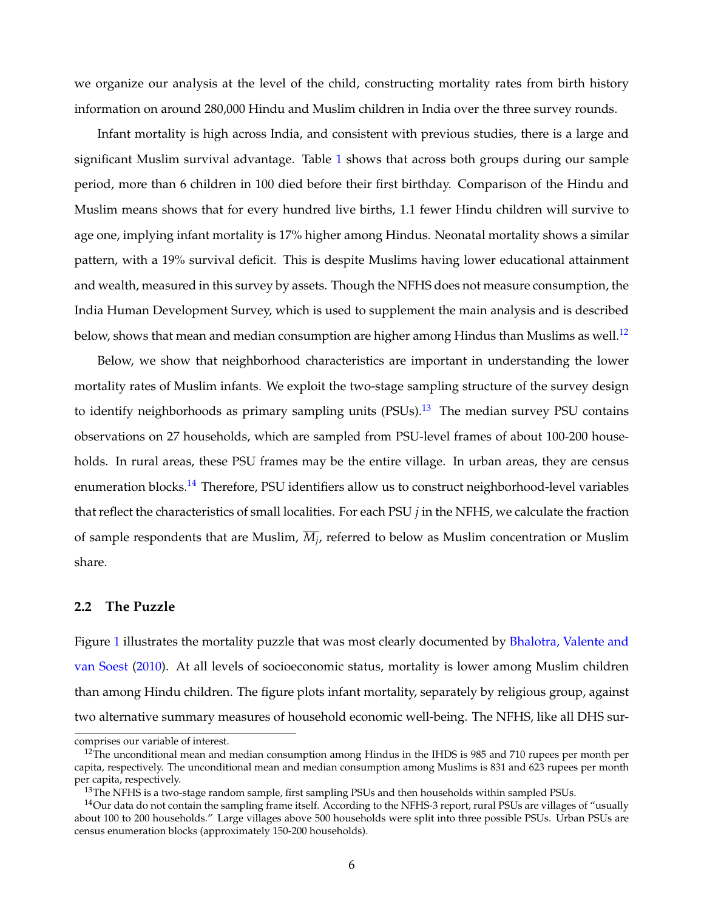we organize our analysis at the level of the child, constructing mortality rates from birth history information on around 280,000 Hindu and Muslim children in India over the three survey rounds.

Infant mortality is high across India, and consistent with previous studies, there is a large and significant Muslim survival advantage. Table 1 shows that across both groups during our sample period, more than 6 children in 100 died before their first birthday. Comparison of the Hindu and Muslim means shows that for every hundred live births, 1.1 fewer Hindu children will survive to age one, implying infant mortality is 17% higher among Hindus. Neonatal mortality shows a similar pattern, with a 19% survival deficit. This is despite Muslims having lower educational attainment and wealth, measured in this survey by assets. Though the NFHS does not measure consumption, the India Human Development Survey, which is used to supplement the main analysis and is described below, shows that mean and median consumption are higher among Hindus than Muslims as well.[12]

Below, we show that neighborhood characteristics are important in understanding the lower mortality rates of Muslim infants. We exploit the two-stage sampling structure of the survey design to identify neighborhoods as primary sampling units (PSUs).[13] The median survey PSU contains observations on 27 households, which are sampled from PSU-level frames of about 100-200 households. In rural areas, these PSU frames may be the entire village. In urban areas, they are census enumeration blocks.[14] Therefore, PSU identifiers allow us to construct neighborhood-level variables that reflect the characteristics of small localities. For each PSU $j$ in the NFHS, we calculate the fraction of sample respondents that are Muslim, $\overline{M_j}$, referred to below as Muslim concentration or Muslim share.

### 2.2 The Puzzle

Figure 1 illustrates the mortality puzzle that was most clearly documented by Bhalotra, Valente and van Soest (2010). At all levels of socioeconomic status, mortality is lower among Muslim children than among Hindu children. The figure plots infant mortality, separately by religious group, against two alternative summary measures of household economic well-being. The NFHS, like all DHS sur-

---

comprises our variable of interest.

[12] The unconditional mean and median consumption among Hindus in the IHDS is 985 and 710 rupees per month per capita, respectively. The unconditional mean and median consumption among Muslims is 831 and 623 rupees per month per capita, respectively.

[13] The NFHS is a two-stage random sample, first sampling PSUs and then households within sampled PSUs.

[14] Our data do not contain the sampling frame itself. According to the NFHS-3 report, rural PSUs are villages of "usually about 100 to 200 households." Large villages above 500 households were split into three possible PSUs. Urban PSUs are census enumeration blocks (approximately 150-200 households).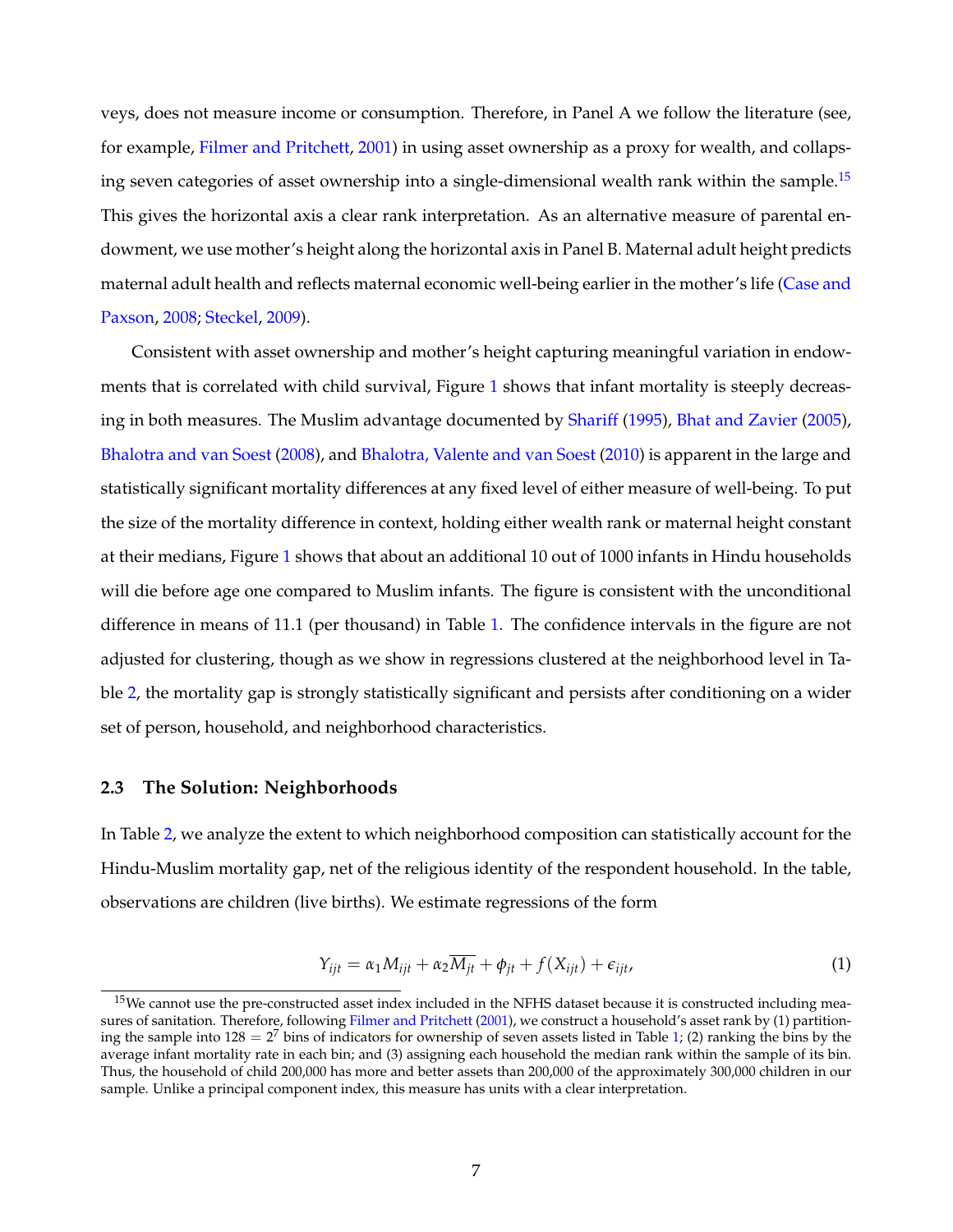veys, does not measure income or consumption. Therefore, in Panel A we follow the literature (see, for example, Filmer and Pritchett, 2001) in using asset ownership as a proxy for wealth, and collapsing seven categories of asset ownership into a single-dimensional wealth rank within the sample.[15] This gives the horizontal axis a clear rank interpretation. As an alternative measure of parental endowment, we use mother's height along the horizontal axis in Panel B. Maternal adult height predicts maternal adult health and reflects maternal economic well-being earlier in the mother's life (Case and Paxson, 2008; Steckel, 2009).

Consistent with asset ownership and mother's height capturing meaningful variation in endowments that is correlated with child survival, Figure 1 shows that infant mortality is steeply decreasing in both measures. The Muslim advantage documented by Shariff (1995), Bhat and Zavier (2005), Bhalotra and van Soest (2008), and Bhalotra, Valente and van Soest (2010) is apparent in the large and statistically significant mortality differences at any fixed level of either measure of well-being. To put the size of the mortality difference in context, holding either wealth rank or maternal height constant at their medians, Figure 1 shows that about an additional 10 out of 1000 infants in Hindu households will die before age one compared to Muslim infants. The figure is consistent with the unconditional difference in means of 11.1 (per thousand) in Table 1. The confidence intervals in the figure are not adjusted for clustering, though as we show in regressions clustered at the neighborhood level in Table 2, the mortality gap is strongly statistically significant and persists after conditioning on a wider set of person, household, and neighborhood characteristics.

### 2.3 The Solution: Neighborhoods

In Table 2, we analyze the extent to which neighborhood composition can statistically account for the Hindu-Muslim mortality gap, net of the religious identity of the respondent household. In the table, observations are children (live births). We estimate regressions of the form

$$Y_{ijt} = \alpha_1 M_{ijt} + \alpha_2 \overline{M_{jt}} + \phi_{jt} + f(X_{ijt}) + \epsilon_{ijt}, \tag{1}$$

[15] We cannot use the pre-constructed asset index included in the NFHS dataset because it is constructed including measures of sanitation. Therefore, following Filmer and Pritchett (2001), we construct a household's asset rank by (1) partitioning the sample into $128 = 2^7$ bins of indicators for ownership of seven assets listed in Table 1; (2) ranking the bins by the average infant mortality rate in each bin; and (3) assigning each household the median rank within the sample of its bin. Thus, the household of child 200,000 has more and better assets than 200,000 of the approximately 300,000 children in our sample. Unlike a principal component index, this measure has units with a clear interpretation.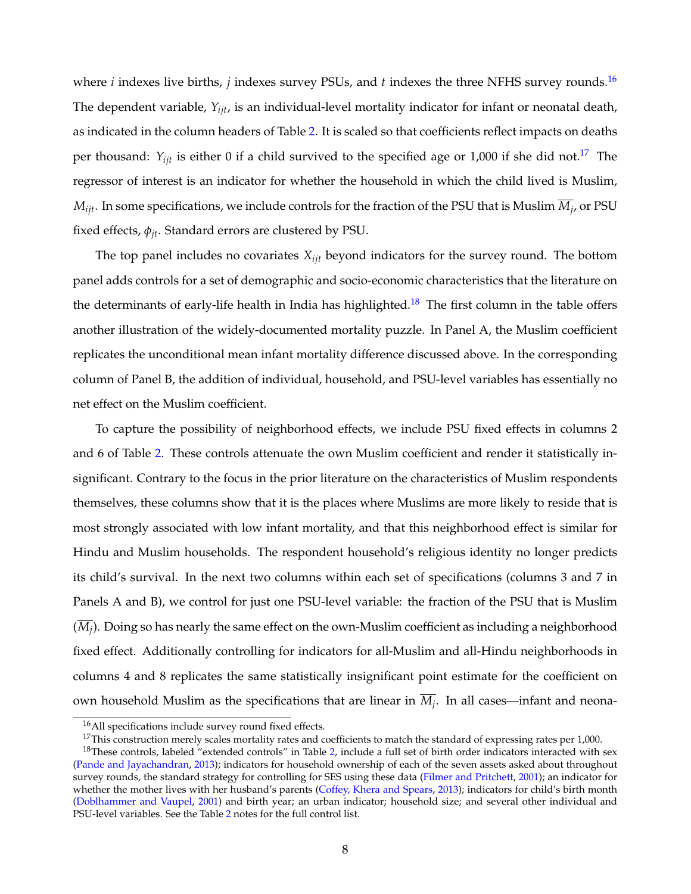where $i$ indexes live births, $j$ indexes survey PSUs, and $t$ indexes the three NFHS survey rounds.[16] The dependent variable, $Y_{ijt}$, is an individual-level mortality indicator for infant or neonatal death, as indicated in the column headers of Table 2. It is scaled so that coefficients reflect impacts on deaths per thousand: $Y_{ijt}$ is either 0 if a child survived to the specified age or 1,000 if she did not.[17] The regressor of interest is an indicator for whether the household in which the child lived is Muslim, $M_{ijt}$. In some specifications, we include controls for the fraction of the PSU that is Muslim $\overline{M_j}$, or PSU fixed effects, $\phi_{jt}$. Standard errors are clustered by PSU.

The top panel includes no covariates $X_{ijt}$ beyond indicators for the survey round. The bottom panel adds controls for a set of demographic and socio-economic characteristics that the literature on the determinants of early-life health in India has highlighted.[18] The first column in the table offers another illustration of the widely-documented mortality puzzle. In Panel A, the Muslim coefficient replicates the unconditional mean infant mortality difference discussed above. In the corresponding column of Panel B, the addition of individual, household, and PSU-level variables has essentially no net effect on the Muslim coefficient.

To capture the possibility of neighborhood effects, we include PSU fixed effects in columns 2 and 6 of Table 2. These controls attenuate the own Muslim coefficient and render it statistically insignificant. Contrary to the focus in the prior literature on the characteristics of Muslim respondents themselves, these columns show that it is the places where Muslims are more likely to reside that is most strongly associated with low infant mortality, and that this neighborhood effect is similar for Hindu and Muslim households. The respondent household's religious identity no longer predicts its child's survival. In the next two columns within each set of specifications (columns 3 and 7 in Panels A and B), we control for just one PSU-level variable: the fraction of the PSU that is Muslim ($\overline{M_j}$). Doing so has nearly the same effect on the own-Muslim coefficient as including a neighborhood fixed effect. Additionally controlling for indicators for all-Muslim and all-Hindu neighborhoods in columns 4 and 8 replicates the same statistically insignificant point estimate for the coefficient on own household Muslim as the specifications that are linear in $\overline{M_j}$. In all cases—infant and neona-

[16] All specifications include survey round fixed effects.

[17] This construction merely scales mortality rates and coefficients to match the standard of expressing rates per 1,000.

[18] These controls, labeled "extended controls" in Table 2, include a full set of birth order indicators interacted with sex (Pande and Jayachandran, 2013); indicators for household ownership of each of the seven assets asked about throughout survey rounds, the standard strategy for controlling for SES using these data (Filmer and Pritchett, 2001); an indicator for whether the mother lives with her husband's parents (Coffey, Khera and Spears, 2013); indicators for child's birth month (Doblhammer and Vaupel, 2001) and birth year; an urban indicator; household size; and several other individual and PSU-level variables. See the Table 2 notes for the full control list.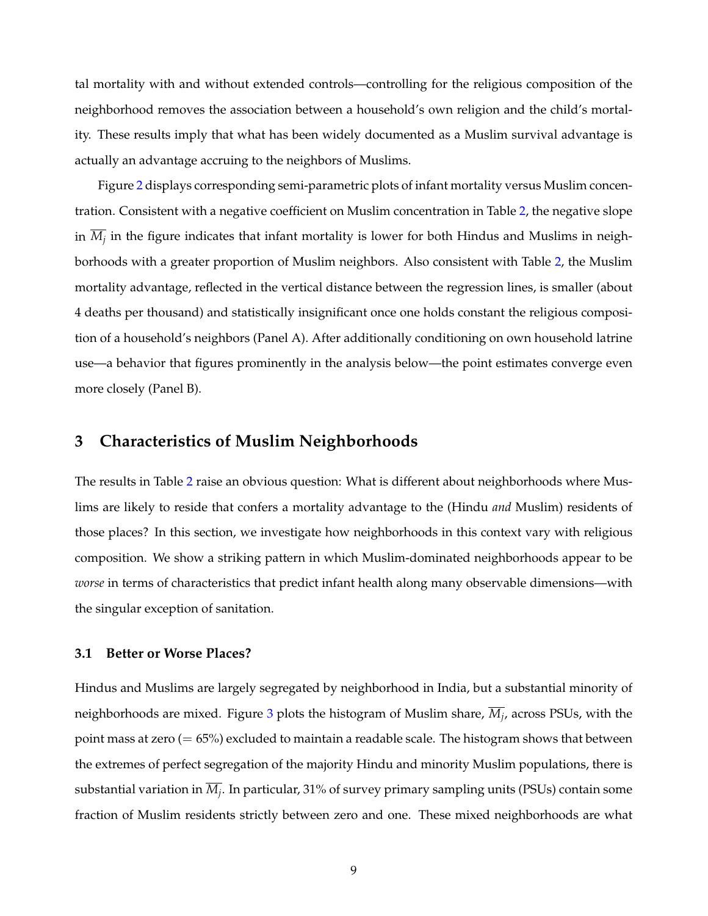tal mortality with and without extended controls—controlling for the religious composition of the neighborhood removes the association between a household's own religion and the child's mortality. These results imply that what has been widely documented as a Muslim survival advantage is actually an advantage accruing to the neighbors of Muslims.

Figure 2 displays corresponding semi-parametric plots of infant mortality versus Muslim concentration. Consistent with a negative coefficient on Muslim concentration in Table 2, the negative slope in $\overline{M_j}$ in the figure indicates that infant mortality is lower for both Hindus and Muslims in neighborhoods with a greater proportion of Muslim neighbors. Also consistent with Table 2, the Muslim mortality advantage, reflected in the vertical distance between the regression lines, is smaller (about 4 deaths per thousand) and statistically insignificant once one holds constant the religious composition of a household's neighbors (Panel A). After additionally conditioning on own household latrine use—a behavior that figures prominently in the analysis below—the point estimates converge even more closely (Panel B).

## 3 Characteristics of Muslim Neighborhoods

The results in Table 2 raise an obvious question: What is different about neighborhoods where Muslims are likely to reside that confers a mortality advantage to the (Hindu *and* Muslim) residents of those places? In this section, we investigate how neighborhoods in this context vary with religious composition. We show a striking pattern in which Muslim-dominated neighborhoods appear to be *worse* in terms of characteristics that predict infant health along many observable dimensions—with the singular exception of sanitation.

### 3.1 Better or Worse Places?

Hindus and Muslims are largely segregated by neighborhood in India, but a substantial minority of neighborhoods are mixed. Figure 3 plots the histogram of Muslim share, $\overline{M_j}$, across PSUs, with the point mass at zero (= 65%) excluded to maintain a readable scale. The histogram shows that between the extremes of perfect segregation of the majority Hindu and minority Muslim populations, there is substantial variation in $\overline{M_j}$. In particular, 31% of survey primary sampling units (PSUs) contain some fraction of Muslim residents strictly between zero and one. These mixed neighborhoods are what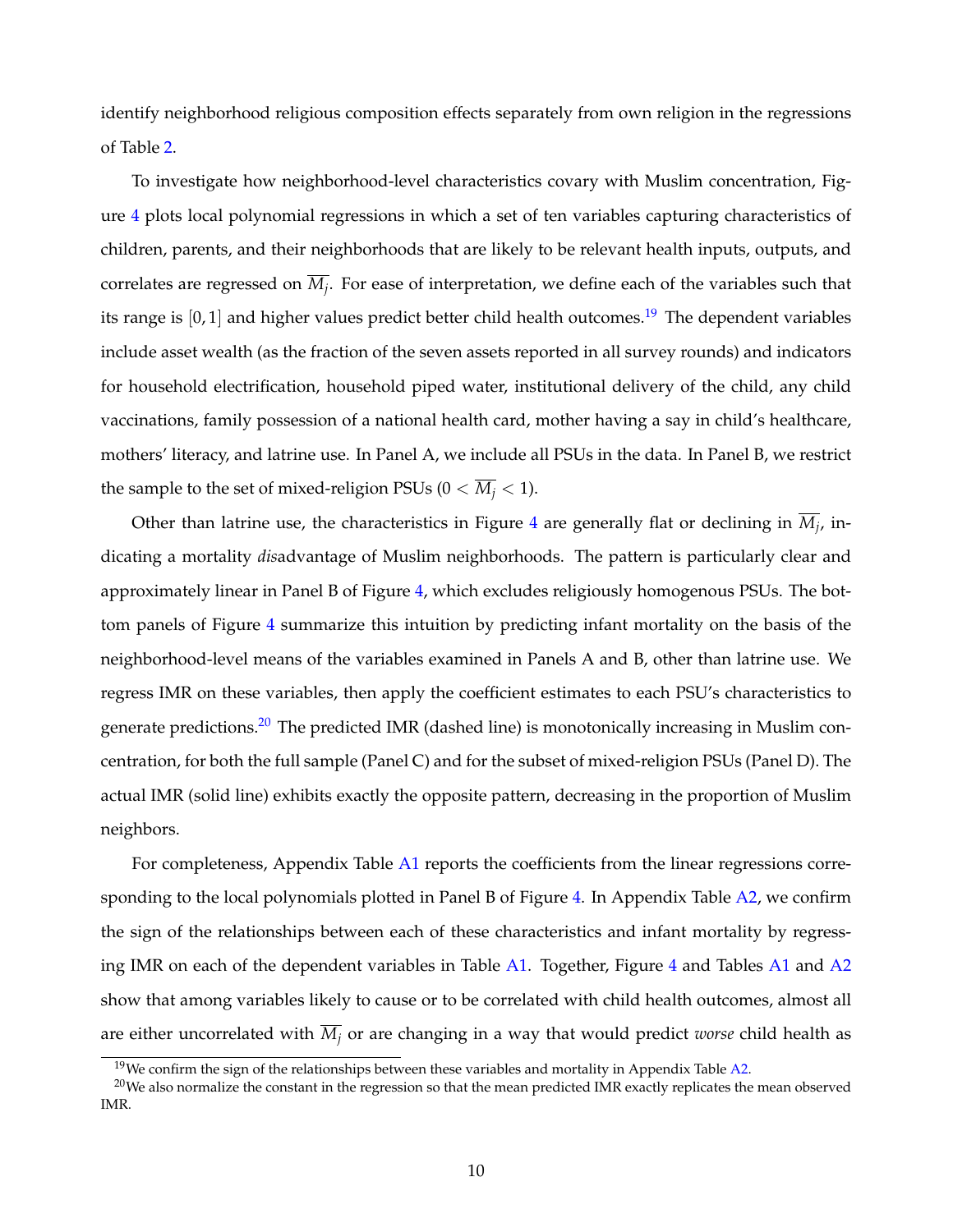identify neighborhood religious composition effects separately from own religion in the regressions of Table 2.

To investigate how neighborhood-level characteristics covary with Muslim concentration, Figure 4 plots local polynomial regressions in which a set of ten variables capturing characteristics of children, parents, and their neighborhoods that are likely to be relevant health inputs, outputs, and correlates are regressed on $\overline{M_j}$. For ease of interpretation, we define each of the variables such that its range is $[0, 1]$ and higher values predict better child health outcomes.[19] The dependent variables include asset wealth (as the fraction of the seven assets reported in all survey rounds) and indicators for household electrification, household piped water, institutional delivery of the child, any child vaccinations, family possession of a national health card, mother having a say in child's healthcare, mothers' literacy, and latrine use. In Panel A, we include all PSUs in the data. In Panel B, we restrict the sample to the set of mixed-religion PSUs ($0 < \overline{M_j} < 1$).

Other than latrine use, the characteristics in Figure 4 are generally flat or declining in $\overline{M_j}$, indicating a mortality *dis*advantage of Muslim neighborhoods. The pattern is particularly clear and approximately linear in Panel B of Figure 4, which excludes religiously homogenous PSUs. The bottom panels of Figure 4 summarize this intuition by predicting infant mortality on the basis of the neighborhood-level means of the variables examined in Panels A and B, other than latrine use. We regress IMR on these variables, then apply the coefficient estimates to each PSU's characteristics to generate predictions.[20] The predicted IMR (dashed line) is monotonically increasing in Muslim concentration, for both the full sample (Panel C) and for the subset of mixed-religion PSUs (Panel D). The actual IMR (solid line) exhibits exactly the opposite pattern, decreasing in the proportion of Muslim neighbors.

For completeness, Appendix Table A1 reports the coefficients from the linear regressions corresponding to the local polynomials plotted in Panel B of Figure 4. In Appendix Table A2, we confirm the sign of the relationships between each of these characteristics and infant mortality by regressing IMR on each of the dependent variables in Table A1. Together, Figure 4 and Tables A1 and A2 show that among variables likely to cause or to be correlated with child health outcomes, almost all are either uncorrelated with $\overline{M_j}$ or are changing in a way that would predict *worse* child health as

[19] We confirm the sign of the relationships between these variables and mortality in Appendix Table A2.

[20] We also normalize the constant in the regression so that the mean predicted IMR exactly replicates the mean observed IMR.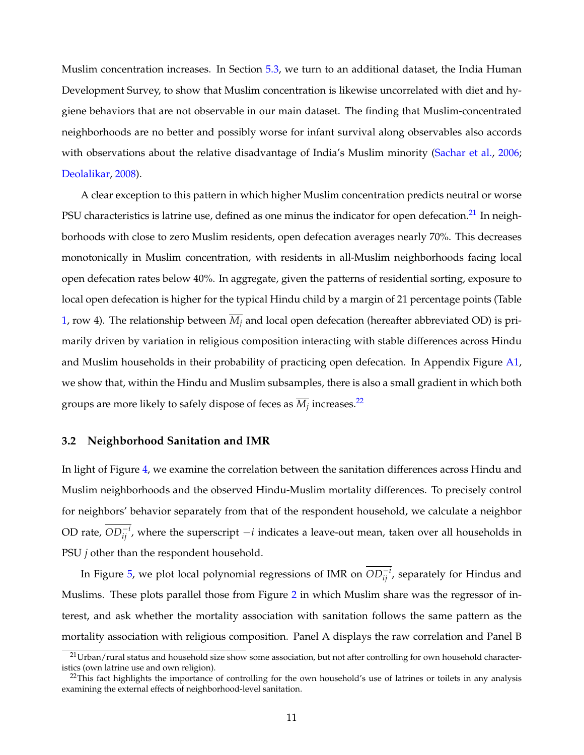Muslim concentration increases. In Section 5.3, we turn to an additional dataset, the India Human Development Survey, to show that Muslim concentration is likewise uncorrelated with diet and hygiene behaviors that are not observable in our main dataset. The finding that Muslim-concentrated neighborhoods are no better and possibly worse for infant survival along observables also accords with observations about the relative disadvantage of India's Muslim minority (Sachar et al., 2006; Deolalikar, 2008).

A clear exception to this pattern in which higher Muslim concentration predicts neutral or worse PSU characteristics is latrine use, defined as one minus the indicator for open defecation.[21] In neighborhoods with close to zero Muslim residents, open defecation averages nearly 70%. This decreases monotonically in Muslim concentration, with residents in all-Muslim neighborhoods facing local open defecation rates below 40%. In aggregate, given the patterns of residential sorting, exposure to local open defecation is higher for the typical Hindu child by a margin of 21 percentage points (Table 1, row 4). The relationship between $\overline{M_j}$ and local open defecation (hereafter abbreviated OD) is primarily driven by variation in religious composition interacting with stable differences across Hindu and Muslim households in their probability of practicing open defecation. In Appendix Figure A1, we show that, within the Hindu and Muslim subsamples, there is also a small gradient in which both groups are more likely to safely dispose of feces as $\overline{M_j}$ increases.[22]

### 3.2 Neighborhood Sanitation and IMR

In light of Figure 4, we examine the correlation between the sanitation differences across Hindu and Muslim neighborhoods and the observed Hindu-Muslim mortality differences. To precisely control for neighbors' behavior separately from that of the respondent household, we calculate a neighbor OD rate, $\overline{OD_{ij}^{-i}}$, where the superscript $-i$ indicates a leave-out mean, taken over all households in PSU $j$ other than the respondent household.

In Figure 5, we plot local polynomial regressions of IMR on $\overline{OD_{ij}^{-i}}$, separately for Hindus and Muslims. These plots parallel those from Figure 2 in which Muslim share was the regressor of interest, and ask whether the mortality association with sanitation follows the same pattern as the mortality association with religious composition. Panel A displays the raw correlation and Panel B

[21] Urban/rural status and household size show some association, but not after controlling for own household characteristics (own latrine use and own religion).

[22] This fact highlights the importance of controlling for the own household's use of latrines or toilets in any analysis examining the external effects of neighborhood-level sanitation.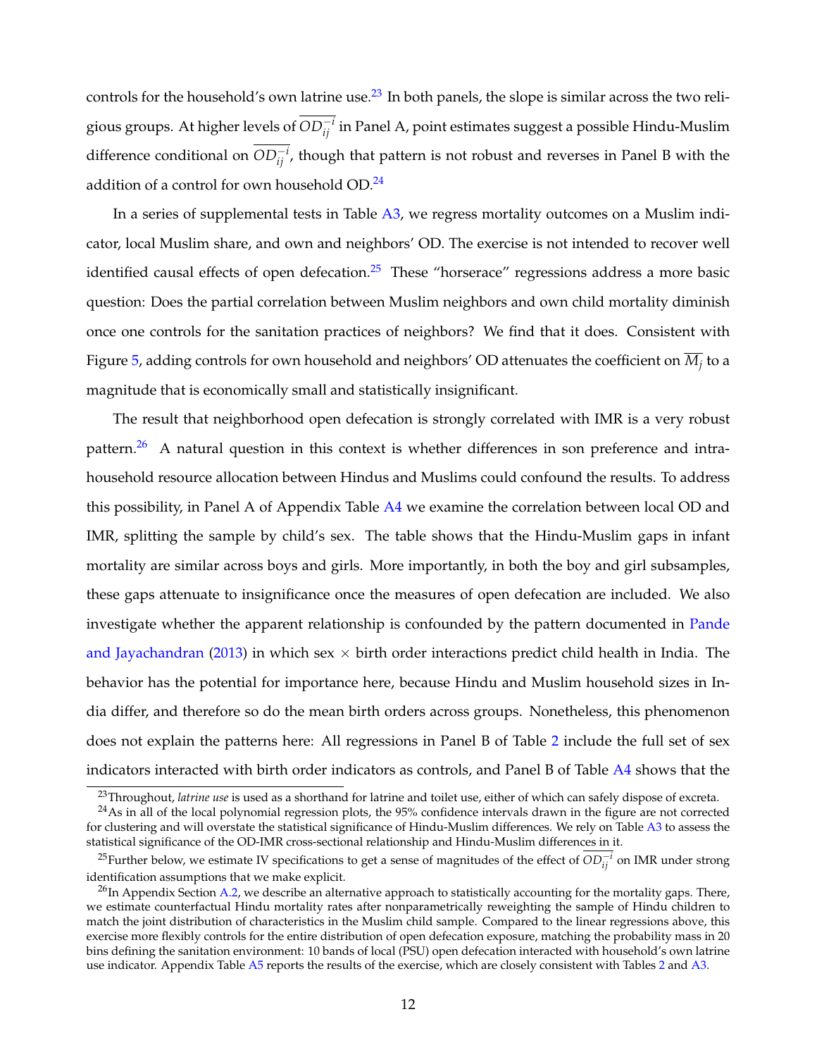controls for the household's own latrine use.[23] In both panels, the slope is similar across the two religious groups. At higher levels of $\overline{OD}_{ij}^{-i}$ in Panel A, point estimates suggest a possible Hindu-Muslim difference conditional on $\overline{OD}_{ij}^{-i}$, though that pattern is not robust and reverses in Panel B with the addition of a control for own household OD.[24]

In a series of supplemental tests in Table A3, we regress mortality outcomes on a Muslim indicator, local Muslim share, and own and neighbors' OD. The exercise is not intended to recover well identified causal effects of open defecation.[25] These "horserace" regressions address a more basic question: Does the partial correlation between Muslim neighbors and own child mortality diminish once one controls for the sanitation practices of neighbors? We find that it does. Consistent with Figure 5, adding controls for own household and neighbors' OD attenuates the coefficient on $\overline{M}_j$ to a magnitude that is economically small and statistically insignificant.

The result that neighborhood open defecation is strongly correlated with IMR is a very robust pattern.[26] A natural question in this context is whether differences in son preference and intra-household resource allocation between Hindus and Muslims could confound the results. To address this possibility, in Panel A of Appendix Table A4 we examine the correlation between local OD and IMR, splitting the sample by child's sex. The table shows that the Hindu-Muslim gaps in infant mortality are similar across boys and girls. More importantly, in both the boy and girl subsamples, these gaps attenuate to insignificance once the measures of open defecation are included. We also investigate whether the apparent relationship is confounded by the pattern documented in Pande and Jayachandran (2013) in which sex $\times$ birth order interactions predict child health in India. The behavior has the potential for importance here, because Hindu and Muslim household sizes in India differ, and therefore so do the mean birth orders across groups. Nonetheless, this phenomenon does not explain the patterns here: All regressions in Panel B of Table 2 include the full set of sex indicators interacted with birth order indicators as controls, and Panel B of Table A4 shows that the

[23] Throughout, *latrine use* is used as a shorthand for latrine and toilet use, either of which can safely dispose of excreta.

[24] As in all of the local polynomial regression plots, the 95% confidence intervals drawn in the figure are not corrected for clustering and will overstate the statistical significance of Hindu-Muslim differences. We rely on Table A3 to assess the statistical significance of the OD-IMR cross-sectional relationship and Hindu-Muslim differences in it.

[25] Further below, we estimate IV specifications to get a sense of magnitudes of the effect of $\overline{OD}_{ij}^{-i}$ on IMR under strong identification assumptions that we make explicit.

[26] In Appendix Section A.2, we describe an alternative approach to statistically accounting for the mortality gaps. There, we estimate counterfactual Hindu mortality rates after nonparametrically reweighting the sample of Hindu children to match the joint distribution of characteristics in the Muslim child sample. Compared to the linear regressions above, this exercise more flexibly controls for the entire distribution of open defecation exposure, matching the probability mass in 20 bins defining the sanitation environment: 10 bands of local (PSU) open defecation interacted with household's own latrine use indicator. Appendix Table A5 reports the results of the exercise, which are closely consistent with Tables 2 and A3.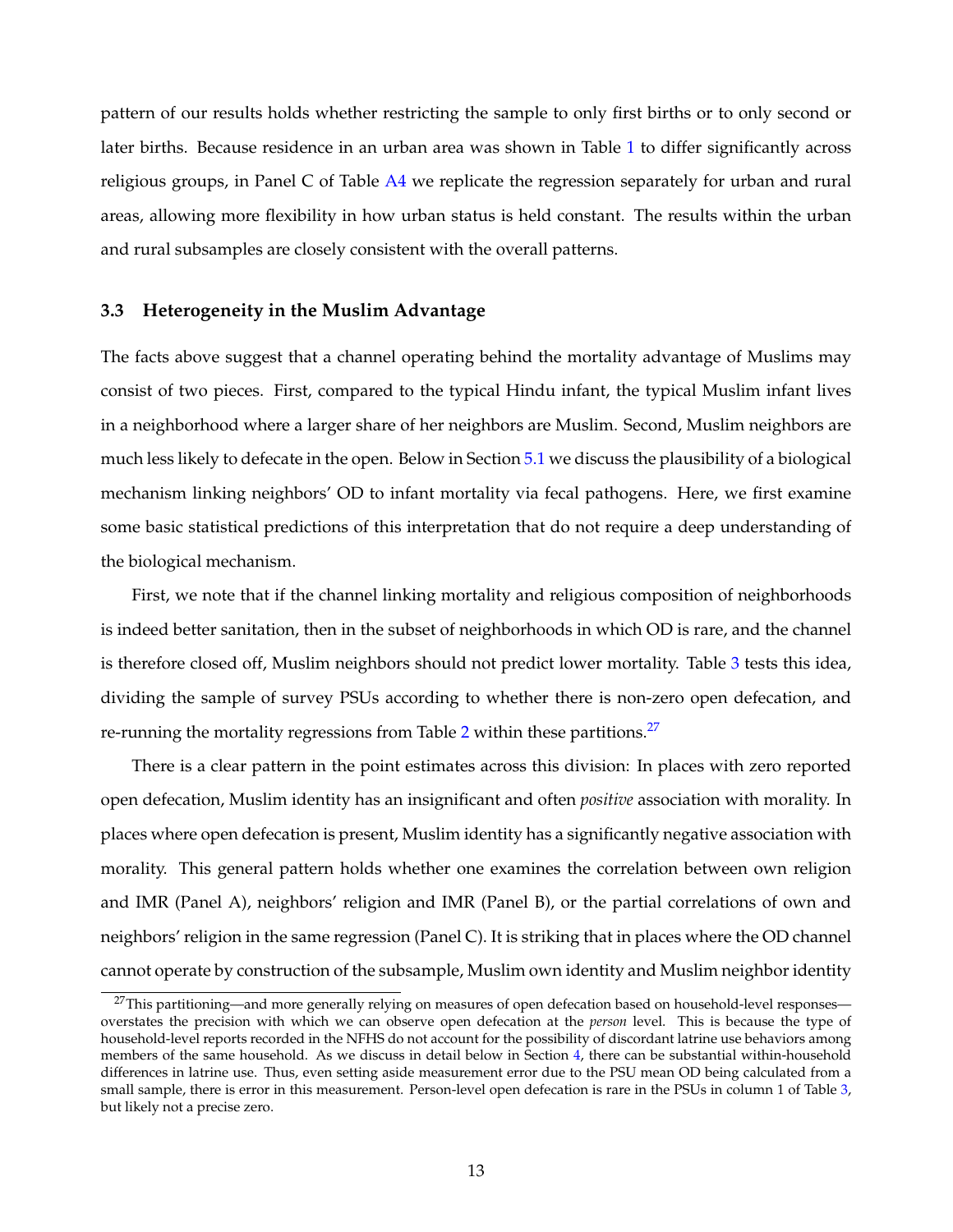pattern of our results holds whether restricting the sample to only first births or to only second or later births. Because residence in an urban area was shown in Table 1 to differ significantly across religious groups, in Panel C of Table A4 we replicate the regression separately for urban and rural areas, allowing more flexibility in how urban status is held constant. The results within the urban and rural subsamples are closely consistent with the overall patterns.

### 3.3 Heterogeneity in the Muslim Advantage

The facts above suggest that a channel operating behind the mortality advantage of Muslims may consist of two pieces. First, compared to the typical Hindu infant, the typical Muslim infant lives in a neighborhood where a larger share of her neighbors are Muslim. Second, Muslim neighbors are much less likely to defecate in the open. Below in Section 5.1 we discuss the plausibility of a biological mechanism linking neighbors' OD to infant mortality via fecal pathogens. Here, we first examine some basic statistical predictions of this interpretation that do not require a deep understanding of the biological mechanism.

First, we note that if the channel linking mortality and religious composition of neighborhoods is indeed better sanitation, then in the subset of neighborhoods in which OD is rare, and the channel is therefore closed off, Muslim neighbors should not predict lower mortality. Table 3 tests this idea, dividing the sample of survey PSUs according to whether there is non-zero open defecation, and re-running the mortality regressions from Table 2 within these partitions.[27]

There is a clear pattern in the point estimates across this division: In places with zero reported open defecation, Muslim identity has an insignificant and often *positive* association with morality. In places where open defecation is present, Muslim identity has a significantly negative association with morality. This general pattern holds whether one examines the correlation between own religion and IMR (Panel A), neighbors' religion and IMR (Panel B), or the partial correlations of own and neighbors' religion in the same regression (Panel C). It is striking that in places where the OD channel cannot operate by construction of the subsample, Muslim own identity and Muslim neighbor identity

[27] This partitioning—and more generally relying on measures of open defecation based on household-level responses—overstates the precision with which we can observe open defecation at the *person* level. This is because the type of household-level reports recorded in the NFHS do not account for the possibility of discordant latrine use behaviors among members of the same household. As we discuss in detail below in Section 4, there can be substantial within-household differences in latrine use. Thus, even setting aside measurement error due to the PSU mean OD being calculated from a small sample, there is error in this measurement. Person-level open defecation is rare in the PSUs in column 1 of Table 3, but likely not a precise zero.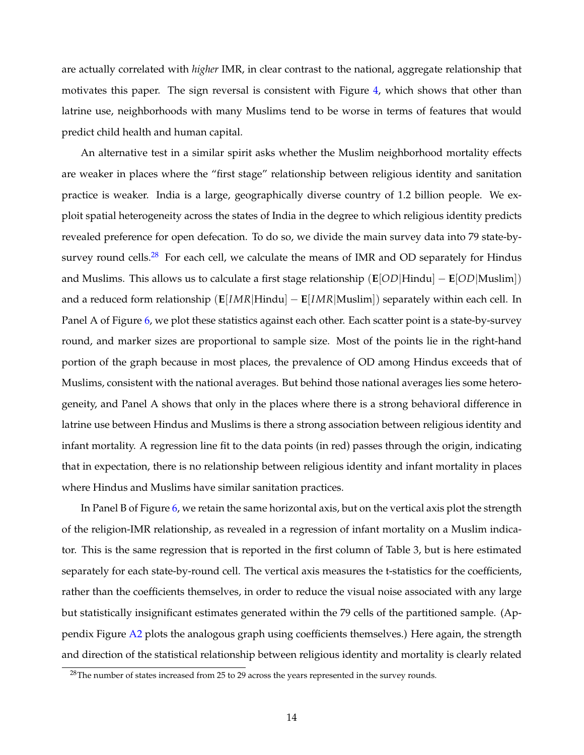are actually correlated with *higher* IMR, in clear contrast to the national, aggregate relationship that motivates this paper. The sign reversal is consistent with Figure 4, which shows that other than latrine use, neighborhoods with many Muslims tend to be worse in terms of features that would predict child health and human capital.

An alternative test in a similar spirit asks whether the Muslim neighborhood mortality effects are weaker in places where the "first stage" relationship between religious identity and sanitation practice is weaker. India is a large, geographically diverse country of 1.2 billion people. We exploit spatial heterogeneity across the states of India in the degree to which religious identity predicts revealed preference for open defecation. To do so, we divide the main survey data into 79 state-by-survey round cells.[28] For each cell, we calculate the means of IMR and OD separately for Hindus and Muslims. This allows us to calculate a first stage relationship ($\mathbf{E}[OD|\text{Hindu}] - \mathbf{E}[OD|\text{Muslim}]$) and a reduced form relationship ($\mathbf{E}[IMR|\text{Hindu}] - \mathbf{E}[IMR|\text{Muslim}]$) separately within each cell. In Panel A of Figure 6, we plot these statistics against each other. Each scatter point is a state-by-survey round, and marker sizes are proportional to sample size. Most of the points lie in the right-hand portion of the graph because in most places, the prevalence of OD among Hindus exceeds that of Muslims, consistent with the national averages. But behind those national averages lies some heterogeneity, and Panel A shows that only in the places where there is a strong behavioral difference in latrine use between Hindus and Muslims is there a strong association between religious identity and infant mortality. A regression line fit to the data points (in red) passes through the origin, indicating that in expectation, there is no relationship between religious identity and infant mortality in places where Hindus and Muslims have similar sanitation practices.

In Panel B of Figure 6, we retain the same horizontal axis, but on the vertical axis plot the strength of the religion-IMR relationship, as revealed in a regression of infant mortality on a Muslim indicator. This is the same regression that is reported in the first column of Table 3, but is here estimated separately for each state-by-round cell. The vertical axis measures the t-statistics for the coefficients, rather than the coefficients themselves, in order to reduce the visual noise associated with any large but statistically insignificant estimates generated within the 79 cells of the partitioned sample. (Appendix Figure A2 plots the analogous graph using coefficients themselves.) Here again, the strength and direction of the statistical relationship between religious identity and mortality is clearly related

[28]The number of states increased from 25 to 29 across the years represented in the survey rounds.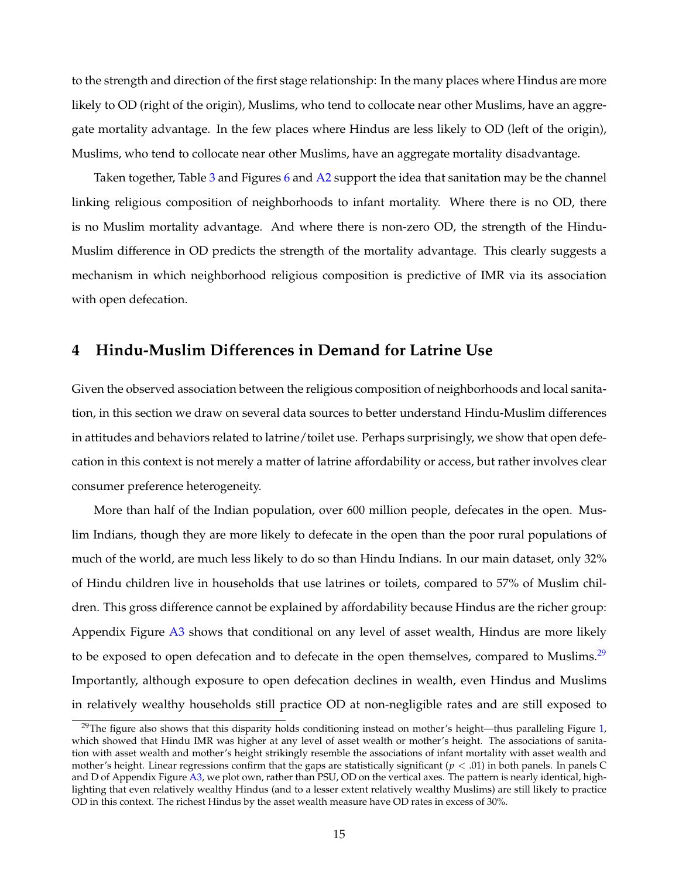to the strength and direction of the first stage relationship: In the many places where Hindus are more likely to OD (right of the origin), Muslims, who tend to collocate near other Muslims, have an aggregate mortality advantage. In the few places where Hindus are less likely to OD (left of the origin), Muslims, who tend to collocate near other Muslims, have an aggregate mortality disadvantage.

Taken together, Table 3 and Figures 6 and A2 support the idea that sanitation may be the channel linking religious composition of neighborhoods to infant mortality. Where there is no OD, there is no Muslim mortality advantage. And where there is non-zero OD, the strength of the Hindu-Muslim difference in OD predicts the strength of the mortality advantage. This clearly suggests a mechanism in which neighborhood religious composition is predictive of IMR via its association with open defecation.

## 4 Hindu-Muslim Differences in Demand for Latrine Use

Given the observed association between the religious composition of neighborhoods and local sanitation, in this section we draw on several data sources to better understand Hindu-Muslim differences in attitudes and behaviors related to latrine/toilet use. Perhaps surprisingly, we show that open defecation in this context is not merely a matter of latrine affordability or access, but rather involves clear consumer preference heterogeneity.

More than half of the Indian population, over 600 million people, defecates in the open. Muslim Indians, though they are more likely to defecate in the open than the poor rural populations of much of the world, are much less likely to do so than Hindu Indians. In our main dataset, only 32% of Hindu children live in households that use latrines or toilets, compared to 57% of Muslim children. This gross difference cannot be explained by affordability because Hindus are the richer group: Appendix Figure A3 shows that conditional on any level of asset wealth, Hindus are more likely to be exposed to open defecation and to defecate in the open themselves, compared to Muslims.[29] Importantly, although exposure to open defecation declines in wealth, even Hindus and Muslims in relatively wealthy households still practice OD at non-negligible rates and are still exposed to

[29]The figure also shows that this disparity holds conditioning instead on mother's height—thus paralleling Figure 1, which showed that Hindu IMR was higher at any level of asset wealth or mother's height. The associations of sanitation with asset wealth and mother's height strikingly resemble the associations of infant mortality with asset wealth and mother's height. Linear regressions confirm that the gaps are statistically significant ($p < .01$) in both panels. In panels C and D of Appendix Figure A3, we plot own, rather than PSU, OD on the vertical axes. The pattern is nearly identical, highlighting that even relatively wealthy Hindus (and to a lesser extent relatively wealthy Muslims) are still likely to practice OD in this context. The richest Hindus by the asset wealth measure have OD rates in excess of 30%.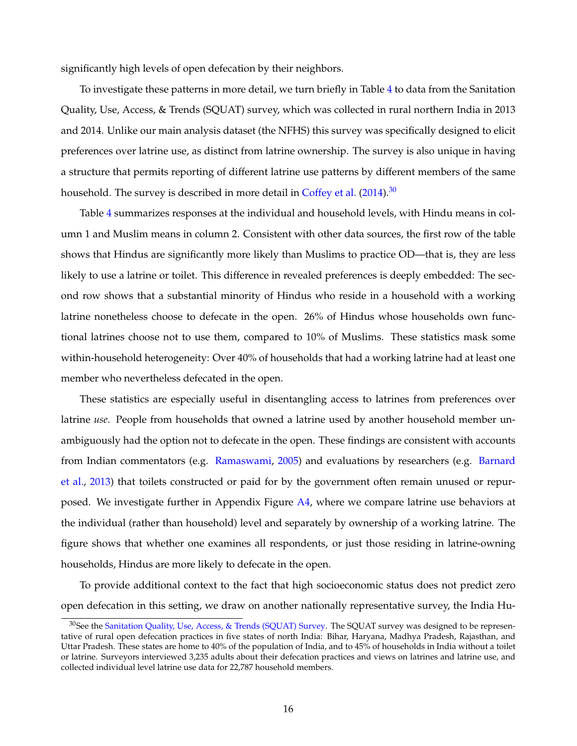significantly high levels of open defecation by their neighbors.

To investigate these patterns in more detail, we turn briefly in Table 4 to data from the Sanitation Quality, Use, Access, & Trends (SQUAT) survey, which was collected in rural northern India in 2013 and 2014. Unlike our main analysis dataset (the NFHS) this survey was specifically designed to elicit preferences over latrine use, as distinct from latrine ownership. The survey is also unique in having a structure that permits reporting of different latrine use patterns by different members of the same household. The survey is described in more detail in Coffey et al. (2014).[30]

Table 4 summarizes responses at the individual and household levels, with Hindu means in column 1 and Muslim means in column 2. Consistent with other data sources, the first row of the table shows that Hindus are significantly more likely than Muslims to practice OD—that is, they are less likely to use a latrine or toilet. This difference in revealed preferences is deeply embedded: The second row shows that a substantial minority of Hindus who reside in a household with a working latrine nonetheless choose to defecate in the open. 26% of Hindus whose households own functional latrines choose not to use them, compared to 10% of Muslims. These statistics mask some within-household heterogeneity: Over 40% of households that had a working latrine had at least one member who nevertheless defecated in the open.

These statistics are especially useful in disentangling access to latrines from preferences over latrine *use*. People from households that owned a latrine used by another household member unambiguously had the option not to defecate in the open. These findings are consistent with accounts from Indian commentators (e.g. Ramaswami, 2005) and evaluations by researchers (e.g. Barnard et al., 2013) that toilets constructed or paid for by the government often remain unused or repurposed. We investigate further in Appendix Figure A4, where we compare latrine use behaviors at the individual (rather than household) level and separately by ownership of a working latrine. The figure shows that whether one examines all respondents, or just those residing in latrine-owning households, Hindus are more likely to defecate in the open.

To provide additional context to the fact that high socioeconomic status does not predict zero open defecation in this setting, we draw on another nationally representative survey, the India Hu-

[30] See the Sanitation Quality, Use, Access, & Trends (SQUAT) Survey. The SQUAT survey was designed to be representative of rural open defecation practices in five states of north India: Bihar, Haryana, Madhya Pradesh, Rajasthan, and Uttar Pradesh. These states are home to 40% of the population of India, and to 45% of households in India without a toilet or latrine. Surveyors interviewed 3,235 adults about their defecation practices and views on latrines and latrine use, and collected individual level latrine use data for 22,787 household members.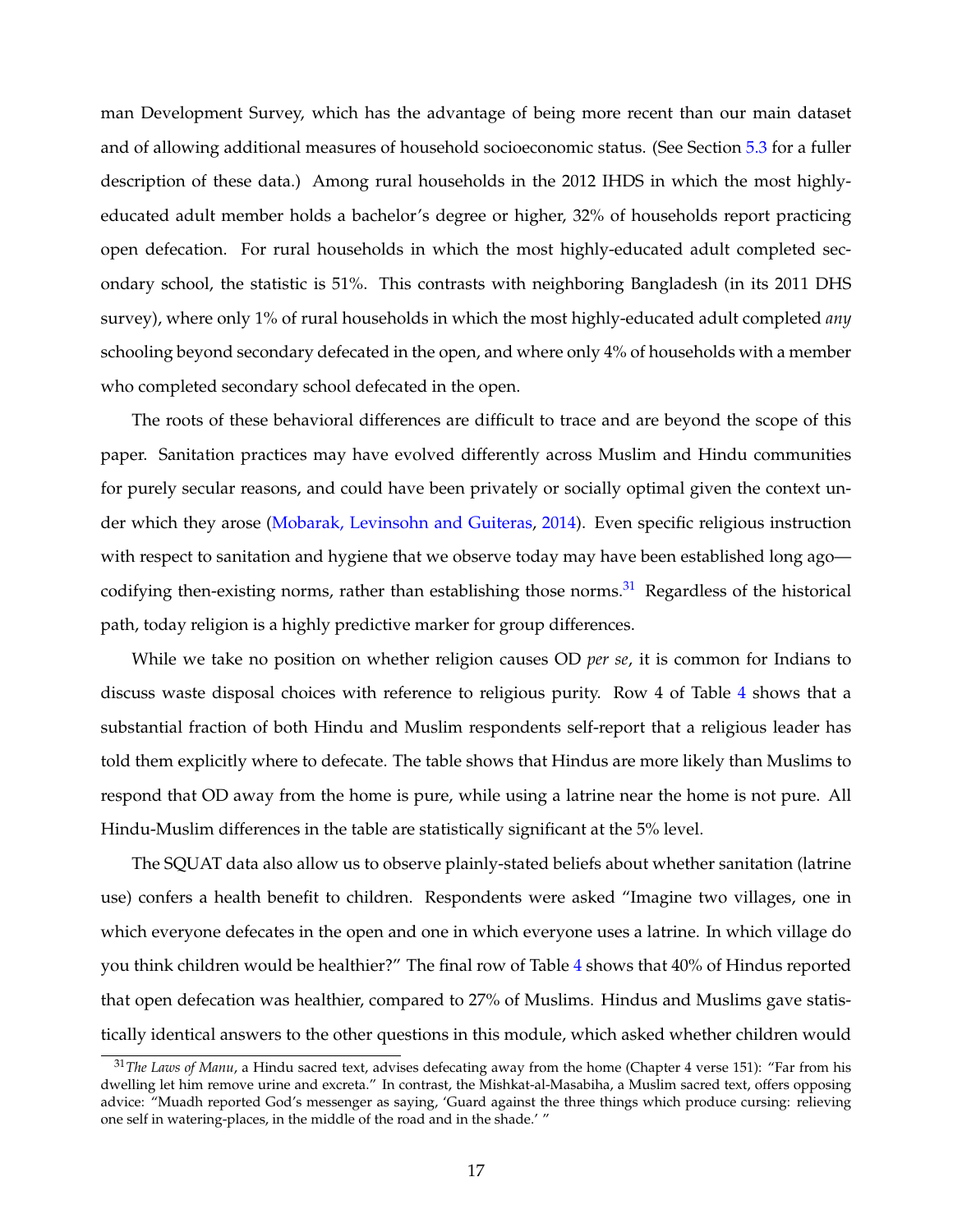man Development Survey, which has the advantage of being more recent than our main dataset and of allowing additional measures of household socioeconomic status. (See Section 5.3 for a fuller description of these data.) Among rural households in the 2012 IHDS in which the most highly-educated adult member holds a bachelor's degree or higher, 32% of households report practicing open defecation. For rural households in which the most highly-educated adult completed secondary school, the statistic is 51%. This contrasts with neighboring Bangladesh (in its 2011 DHS survey), where only 1% of rural households in which the most highly-educated adult completed *any* schooling beyond secondary defecated in the open, and where only 4% of households with a member who completed secondary school defecated in the open.

The roots of these behavioral differences are difficult to trace and are beyond the scope of this paper. Sanitation practices may have evolved differently across Muslim and Hindu communities for purely secular reasons, and could have been privately or socially optimal given the context under which they arose (Mobarak, Levinsohn and Guiteras, 2014). Even specific religious instruction with respect to sanitation and hygiene that we observe today may have been established long ago—codifying then-existing norms, rather than establishing those norms.[31] Regardless of the historical path, today religion is a highly predictive marker for group differences.

While we take no position on whether religion causes OD *per se*, it is common for Indians to discuss waste disposal choices with reference to religious purity. Row 4 of Table 4 shows that a substantial fraction of both Hindu and Muslim respondents self-report that a religious leader has told them explicitly where to defecate. The table shows that Hindus are more likely than Muslims to respond that OD away from the home is pure, while using a latrine near the home is not pure. All Hindu-Muslim differences in the table are statistically significant at the 5% level.

The SQUAT data also allow us to observe plainly-stated beliefs about whether sanitation (latrine use) confers a health benefit to children. Respondents were asked "Imagine two villages, one in which everyone defecates in the open and one in which everyone uses a latrine. In which village do you think children would be healthier?" The final row of Table 4 shows that 40% of Hindus reported that open defecation was healthier, compared to 27% of Muslims. Hindus and Muslims gave statistically identical answers to the other questions in this module, which asked whether children would

[31] *The Laws of Manu*, a Hindu sacred text, advises defecating away from the home (Chapter 4 verse 151): "Far from his dwelling let him remove urine and excreta." In contrast, the Mishkat-al-Masabiha, a Muslim sacred text, offers opposing advice: "Muadh reported God's messenger as saying, 'Guard against the three things which produce cursing: relieving one self in watering-places, in the middle of the road and in the shade.' "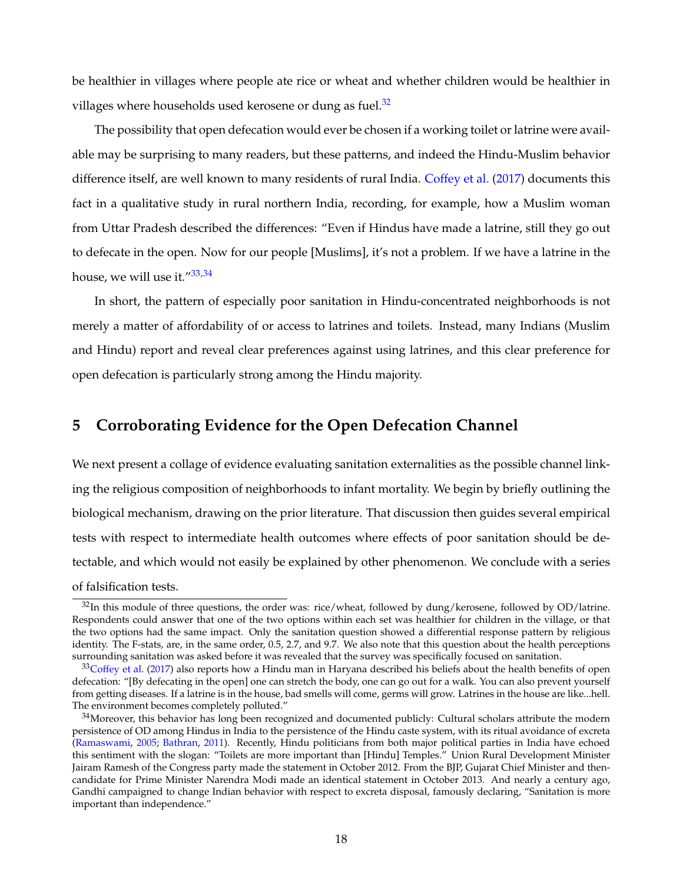be healthier in villages where people ate rice or wheat and whether children would be healthier in villages where households used kerosene or dung as fuel.[32]

The possibility that open defecation would ever be chosen if a working toilet or latrine were available may be surprising to many readers, but these patterns, and indeed the Hindu-Muslim behavior difference itself, are well known to many residents of rural India. Coffey et al. (2017) documents this fact in a qualitative study in rural northern India, recording, for example, how a Muslim woman from Uttar Pradesh described the differences: "Even if Hindus have made a latrine, still they go out to defecate in the open. Now for our people [Muslims], it's not a problem. If we have a latrine in the house, we will use it."[33,34]

In short, the pattern of especially poor sanitation in Hindu-concentrated neighborhoods is not merely a matter of affordability of or access to latrines and toilets. Instead, many Indians (Muslim and Hindu) report and reveal clear preferences against using latrines, and this clear preference for open defecation is particularly strong among the Hindu majority.

## 5 Corroborating Evidence for the Open Defecation Channel

We next present a collage of evidence evaluating sanitation externalities as the possible channel linking the religious composition of neighborhoods to infant mortality. We begin by briefly outlining the biological mechanism, drawing on the prior literature. That discussion then guides several empirical tests with respect to intermediate health outcomes where effects of poor sanitation should be detectable, and which would not easily be explained by other phenomenon. We conclude with a series of falsification tests.

[32] In this module of three questions, the order was: rice/wheat, followed by dung/kerosene, followed by OD/latrine. Respondents could answer that one of the two options within each set was healthier for children in the village, or that the two options had the same impact. Only the sanitation question showed a differential response pattern by religious identity. The F-stats, are, in the same order, 0.5, 2.7, and 9.7. We also note that this question about the health perceptions surrounding sanitation was asked before it was revealed that the survey was specifically focused on sanitation.

[33] Coffey et al. (2017) also reports how a Hindu man in Haryana described his beliefs about the health benefits of open defecation: "[By defecating in the open] one can stretch the body, one can go out for a walk. You can also prevent yourself from getting diseases. If a latrine is in the house, bad smells will come, germs will grow. Latrines in the house are like...hell. The environment becomes completely polluted."

[34] Moreover, this behavior has long been recognized and documented publicly: Cultural scholars attribute the modern persistence of OD among Hindus in India to the persistence of the Hindu caste system, with its ritual avoidance of excreta (Ramaswami, 2005; Bathran, 2011). Recently, Hindu politicians from both major political parties in India have echoed this sentiment with the slogan: "Toilets are more important than [Hindu] Temples." Union Rural Development Minister Jairam Ramesh of the Congress party made the statement in October 2012. From the BJP, Gujarat Chief Minister and then-candidate for Prime Minister Narendra Modi made an identical statement in October 2013. And nearly a century ago, Gandhi campaigned to change Indian behavior with respect to excreta disposal, famously declaring, "Sanitation is more important than independence."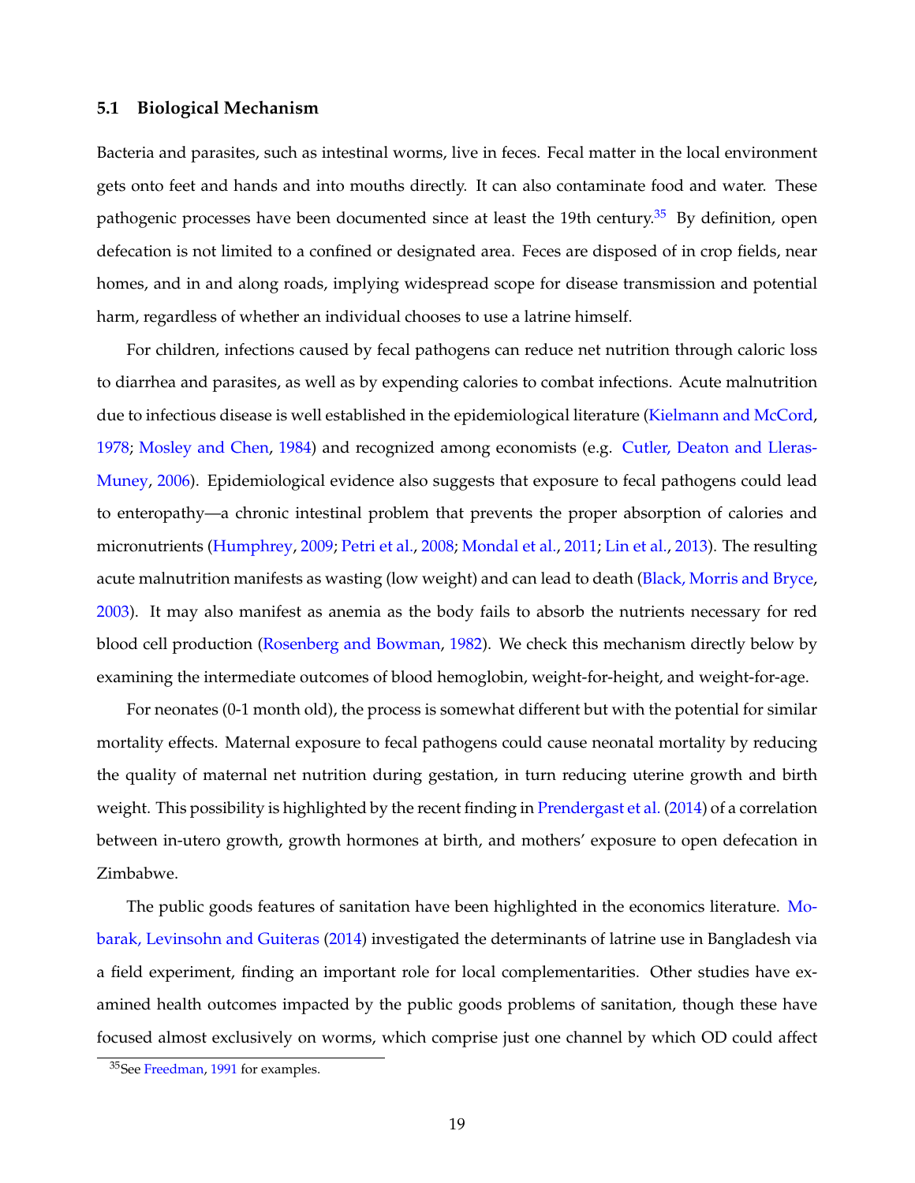### 5.1 Biological Mechanism

Bacteria and parasites, such as intestinal worms, live in feces. Fecal matter in the local environment gets onto feet and hands and into mouths directly. It can also contaminate food and water. These pathogenic processes have been documented since at least the 19th century.[35] By definition, open defecation is not limited to a confined or designated area. Feces are disposed of in crop fields, near homes, and in and along roads, implying widespread scope for disease transmission and potential harm, regardless of whether an individual chooses to use a latrine himself.

For children, infections caused by fecal pathogens can reduce net nutrition through caloric loss to diarrhea and parasites, as well as by expending calories to combat infections. Acute malnutrition due to infectious disease is well established in the epidemiological literature (Kielmann and McCord, 1978; Mosley and Chen, 1984) and recognized among economists (e.g. Cutler, Deaton and Lleras-Muney, 2006). Epidemiological evidence also suggests that exposure to fecal pathogens could lead to enteropathy—a chronic intestinal problem that prevents the proper absorption of calories and micronutrients (Humphrey, 2009; Petri et al., 2008; Mondal et al., 2011; Lin et al., 2013). The resulting acute malnutrition manifests as wasting (low weight) and can lead to death (Black, Morris and Bryce, 2003). It may also manifest as anemia as the body fails to absorb the nutrients necessary for red blood cell production (Rosenberg and Bowman, 1982). We check this mechanism directly below by examining the intermediate outcomes of blood hemoglobin, weight-for-height, and weight-for-age.

For neonates (0-1 month old), the process is somewhat different but with the potential for similar mortality effects. Maternal exposure to fecal pathogens could cause neonatal mortality by reducing the quality of maternal net nutrition during gestation, in turn reducing uterine growth and birth weight. This possibility is highlighted by the recent finding in Prendergast et al. (2014) of a correlation between in-utero growth, growth hormones at birth, and mothers' exposure to open defecation in Zimbabwe.

The public goods features of sanitation have been highlighted in the economics literature. Mobarak, Levinsohn and Guiteras (2014) investigated the determinants of latrine use in Bangladesh via a field experiment, finding an important role for local complementarities. Other studies have examined health outcomes impacted by the public goods problems of sanitation, though these have focused almost exclusively on worms, which comprise just one channel by which OD could affect

[35] See Freedman, 1991 for examples.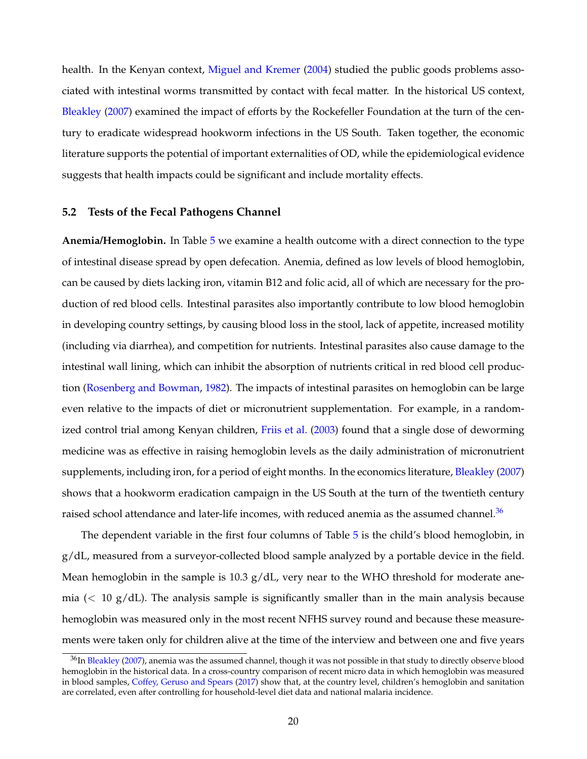health. In the Kenyan context, Miguel and Kremer (2004) studied the public goods problems associated with intestinal worms transmitted by contact with fecal matter. In the historical US context, Bleakley (2007) examined the impact of efforts by the Rockefeller Foundation at the turn of the century to eradicate widespread hookworm infections in the US South. Taken together, the economic literature supports the potential of important externalities of OD, while the epidemiological evidence suggests that health impacts could be significant and include mortality effects.

### 5.2 Tests of the Fecal Pathogens Channel

**Anemia/Hemoglobin.** In Table 5 we examine a health outcome with a direct connection to the type of intestinal disease spread by open defecation. Anemia, defined as low levels of blood hemoglobin, can be caused by diets lacking iron, vitamin B12 and folic acid, all of which are necessary for the production of red blood cells. Intestinal parasites also importantly contribute to low blood hemoglobin in developing country settings, by causing blood loss in the stool, lack of appetite, increased motility (including via diarrhea), and competition for nutrients. Intestinal parasites also cause damage to the intestinal wall lining, which can inhibit the absorption of nutrients critical in red blood cell production (Rosenberg and Bowman, 1982). The impacts of intestinal parasites on hemoglobin can be large even relative to the impacts of diet or micronutrient supplementation. For example, in a randomized control trial among Kenyan children, Friis et al. (2003) found that a single dose of deworming medicine was as effective in raising hemoglobin levels as the daily administration of micronutrient supplements, including iron, for a period of eight months. In the economics literature, Bleakley (2007) shows that a hookworm eradication campaign in the US South at the turn of the twentieth century raised school attendance and later-life incomes, with reduced anemia as the assumed channel.[36]

The dependent variable in the first four columns of Table 5 is the child's blood hemoglobin, in g/dL, measured from a surveyor-collected blood sample analyzed by a portable device in the field. Mean hemoglobin in the sample is 10.3 g/dL, very near to the WHO threshold for moderate anemia ($<$ 10 g/dL). The analysis sample is significantly smaller than in the main analysis because hemoglobin was measured only in the most recent NFHS survey round and because these measurements were taken only for children alive at the time of the interview and between one and five years

[36] In Bleakley (2007), anemia was the assumed channel, though it was not possible in that study to directly observe blood hemoglobin in the historical data. In a cross-country comparison of recent micro data in which hemoglobin was measured in blood samples, Coffey, Geruso and Spears (2017) show that, at the country level, children's hemoglobin and sanitation are correlated, even after controlling for household-level diet data and national malaria incidence.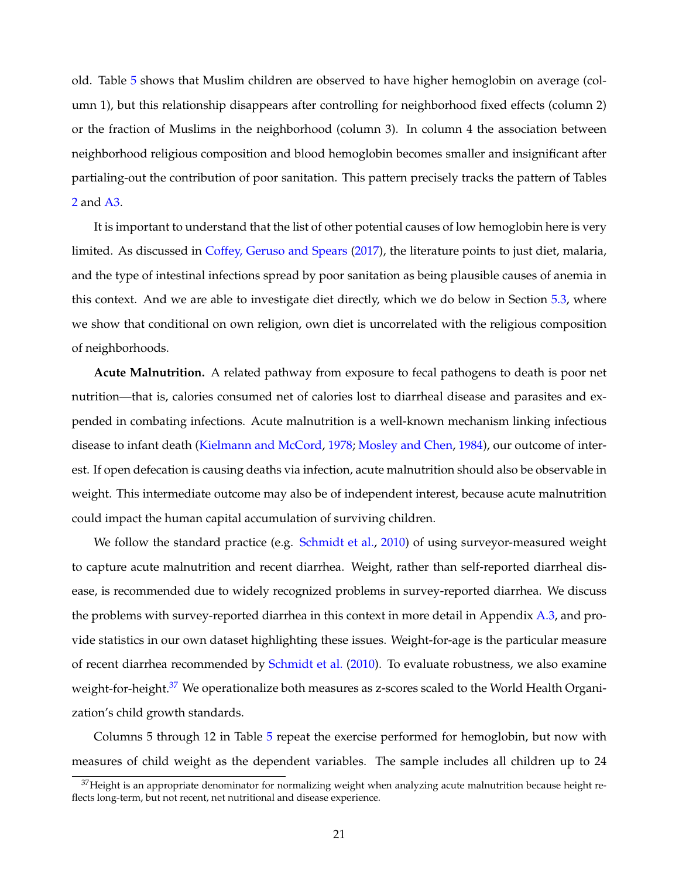old. Table 5 shows that Muslim children are observed to have higher hemoglobin on average (column 1), but this relationship disappears after controlling for neighborhood fixed effects (column 2) or the fraction of Muslims in the neighborhood (column 3). In column 4 the association between neighborhood religious composition and blood hemoglobin becomes smaller and insignificant after partialing-out the contribution of poor sanitation. This pattern precisely tracks the pattern of Tables 2 and A3.

It is important to understand that the list of other potential causes of low hemoglobin here is very limited. As discussed in Coffey, Geruso and Spears (2017), the literature points to just diet, malaria, and the type of intestinal infections spread by poor sanitation as being plausible causes of anemia in this context. And we are able to investigate diet directly, which we do below in Section 5.3, where we show that conditional on own religion, own diet is uncorrelated with the religious composition of neighborhoods.

**Acute Malnutrition.** A related pathway from exposure to fecal pathogens to death is poor net nutrition—that is, calories consumed net of calories lost to diarrheal disease and parasites and expended in combating infections. Acute malnutrition is a well-known mechanism linking infectious disease to infant death (Kielmann and McCord, 1978; Mosley and Chen, 1984), our outcome of interest. If open defecation is causing deaths via infection, acute malnutrition should also be observable in weight. This intermediate outcome may also be of independent interest, because acute malnutrition could impact the human capital accumulation of surviving children.

We follow the standard practice (e.g. Schmidt et al., 2010) of using surveyor-measured weight to capture acute malnutrition and recent diarrhea. Weight, rather than self-reported diarrheal disease, is recommended due to widely recognized problems in survey-reported diarrhea. We discuss the problems with survey-reported diarrhea in this context in more detail in Appendix A.3, and provide statistics in our own dataset highlighting these issues. Weight-for-age is the particular measure of recent diarrhea recommended by Schmidt et al. (2010). To evaluate robustness, we also examine weight-for-height.[37] We operationalize both measures as z-scores scaled to the World Health Organization's child growth standards.

Columns 5 through 12 in Table 5 repeat the exercise performed for hemoglobin, but now with measures of child weight as the dependent variables. The sample includes all children up to 24

[37] Height is an appropriate denominator for normalizing weight when analyzing acute malnutrition because height reflects long-term, but not recent, net nutritional and disease experience.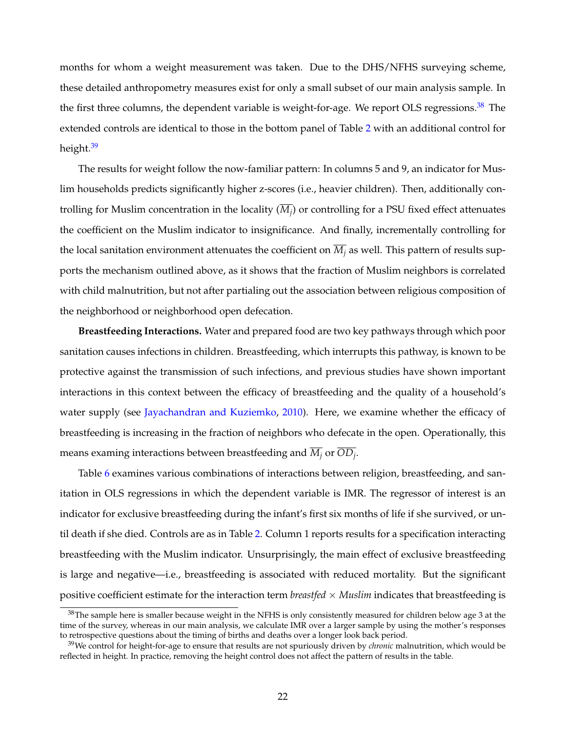months for whom a weight measurement was taken. Due to the DHS/NFHS surveying scheme, these detailed anthropometry measures exist for only a small subset of our main analysis sample. In the first three columns, the dependent variable is weight-for-age. We report OLS regressions.[38] The extended controls are identical to those in the bottom panel of Table 2 with an additional control for height.[39]

The results for weight follow the now-familiar pattern: In columns 5 and 9, an indicator for Muslim households predicts significantly higher z-scores (i.e., heavier children). Then, additionally controlling for Muslim concentration in the locality ($\overline{M_j}$) or controlling for a PSU fixed effect attenuates the coefficient on the Muslim indicator to insignificance. And finally, incrementally controlling for the local sanitation environment attenuates the coefficient on $\overline{M_j}$ as well. This pattern of results supports the mechanism outlined above, as it shows that the fraction of Muslim neighbors is correlated with child malnutrition, but not after partialing out the association between religious composition of the neighborhood or neighborhood open defecation.

**Breastfeeding Interactions.** Water and prepared food are two key pathways through which poor sanitation causes infections in children. Breastfeeding, which interrupts this pathway, is known to be protective against the transmission of such infections, and previous studies have shown important interactions in this context between the efficacy of breastfeeding and the quality of a household's water supply (see Jayachandran and Kuziemko, 2010). Here, we examine whether the efficacy of breastfeeding is increasing in the fraction of neighbors who defecate in the open. Operationally, this means examing interactions between breastfeeding and $\overline{M_j}$ or $\overline{OD_j}$.

Table 6 examines various combinations of interactions between religion, breastfeeding, and sanitation in OLS regressions in which the dependent variable is IMR. The regressor of interest is an indicator for exclusive breastfeeding during the infant's first six months of life if she survived, or until death if she died. Controls are as in Table 2. Column 1 reports results for a specification interacting breastfeeding with the Muslim indicator. Unsurprisingly, the main effect of exclusive breastfeeding is large and negative—i.e., breastfeeding is associated with reduced mortality. But the significant positive coefficient estimate for the interaction term *breastfed* × *Muslim* indicates that breastfeeding is

[38]The sample here is smaller because weight in the NFHS is only consistently measured for children below age 3 at the time of the survey, whereas in our main analysis, we calculate IMR over a larger sample by using the mother's responses to retrospective questions about the timing of births and deaths over a longer look back period.

[39]We control for height-for-age to ensure that results are not spuriously driven by *chronic* malnutrition, which would be reflected in height. In practice, removing the height control does not affect the pattern of results in the table.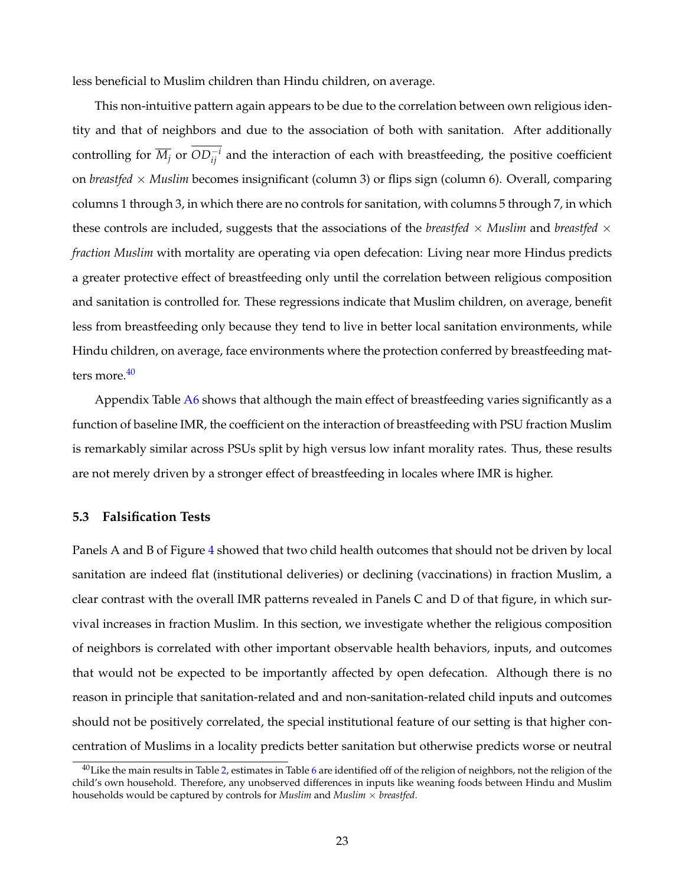less beneficial to Muslim children than Hindu children, on average.

This non-intuitive pattern again appears to be due to the correlation between own religious identity and that of neighbors and due to the association of both with sanitation. After additionally controlling for $\overline{M_j}$ or $\overline{OD_{ij}^{-i}}$ and the interaction of each with breastfeeding, the positive coefficient on *breastfed* × *Muslim* becomes insignificant (column 3) or flips sign (column 6). Overall, comparing columns 1 through 3, in which there are no controls for sanitation, with columns 5 through 7, in which these controls are included, suggests that the associations of the *breastfed* × *Muslim* and *breastfed* × *fraction Muslim* with mortality are operating via open defecation: Living near more Hindus predicts a greater protective effect of breastfeeding only until the correlation between religious composition and sanitation is controlled for. These regressions indicate that Muslim children, on average, benefit less from breastfeeding only because they tend to live in better local sanitation environments, while Hindu children, on average, face environments where the protection conferred by breastfeeding matters more.[40]

Appendix Table A6 shows that although the main effect of breastfeeding varies significantly as a function of baseline IMR, the coefficient on the interaction of breastfeeding with PSU fraction Muslim is remarkably similar across PSUs split by high versus low infant morality rates. Thus, these results are not merely driven by a stronger effect of breastfeeding in locales where IMR is higher.

### 5.3 Falsification Tests

Panels A and B of Figure 4 showed that two child health outcomes that should not be driven by local sanitation are indeed flat (institutional deliveries) or declining (vaccinations) in fraction Muslim, a clear contrast with the overall IMR patterns revealed in Panels C and D of that figure, in which survival increases in fraction Muslim. In this section, we investigate whether the religious composition of neighbors is correlated with other important observable health behaviors, inputs, and outcomes that would not be expected to be importantly affected by open defecation. Although there is no reason in principle that sanitation-related and and non-sanitation-related child inputs and outcomes should not be positively correlated, the special institutional feature of our setting is that higher concentration of Muslims in a locality predicts better sanitation but otherwise predicts worse or neutral

[40] Like the main results in Table 2, estimates in Table 6 are identified off of the religion of neighbors, not the religion of the child's own household. Therefore, any unobserved differences in inputs like weaning foods between Hindu and Muslim households would be captured by controls for *Muslim* and *Muslim* × *breastfed*.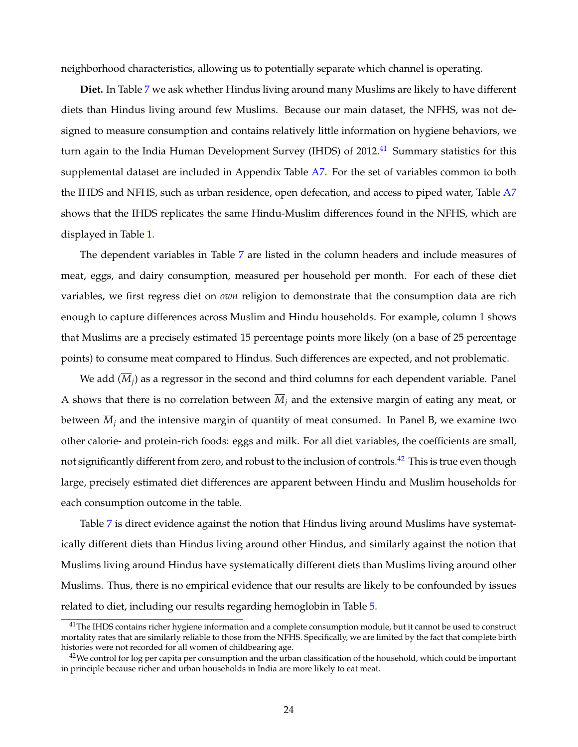neighborhood characteristics, allowing us to potentially separate which channel is operating.

**Diet.** In Table 7 we ask whether Hindus living around many Muslims are likely to have different diets than Hindus living around few Muslims. Because our main dataset, the NFHS, was not designed to measure consumption and contains relatively little information on hygiene behaviors, we turn again to the India Human Development Survey (IHDS) of 2012.[41] Summary statistics for this supplemental dataset are included in Appendix Table A7. For the set of variables common to both the IHDS and NFHS, such as urban residence, open defecation, and access to piped water, Table A7 shows that the IHDS replicates the same Hindu-Muslim differences found in the NFHS, which are displayed in Table 1.

The dependent variables in Table 7 are listed in the column headers and include measures of meat, eggs, and dairy consumption, measured per household per month. For each of these diet variables, we first regress diet on *own* religion to demonstrate that the consumption data are rich enough to capture differences across Muslim and Hindu households. For example, column 1 shows that Muslims are a precisely estimated 15 percentage points more likely (on a base of 25 percentage points) to consume meat compared to Hindus. Such differences are expected, and not problematic.

We add ($\overline{M}_j$) as a regressor in the second and third columns for each dependent variable. Panel A shows that there is no correlation between $\overline{M}_j$ and the extensive margin of eating any meat, or between $\overline{M}_j$ and the intensive margin of quantity of meat consumed. In Panel B, we examine two other calorie- and protein-rich foods: eggs and milk. For all diet variables, the coefficients are small, not significantly different from zero, and robust to the inclusion of controls.[42] This is true even though large, precisely estimated diet differences are apparent between Hindu and Muslim households for each consumption outcome in the table.

Table 7 is direct evidence against the notion that Hindus living around Muslims have systematically different diets than Hindus living around other Hindus, and similarly against the notion that Muslims living around Hindus have systematically different diets than Muslims living around other Muslims. Thus, there is no empirical evidence that our results are likely to be confounded by issues related to diet, including our results regarding hemoglobin in Table 5.

[41] The IHDS contains richer hygiene information and a complete consumption module, but it cannot be used to construct mortality rates that are similarly reliable to those from the NFHS. Specifically, we are limited by the fact that complete birth histories were not recorded for all women of childbearing age.

[42] We control for log per capita per consumption and the urban classification of the household, which could be important in principle because richer and urban households in India are more likely to eat meat.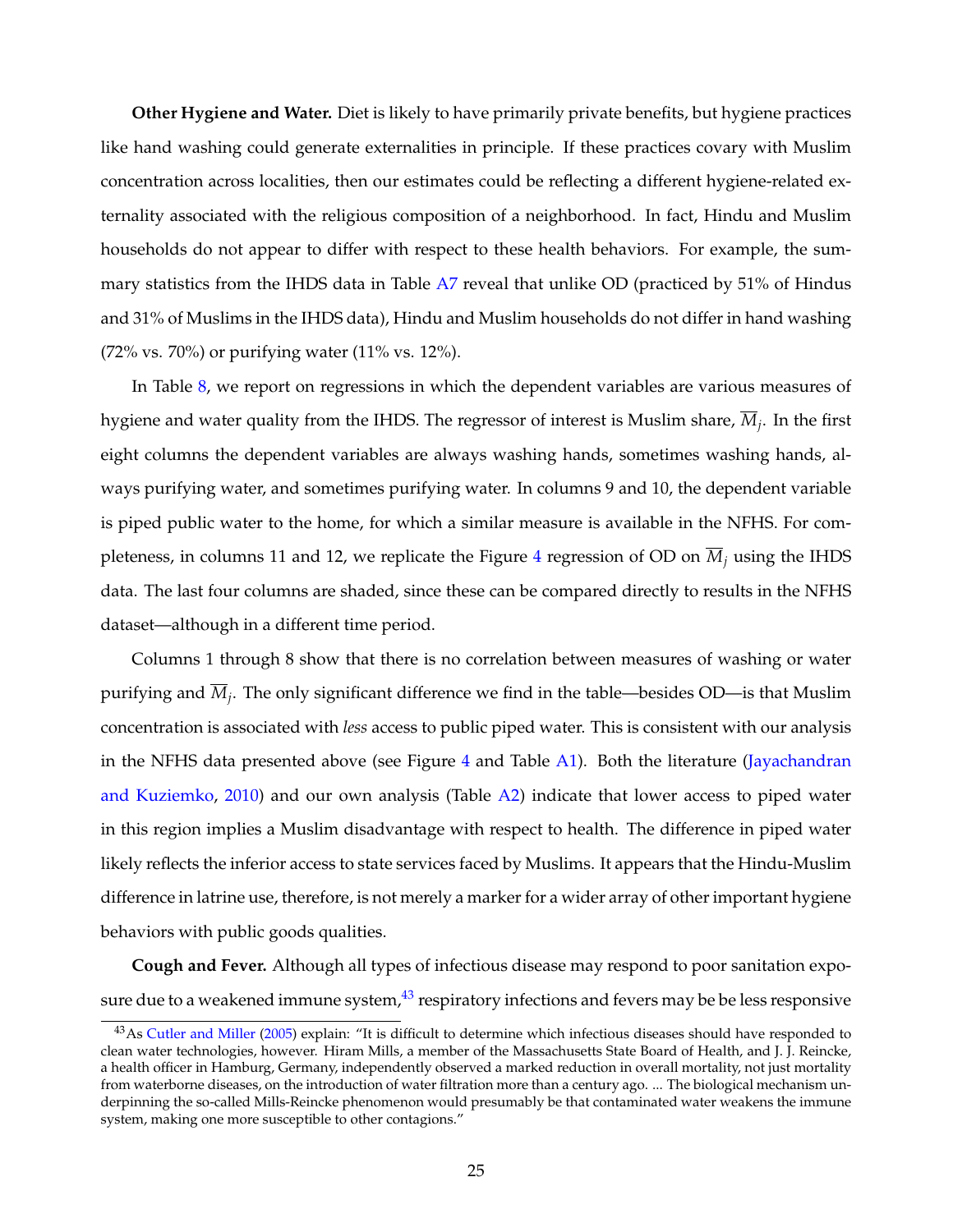**Other Hygiene and Water.** Diet is likely to have primarily private benefits, but hygiene practices like hand washing could generate externalities in principle. If these practices covary with Muslim concentration across localities, then our estimates could be reflecting a different hygiene-related externality associated with the religious composition of a neighborhood. In fact, Hindu and Muslim households do not appear to differ with respect to these health behaviors. For example, the summary statistics from the IHDS data in Table A7 reveal that unlike OD (practiced by 51% of Hindus and 31% of Muslims in the IHDS data), Hindu and Muslim households do not differ in hand washing (72% vs. 70%) or purifying water (11% vs. 12%).

In Table 8, we report on regressions in which the dependent variables are various measures of hygiene and water quality from the IHDS. The regressor of interest is Muslim share, $\overline{M}_j$. In the first eight columns the dependent variables are always washing hands, sometimes washing hands, always purifying water, and sometimes purifying water. In columns 9 and 10, the dependent variable is piped public water to the home, for which a similar measure is available in the NFHS. For completeness, in columns 11 and 12, we replicate the Figure 4 regression of OD on $\overline{M}_j$ using the IHDS data. The last four columns are shaded, since these can be compared directly to results in the NFHS dataset—although in a different time period.

Columns 1 through 8 show that there is no correlation between measures of washing or water purifying and $\overline{M}_j$. The only significant difference we find in the table—besides OD—is that Muslim concentration is associated with *less* access to public piped water. This is consistent with our analysis in the NFHS data presented above (see Figure 4 and Table A1). Both the literature (Jayachandran and Kuziemko, 2010) and our own analysis (Table A2) indicate that lower access to piped water in this region implies a Muslim disadvantage with respect to health. The difference in piped water likely reflects the inferior access to state services faced by Muslims. It appears that the Hindu-Muslim difference in latrine use, therefore, is not merely a marker for a wider array of other important hygiene behaviors with public goods qualities.

**Cough and Fever.** Although all types of infectious disease may respond to poor sanitation exposure due to a weakened immune system,[43] respiratory infections and fevers may be be less responsive

[43] As Cutler and Miller (2005) explain: "It is difficult to determine which infectious diseases should have responded to clean water technologies, however. Hiram Mills, a member of the Massachusetts State Board of Health, and J. J. Reincke, a health officer in Hamburg, Germany, independently observed a marked reduction in overall mortality, not just mortality from waterborne diseases, on the introduction of water filtration more than a century ago. ... The biological mechanism underpinning the so-called Mills-Reincke phenomenon would presumably be that contaminated water weakens the immune system, making one more susceptible to other contagions."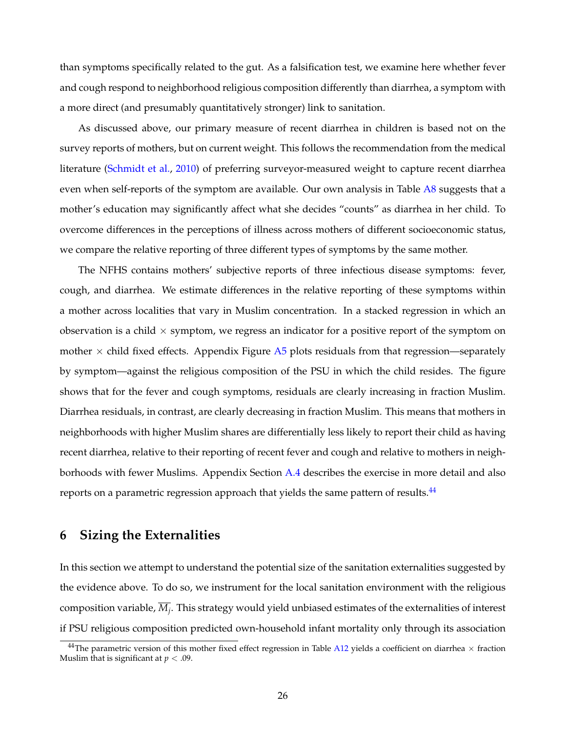than symptoms specifically related to the gut. As a falsification test, we examine here whether fever and cough respond to neighborhood religious composition differently than diarrhea, a symptom with a more direct (and presumably quantitatively stronger) link to sanitation.

As discussed above, our primary measure of recent diarrhea in children is based not on the survey reports of mothers, but on current weight. This follows the recommendation from the medical literature (Schmidt et al., 2010) of preferring surveyor-measured weight to capture recent diarrhea even when self-reports of the symptom are available. Our own analysis in Table A8 suggests that a mother's education may significantly affect what she decides "counts" as diarrhea in her child. To overcome differences in the perceptions of illness across mothers of different socioeconomic status, we compare the relative reporting of three different types of symptoms by the same mother.

The NFHS contains mothers' subjective reports of three infectious disease symptoms: fever, cough, and diarrhea. We estimate differences in the relative reporting of these symptoms within a mother across localities that vary in Muslim concentration. In a stacked regression in which an observation is a child $\times$ symptom, we regress an indicator for a positive report of the symptom on mother $\times$ child fixed effects. Appendix Figure A5 plots residuals from that regression—separately by symptom—against the religious composition of the PSU in which the child resides. The figure shows that for the fever and cough symptoms, residuals are clearly increasing in fraction Muslim. Diarrhea residuals, in contrast, are clearly decreasing in fraction Muslim. This means that mothers in neighborhoods with higher Muslim shares are differentially less likely to report their child as having recent diarrhea, relative to their reporting of recent fever and cough and relative to mothers in neighborhoods with fewer Muslims. Appendix Section A.4 describes the exercise in more detail and also reports on a parametric regression approach that yields the same pattern of results.[44]

## 6 Sizing the Externalities

In this section we attempt to understand the potential size of the sanitation externalities suggested by the evidence above. To do so, we instrument for the local sanitation environment with the religious composition variable, $\overline{M}_j$. This strategy would yield unbiased estimates of the externalities of interest if PSU religious composition predicted own-household infant mortality only through its association

[44]The parametric version of this mother fixed effect regression in Table A12 yields a coefficient on diarrhea $\times$ fraction Muslim that is significant at $p < .09$.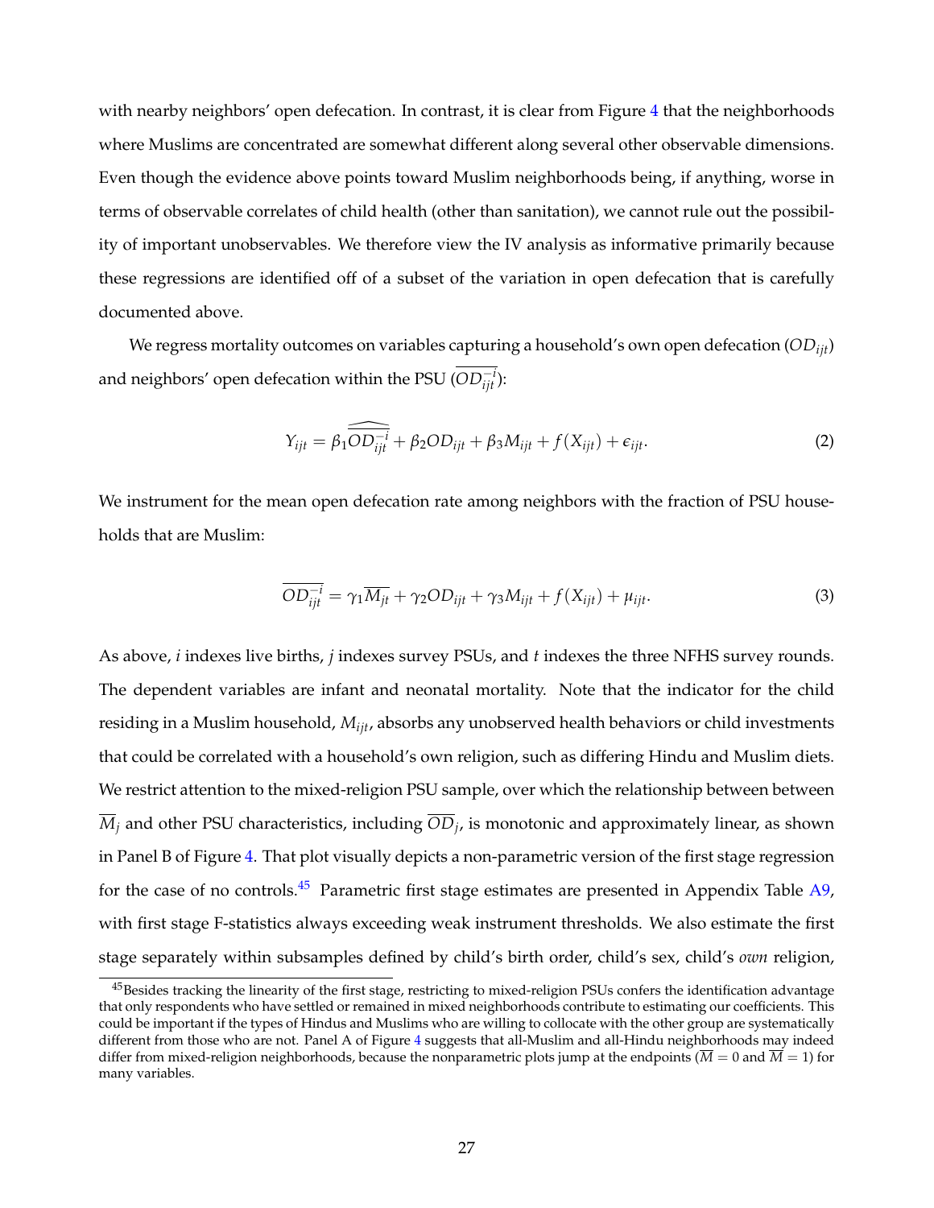with nearby neighbors' open defecation. In contrast, it is clear from Figure 4 that the neighborhoods where Muslims are concentrated are somewhat different along several other observable dimensions. Even though the evidence above points toward Muslim neighborhoods being, if anything, worse in terms of observable correlates of child health (other than sanitation), we cannot rule out the possibility of important unobservables. We therefore view the IV analysis as informative primarily because these regressions are identified off of a subset of the variation in open defecation that is carefully documented above.

We regress mortality outcomes on variables capturing a household's own open defecation ($OD_{ijt}$) and neighbors' open defecation within the PSU ($\overline{OD_{ijt}^{-i}}$):

$$Y_{ijt} = \beta_1 \widehat{\overline{OD_{ijt}^{-i}}} + \beta_2 OD_{ijt} + \beta_3 M_{ijt} + f(X_{ijt}) + \epsilon_{ijt}. \tag{2}$$

We instrument for the mean open defecation rate among neighbors with the fraction of PSU households that are Muslim:

$$\overline{OD_{ijt}^{-i}} = \gamma_1 \overline{M_{jt}} + \gamma_2 OD_{ijt} + \gamma_3 M_{ijt} + f(X_{ijt}) + \mu_{ijt}. \tag{3}$$

As above, $i$ indexes live births, $j$ indexes survey PSUs, and $t$ indexes the three NFHS survey rounds. The dependent variables are infant and neonatal mortality. Note that the indicator for the child residing in a Muslim household, $M_{ijt}$, absorbs any unobserved health behaviors or child investments that could be correlated with a household's own religion, such as differing Hindu and Muslim diets. We restrict attention to the mixed-religion PSU sample, over which the relationship between between $\overline{M}_j$ and other PSU characteristics, including $\overline{OD}_j$, is monotonic and approximately linear, as shown in Panel B of Figure 4. That plot visually depicts a non-parametric version of the first stage regression for the case of no controls.[45] Parametric first stage estimates are presented in Appendix Table A9, with first stage F-statistics always exceeding weak instrument thresholds. We also estimate the first stage separately within subsamples defined by child's birth order, child's sex, child's *own* religion,

[45] Besides tracking the linearity of the first stage, restricting to mixed-religion PSUs confers the identification advantage that only respondents who have settled or remained in mixed neighborhoods contribute to estimating our coefficients. This could be important if the types of Hindus and Muslims who are willing to collocate with the other group are systematically different from those who are not. Panel A of Figure 4 suggests that all-Muslim and all-Hindu neighborhoods may indeed differ from mixed-religion neighborhoods, because the nonparametric plots jump at the endpoints ($\overline{M} = 0$ and $\overline{M} = 1$) for many variables.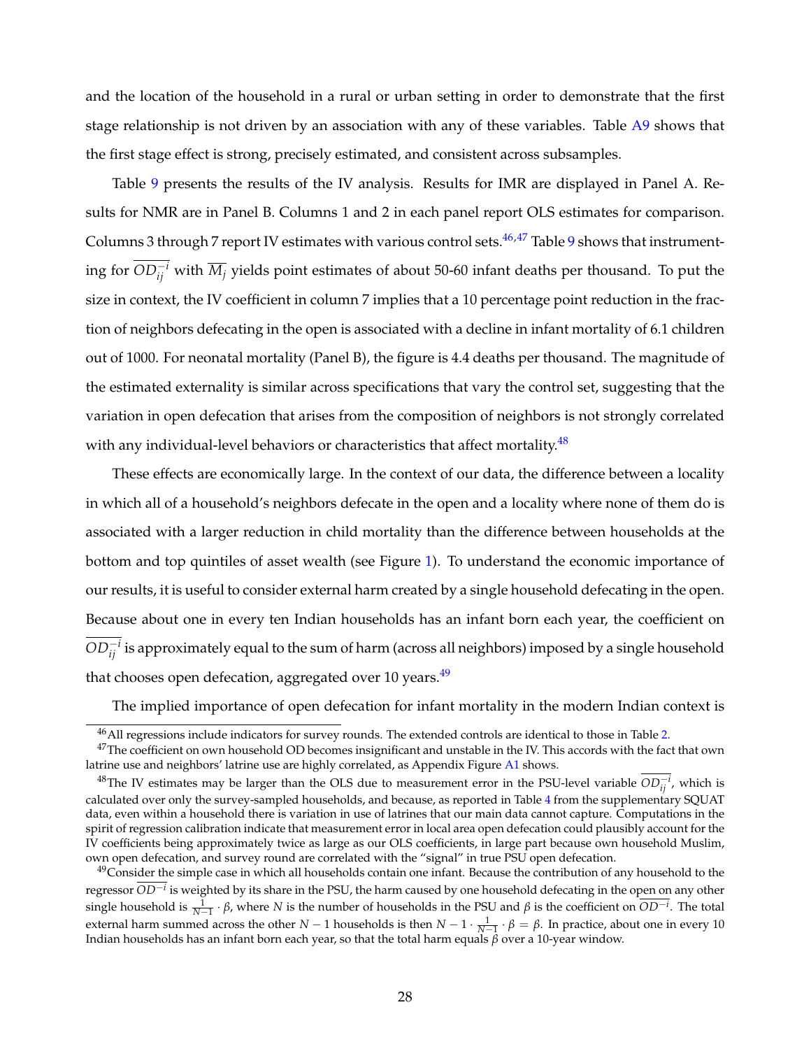and the location of the household in a rural or urban setting in order to demonstrate that the first stage relationship is not driven by an association with any of these variables. Table A9 shows that the first stage effect is strong, precisely estimated, and consistent across subsamples.

Table 9 presents the results of the IV analysis. Results for IMR are displayed in Panel A. Results for NMR are in Panel B. Columns 1 and 2 in each panel report OLS estimates for comparison. Columns 3 through 7 report IV estimates with various control sets.[46,47] Table 9 shows that instrumenting for $\overline{OD_{ij}^{-i}}$ with $\overline{M_j}$ yields point estimates of about 50-60 infant deaths per thousand. To put the size in context, the IV coefficient in column 7 implies that a 10 percentage point reduction in the fraction of neighbors defecating in the open is associated with a decline in infant mortality of 6.1 children out of 1000. For neonatal mortality (Panel B), the figure is 4.4 deaths per thousand. The magnitude of the estimated externality is similar across specifications that vary the control set, suggesting that the variation in open defecation that arises from the composition of neighbors is not strongly correlated with any individual-level behaviors or characteristics that affect mortality.[48]

These effects are economically large. In the context of our data, the difference between a locality in which all of a household's neighbors defecate in the open and a locality where none of them do is associated with a larger reduction in child mortality than the difference between households at the bottom and top quintiles of asset wealth (see Figure 1). To understand the economic importance of our results, it is useful to consider external harm created by a single household defecating in the open. Because about one in every ten Indian households has an infant born each year, the coefficient on $\overline{OD_{ij}^{-i}}$ is approximately equal to the sum of harm (across all neighbors) imposed by a single household that chooses open defecation, aggregated over 10 years.[49]

The implied importance of open defecation for infant mortality in the modern Indian context is

---

[46] All regressions include indicators for survey rounds. The extended controls are identical to those in Table 2.

[47] The coefficient on own household OD becomes insignificant and unstable in the IV. This accords with the fact that own latrine use and neighbors' latrine use are highly correlated, as Appendix Figure A1 shows.

[48] The IV estimates may be larger than the OLS due to measurement error in the PSU-level variable $\overline{OD_{ij}^{-i}}$, which is calculated over only the survey-sampled households, and because, as reported in Table 4 from the supplementary SQUAT data, even within a household there is variation in use of latrines that our main data cannot capture. Computations in the spirit of regression calibration indicate that measurement error in local area open defecation could plausibly account for the IV coefficients being approximately twice as large as our OLS coefficients, in large part because own household Muslim, own open defecation, and survey round are correlated with the "signal" in true PSU open defecation.

[49] Consider the simple case in which all households contain one infant. Because the contribution of any household to the regressor $\overline{OD^{-i}}$ is weighted by its share in the PSU, the harm caused by one household defecating in the open on any other single household is $\frac{1}{N-1} \cdot \beta$, where $N$ is the number of households in the PSU and $\beta$ is the coefficient on $\overline{OD^{-i}}$. The total external harm summed across the other $N-1$ households is then $N-1 \cdot \frac{1}{N-1} \cdot \beta = \beta$. In practice, about one in every 10 Indian households has an infant born each year, so that the total harm equals $\beta$ over a 10-year window.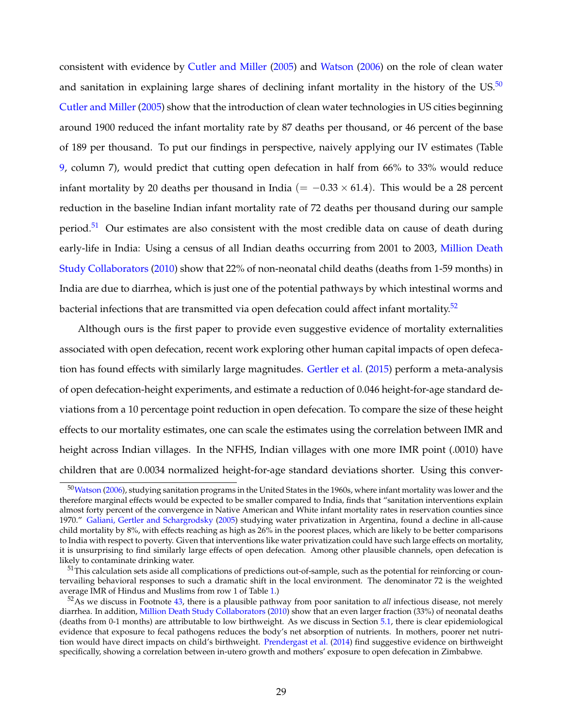consistent with evidence by Cutler and Miller (2005) and Watson (2006) on the role of clean water and sanitation in explaining large shares of declining infant mortality in the history of the US.[50] Cutler and Miller (2005) show that the introduction of clean water technologies in US cities beginning around 1900 reduced the infant mortality rate by 87 deaths per thousand, or 46 percent of the base of 189 per thousand. To put our findings in perspective, naively applying our IV estimates (Table 9, column 7), would predict that cutting open defecation in half from 66% to 33% would reduce infant mortality by 20 deaths per thousand in India ($= -0.33 \times 61.4$). This would be a 28 percent reduction in the baseline Indian infant mortality rate of 72 deaths per thousand during our sample period.[51] Our estimates are also consistent with the most credible data on cause of death during early-life in India: Using a census of all Indian deaths occurring from 2001 to 2003, Million Death Study Collaborators (2010) show that 22% of non-neonatal child deaths (deaths from 1-59 months) in India are due to diarrhea, which is just one of the potential pathways by which intestinal worms and bacterial infections that are transmitted via open defecation could affect infant mortality.[52]

Although ours is the first paper to provide even suggestive evidence of mortality externalities associated with open defecation, recent work exploring other human capital impacts of open defecation has found effects with similarly large magnitudes. Gertler et al. (2015) perform a meta-analysis of open defecation-height experiments, and estimate a reduction of 0.046 height-for-age standard deviations from a 10 percentage point reduction in open defecation. To compare the size of these height effects to our mortality estimates, one can scale the estimates using the correlation between IMR and height across Indian villages. In the NFHS, Indian villages with one more IMR point (.0010) have children that are 0.0034 normalized height-for-age standard deviations shorter. Using this conver-

[50] Watson (2006), studying sanitation programs in the United States in the 1960s, where infant mortality was lower and the therefore marginal effects would be expected to be smaller compared to India, finds that "sanitation interventions explain almost forty percent of the convergence in Native American and White infant mortality rates in reservation counties since 1970." Galiani, Gertler and Schargrodsky (2005) studying water privatization in Argentina, found a decline in all-cause child mortality by 8%, with effects reaching as high as 26% in the poorest places, which are likely to be better comparisons to India with respect to poverty. Given that interventions like water privatization could have such large effects on mortality, it is unsurprising to find similarly large effects of open defecation. Among other plausible channels, open defecation is likely to contaminate drinking water.

[51] This calculation sets aside all complications of predictions out-of-sample, such as the potential for reinforcing or countervailing behavioral responses to such a dramatic shift in the local environment. The denominator 72 is the weighted average IMR of Hindus and Muslims from row 1 of Table 1.)

[52] As we discuss in Footnote 43, there is a plausible pathway from poor sanitation to *all* infectious disease, not merely diarrhea. In addition, Million Death Study Collaborators (2010) show that an even larger fraction (33%) of neonatal deaths (deaths from 0-1 months) are attributable to low birthweight. As we discuss in Section 5.1, there is clear epidemiological evidence that exposure to fecal pathogens reduces the body's net absorption of nutrients. In mothers, poorer net nutrition would have direct impacts on child's birthweight. Prendergast et al. (2014) find suggestive evidence on birthweight specifically, showing a correlation between in-utero growth and mothers' exposure to open defecation in Zimbabwe.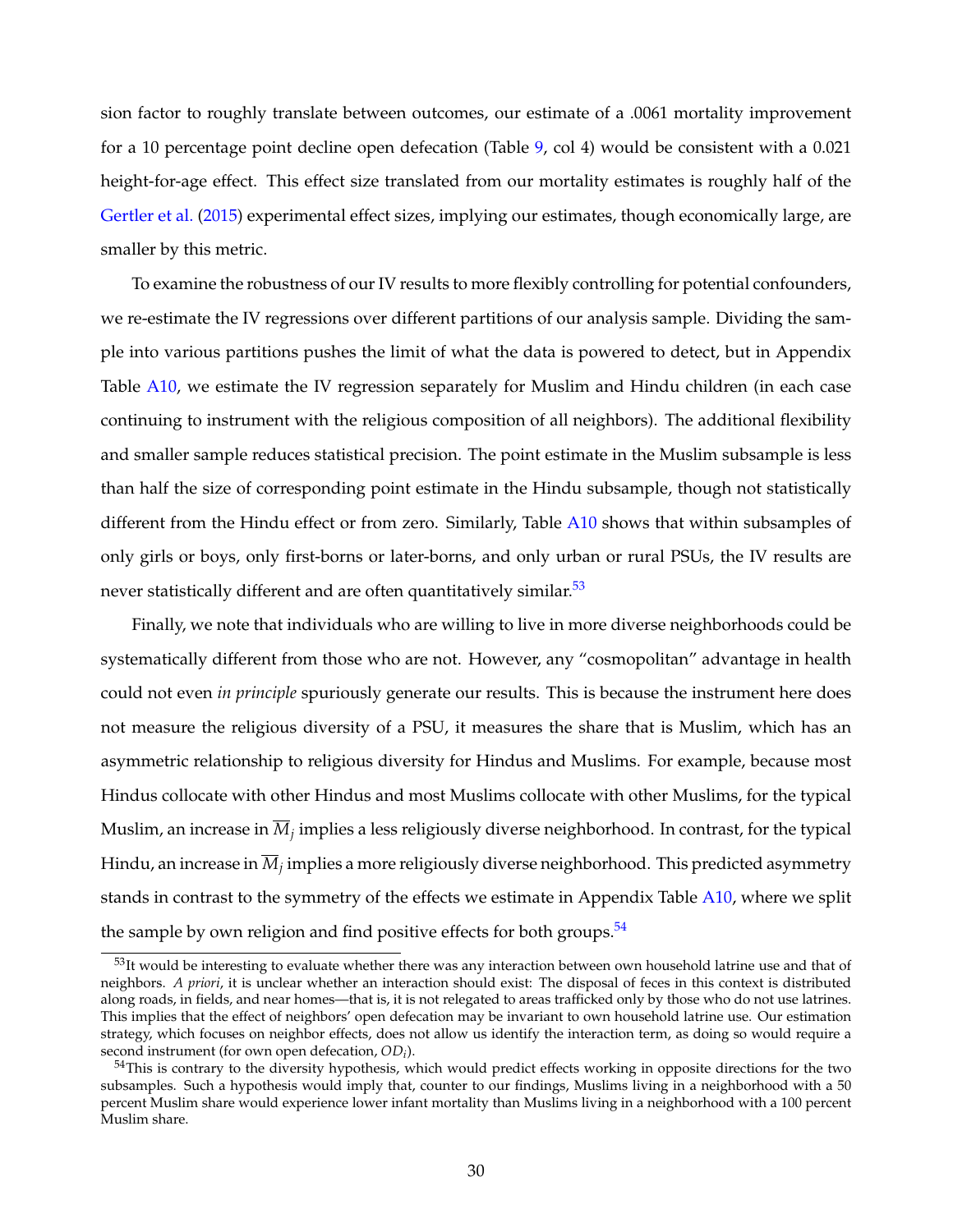sion factor to roughly translate between outcomes, our estimate of a .0061 mortality improvement for a 10 percentage point decline open defecation (Table 9, col 4) would be consistent with a 0.021 height-for-age effect. This effect size translated from our mortality estimates is roughly half of the Gertler et al. (2015) experimental effect sizes, implying our estimates, though economically large, are smaller by this metric.

To examine the robustness of our IV results to more flexibly controlling for potential confounders, we re-estimate the IV regressions over different partitions of our analysis sample. Dividing the sample into various partitions pushes the limit of what the data is powered to detect, but in Appendix Table A10, we estimate the IV regression separately for Muslim and Hindu children (in each case continuing to instrument with the religious composition of all neighbors). The additional flexibility and smaller sample reduces statistical precision. The point estimate in the Muslim subsample is less than half the size of corresponding point estimate in the Hindu subsample, though not statistically different from the Hindu effect or from zero. Similarly, Table A10 shows that within subsamples of only girls or boys, only first-borns or later-borns, and only urban or rural PSUs, the IV results are never statistically different and are often quantitatively similar.[53]

Finally, we note that individuals who are willing to live in more diverse neighborhoods could be systematically different from those who are not. However, any "cosmopolitan" advantage in health could not even *in principle* spuriously generate our results. This is because the instrument here does not measure the religious diversity of a PSU, it measures the share that is Muslim, which has an asymmetric relationship to religious diversity for Hindus and Muslims. For example, because most Hindus collocate with other Hindus and most Muslims collocate with other Muslims, for the typical Muslim, an increase in $\overline{M}_j$ implies a less religiously diverse neighborhood. In contrast, for the typical Hindu, an increase in $\overline{M}_j$ implies a more religiously diverse neighborhood. This predicted asymmetry stands in contrast to the symmetry of the effects we estimate in Appendix Table A10, where we split the sample by own religion and find positive effects for both groups.[54]

[53]It would be interesting to evaluate whether there was any interaction between own household latrine use and that of neighbors. *A priori*, it is unclear whether an interaction should exist: The disposal of feces in this context is distributed along roads, in fields, and near homes—that is, it is not relegated to areas trafficked only by those who do not use latrines. This implies that the effect of neighbors' open defecation may be invariant to own household latrine use. Our estimation strategy, which focuses on neighbor effects, does not allow us identify the interaction term, as doing so would require a second instrument (for own open defecation, $OD_i$).

[54]This is contrary to the diversity hypothesis, which would predict effects working in opposite directions for the two subsamples. Such a hypothesis would imply that, counter to our findings, Muslims living in a neighborhood with a 50 percent Muslim share would experience lower infant mortality than Muslims living in a neighborhood with a 100 percent Muslim share.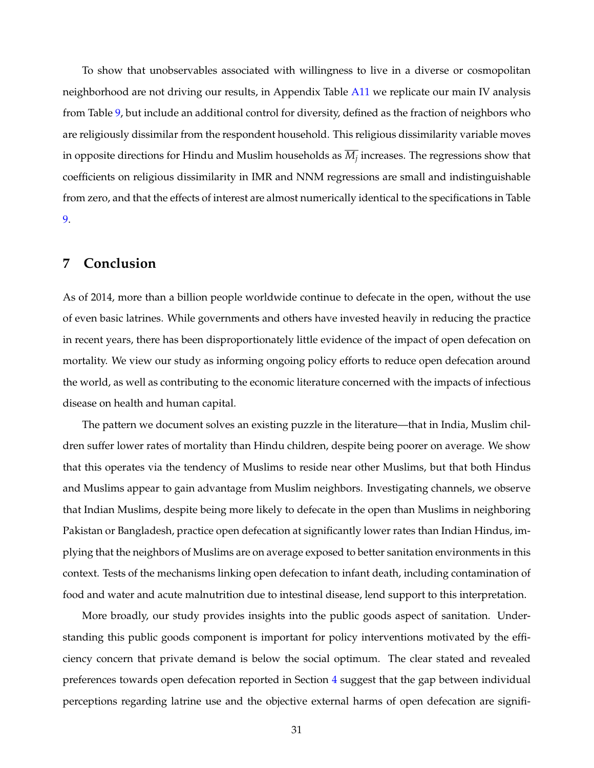To show that unobservables associated with willingness to live in a diverse or cosmopolitan neighborhood are not driving our results, in Appendix Table A11 we replicate our main IV analysis from Table 9, but include an additional control for diversity, defined as the fraction of neighbors who are religiously dissimilar from the respondent household. This religious dissimilarity variable moves in opposite directions for Hindu and Muslim households as $\overline{M_j}$ increases. The regressions show that coefficients on religious dissimilarity in IMR and NNM regressions are small and indistinguishable from zero, and that the effects of interest are almost numerically identical to the specifications in Table 9.

## 7 Conclusion

As of 2014, more than a billion people worldwide continue to defecate in the open, without the use of even basic latrines. While governments and others have invested heavily in reducing the practice in recent years, there has been disproportionately little evidence of the impact of open defecation on mortality. We view our study as informing ongoing policy efforts to reduce open defecation around the world, as well as contributing to the economic literature concerned with the impacts of infectious disease on health and human capital.

The pattern we document solves an existing puzzle in the literature—that in India, Muslim children suffer lower rates of mortality than Hindu children, despite being poorer on average. We show that this operates via the tendency of Muslims to reside near other Muslims, but that both Hindus and Muslims appear to gain advantage from Muslim neighbors. Investigating channels, we observe that Indian Muslims, despite being more likely to defecate in the open than Muslims in neighboring Pakistan or Bangladesh, practice open defecation at significantly lower rates than Indian Hindus, implying that the neighbors of Muslims are on average exposed to better sanitation environments in this context. Tests of the mechanisms linking open defecation to infant death, including contamination of food and water and acute malnutrition due to intestinal disease, lend support to this interpretation.

More broadly, our study provides insights into the public goods aspect of sanitation. Understanding this public goods component is important for policy interventions motivated by the efficiency concern that private demand is below the social optimum. The clear stated and revealed preferences towards open defecation reported in Section 4 suggest that the gap between individual perceptions regarding latrine use and the objective external harms of open defecation are signifi-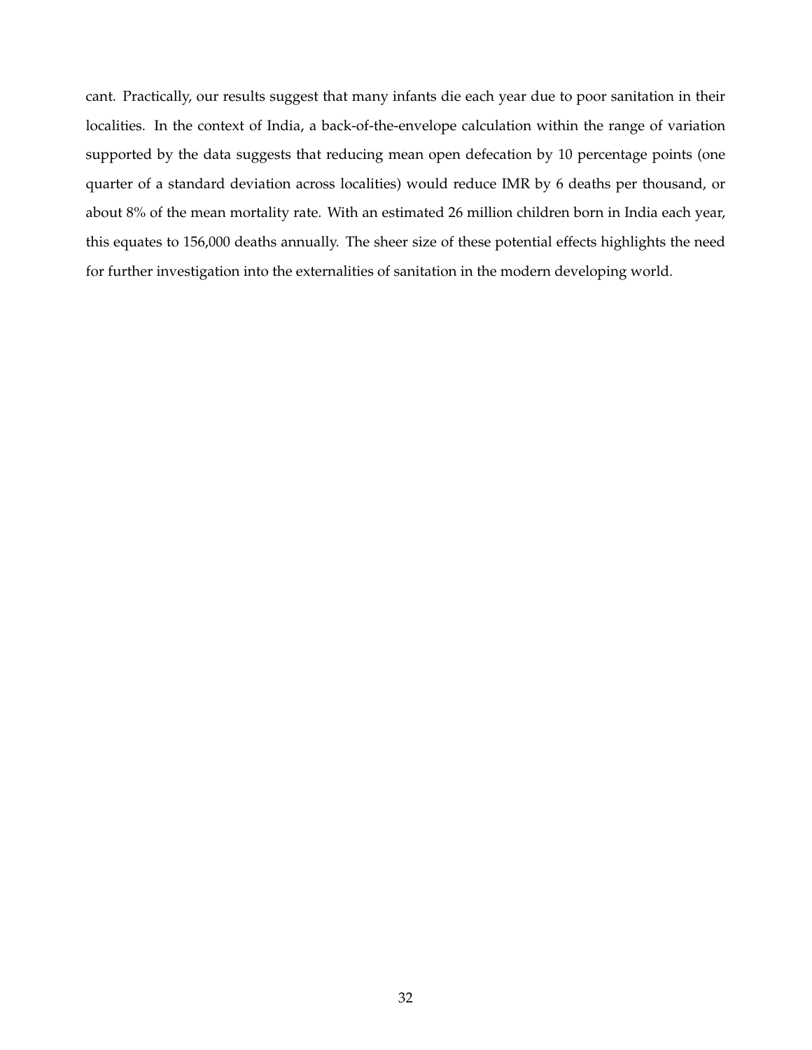cant. Practically, our results suggest that many infants die each year due to poor sanitation in their localities. In the context of India, a back-of-the-envelope calculation within the range of variation supported by the data suggests that reducing mean open defecation by 10 percentage points (one quarter of a standard deviation across localities) would reduce IMR by 6 deaths per thousand, or about 8% of the mean mortality rate. With an estimated 26 million children born in India each year, this equates to 156,000 deaths annually. The sheer size of these potential effects highlights the need for further investigation into the externalities of sanitation in the modern developing world.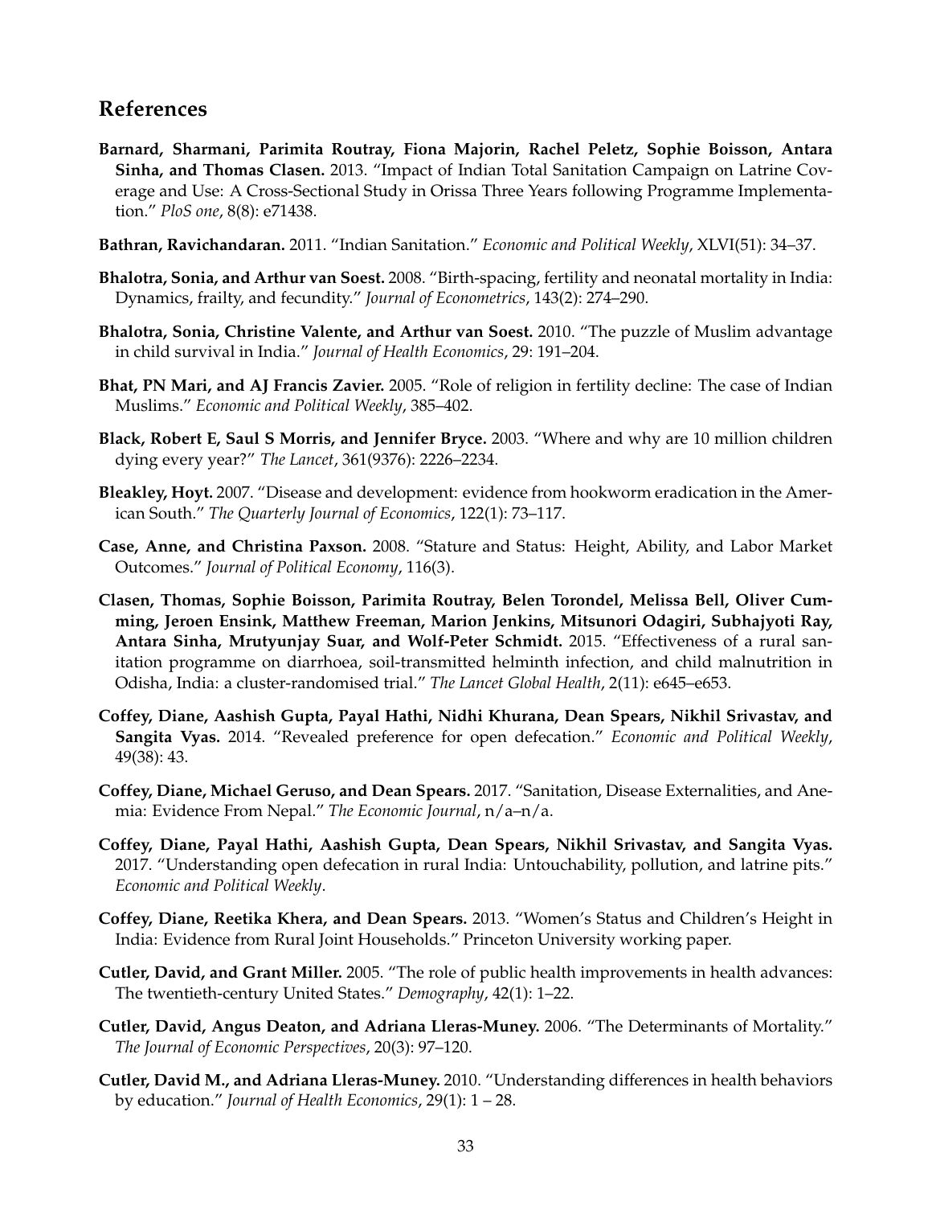## References

**Barnard, Sharmani, Parimita Routray, Fiona Majorin, Rachel Peletz, Sophie Boisson, Antara Sinha, and Thomas Clasen.** 2013. "Impact of Indian Total Sanitation Campaign on Latrine Coverage and Use: A Cross-Sectional Study in Orissa Three Years following Programme Implementation." *PloS one*, 8(8): e71438.

**Bathran, Ravichandaran.** 2011. "Indian Sanitation." *Economic and Political Weekly*, XLVI(51): 34–37.

**Bhalotra, Sonia, and Arthur van Soest.** 2008. "Birth-spacing, fertility and neonatal mortality in India: Dynamics, frailty, and fecundity." *Journal of Econometrics*, 143(2): 274–290.

**Bhalotra, Sonia, Christine Valente, and Arthur van Soest.** 2010. "The puzzle of Muslim advantage in child survival in India." *Journal of Health Economics*, 29: 191–204.

**Bhat, PN Mari, and AJ Francis Zavier.** 2005. "Role of religion in fertility decline: The case of Indian Muslims." *Economic and Political Weekly*, 385–402.

**Black, Robert E, Saul S Morris, and Jennifer Bryce.** 2003. "Where and why are 10 million children dying every year?" *The Lancet*, 361(9376): 2226–2234.

**Bleakley, Hoyt.** 2007. "Disease and development: evidence from hookworm eradication in the American South." *The Quarterly Journal of Economics*, 122(1): 73–117.

**Case, Anne, and Christina Paxson.** 2008. "Stature and Status: Height, Ability, and Labor Market Outcomes." *Journal of Political Economy*, 116(3).

**Clasen, Thomas, Sophie Boisson, Parimita Routray, Belen Torondel, Melissa Bell, Oliver Cumming, Jeroen Ensink, Matthew Freeman, Marion Jenkins, Mitsunori Odagiri, Subhajyoti Ray, Antara Sinha, Mrutyunjay Suar, and Wolf-Peter Schmidt.** 2015. "Effectiveness of a rural sanitation programme on diarrhoea, soil-transmitted helminth infection, and child malnutrition in Odisha, India: a cluster-randomised trial." *The Lancet Global Health*, 2(11): e645–e653.

**Coffey, Diane, Aashish Gupta, Payal Hathi, Nidhi Khurana, Dean Spears, Nikhil Srivastav, and Sangita Vyas.** 2014. "Revealed preference for open defecation." *Economic and Political Weekly*, 49(38): 43.

**Coffey, Diane, Michael Geruso, and Dean Spears.** 2017. "Sanitation, Disease Externalities, and Anemia: Evidence From Nepal." *The Economic Journal*, n/a–n/a.

**Coffey, Diane, Payal Hathi, Aashish Gupta, Dean Spears, Nikhil Srivastav, and Sangita Vyas.** 2017. "Understanding open defecation in rural India: Untouchability, pollution, and latrine pits." *Economic and Political Weekly*.

**Coffey, Diane, Reetika Khera, and Dean Spears.** 2013. "Women's Status and Children's Height in India: Evidence from Rural Joint Households." Princeton University working paper.

**Cutler, David, and Grant Miller.** 2005. "The role of public health improvements in health advances: The twentieth-century United States." *Demography*, 42(1): 1–22.

**Cutler, David, Angus Deaton, and Adriana Lleras-Muney.** 2006. "The Determinants of Mortality." *The Journal of Economic Perspectives*, 20(3): 97–120.

**Cutler, David M., and Adriana Lleras-Muney.** 2010. "Understanding differences in health behaviors by education." *Journal of Health Economics*, 29(1): 1 – 28.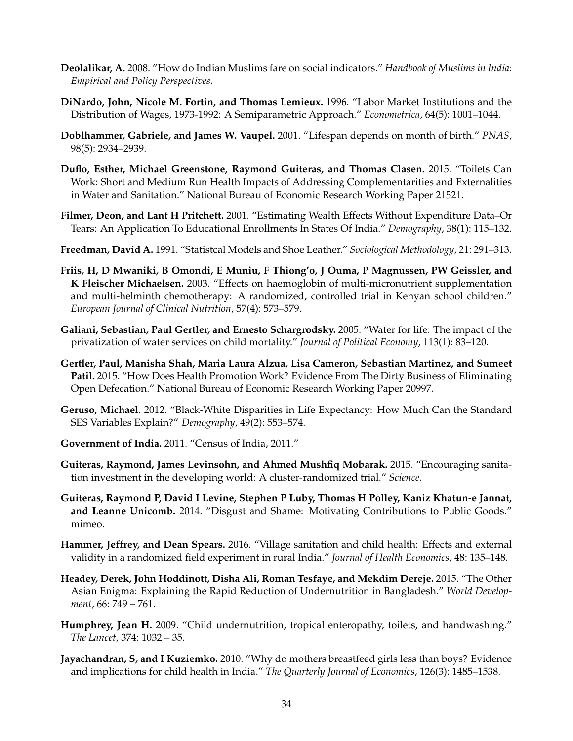**Deolalikar, A.** 2008. "How do Indian Muslims fare on social indicators." *Handbook of Muslims in India: Empirical and Policy Perspectives*.

**DiNardo, John, Nicole M. Fortin, and Thomas Lemieux.** 1996. "Labor Market Institutions and the Distribution of Wages, 1973-1992: A Semiparametric Approach." *Econometrica*, 64(5): 1001–1044.

**Doblhammer, Gabriele, and James W. Vaupel.** 2001. "Lifespan depends on month of birth." *PNAS*, 98(5): 2934–2939.

**Duflo, Esther, Michael Greenstone, Raymond Guiteras, and Thomas Clasen.** 2015. "Toilets Can Work: Short and Medium Run Health Impacts of Addressing Complementarities and Externalities in Water and Sanitation." National Bureau of Economic Research Working Paper 21521.

**Filmer, Deon, and Lant H Pritchett.** 2001. "Estimating Wealth Effects Without Expenditure Data–Or Tears: An Application To Educational Enrollments In States Of India." *Demography*, 38(1): 115–132.

**Freedman, David A.** 1991. "Statistcal Models and Shoe Leather." *Sociological Methodology*, 21: 291–313.

**Friis, H, D Mwaniki, B Omondi, E Muniu, F Thiong'o, J Ouma, P Magnussen, PW Geissler, and K Fleischer Michaelsen.** 2003. "Effects on haemoglobin of multi-micronutrient supplementation and multi-helminth chemotherapy: A randomized, controlled trial in Kenyan school children." *European Journal of Clinical Nutrition*, 57(4): 573–579.

**Galiani, Sebastian, Paul Gertler, and Ernesto Schargrodsky.** 2005. "Water for life: The impact of the privatization of water services on child mortality." *Journal of Political Economy*, 113(1): 83–120.

**Gertler, Paul, Manisha Shah, Maria Laura Alzua, Lisa Cameron, Sebastian Martinez, and Sumeet Patil.** 2015. "How Does Health Promotion Work? Evidence From The Dirty Business of Eliminating Open Defecation." National Bureau of Economic Research Working Paper 20997.

**Geruso, Michael.** 2012. "Black-White Disparities in Life Expectancy: How Much Can the Standard SES Variables Explain?" *Demography*, 49(2): 553–574.

**Government of India.** 2011. "Census of India, 2011."

**Guiteras, Raymond, James Levinsohn, and Ahmed Mushfiq Mobarak.** 2015. "Encouraging sanitation investment in the developing world: A cluster-randomized trial." *Science*.

**Guiteras, Raymond P, David I Levine, Stephen P Luby, Thomas H Polley, Kaniz Khatun-e Jannat, and Leanne Unicomb.** 2014. "Disgust and Shame: Motivating Contributions to Public Goods." mimeo.

**Hammer, Jeffrey, and Dean Spears.** 2016. "Village sanitation and child health: Effects and external validity in a randomized field experiment in rural India." *Journal of Health Economics*, 48: 135–148.

**Headey, Derek, John Hoddinott, Disha Ali, Roman Tesfaye, and Mekdim Dereje.** 2015. "The Other Asian Enigma: Explaining the Rapid Reduction of Undernutrition in Bangladesh." *World Development*, 66: 749 – 761.

**Humphrey, Jean H.** 2009. "Child undernutrition, tropical enteropathy, toilets, and handwashing." *The Lancet*, 374: 1032 – 35.

**Jayachandran, S, and I Kuziemko.** 2010. "Why do mothers breastfeed girls less than boys? Evidence and implications for child health in India." *The Quarterly Journal of Economics*, 126(3): 1485–1538.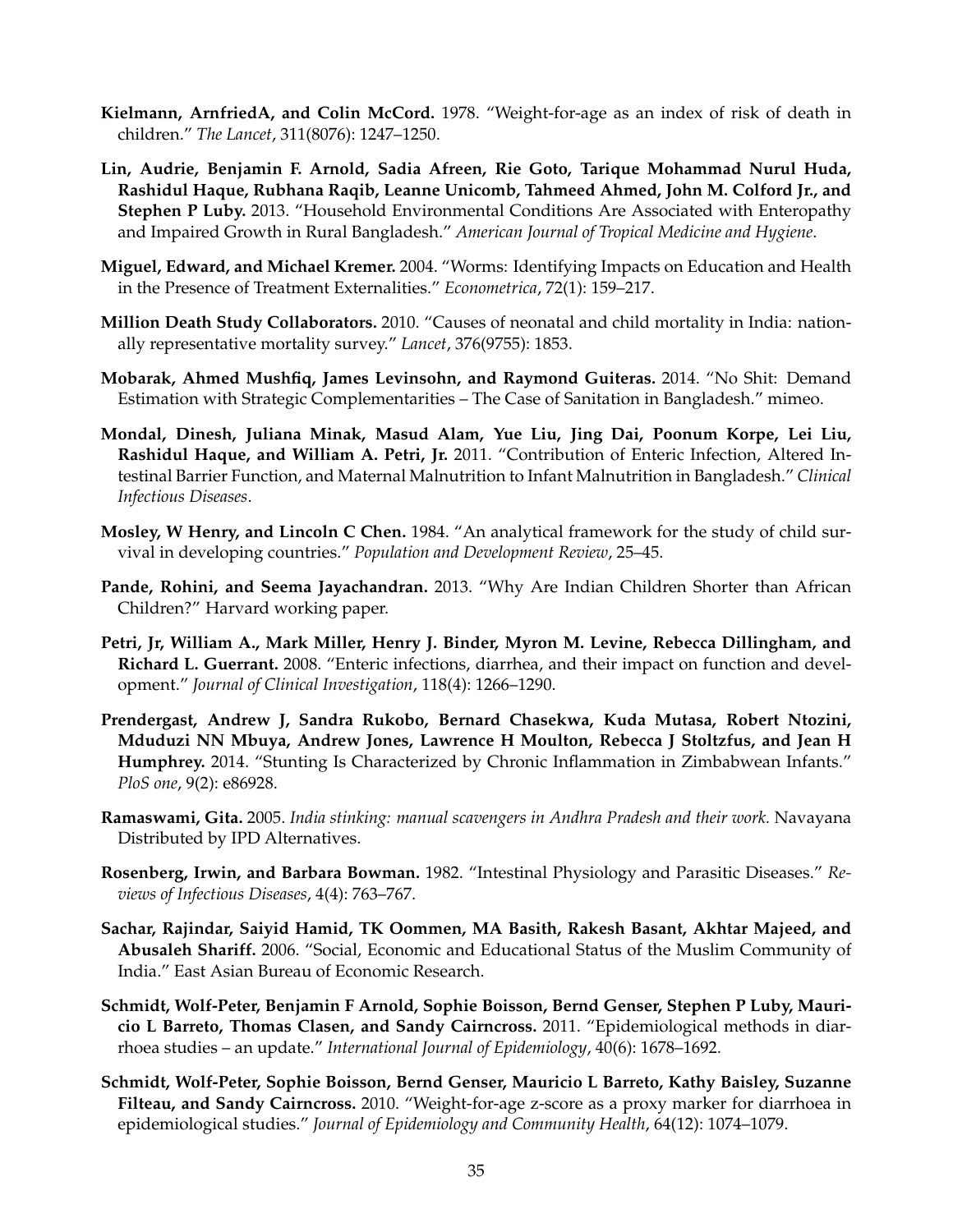**Kielmann, ArnfriedA, and Colin McCord.** 1978. "Weight-for-age as an index of risk of death in children." *The Lancet*, 311(8076): 1247–1250.

**Lin, Audrie, Benjamin F. Arnold, Sadia Afreen, Rie Goto, Tarique Mohammad Nurul Huda, Rashidul Haque, Rubhana Raqib, Leanne Unicomb, Tahmeed Ahmed, John M. Colford Jr., and Stephen P Luby.** 2013. "Household Environmental Conditions Are Associated with Enteropathy and Impaired Growth in Rural Bangladesh." *American Journal of Tropical Medicine and Hygiene*.

**Miguel, Edward, and Michael Kremer.** 2004. "Worms: Identifying Impacts on Education and Health in the Presence of Treatment Externalities." *Econometrica*, 72(1): 159–217.

**Million Death Study Collaborators.** 2010. "Causes of neonatal and child mortality in India: nationally representative mortality survey." *Lancet*, 376(9755): 1853.

**Mobarak, Ahmed Mushfiq, James Levinsohn, and Raymond Guiteras.** 2014. "No Shit: Demand Estimation with Strategic Complementarities – The Case of Sanitation in Bangladesh." mimeo.

**Mondal, Dinesh, Juliana Minak, Masud Alam, Yue Liu, Jing Dai, Poonum Korpe, Lei Liu, Rashidul Haque, and William A. Petri, Jr.** 2011. "Contribution of Enteric Infection, Altered Intestinal Barrier Function, and Maternal Malnutrition to Infant Malnutrition in Bangladesh." *Clinical Infectious Diseases*.

**Mosley, W Henry, and Lincoln C Chen.** 1984. "An analytical framework for the study of child survival in developing countries." *Population and Development Review*, 25–45.

**Pande, Rohini, and Seema Jayachandran.** 2013. "Why Are Indian Children Shorter than African Children?" Harvard working paper.

**Petri, Jr, William A., Mark Miller, Henry J. Binder, Myron M. Levine, Rebecca Dillingham, and Richard L. Guerrant.** 2008. "Enteric infections, diarrhea, and their impact on function and development." *Journal of Clinical Investigation*, 118(4): 1266–1290.

**Prendergast, Andrew J, Sandra Rukobo, Bernard Chasekwa, Kuda Mutasa, Robert Ntozini, Mduduzi NN Mbuya, Andrew Jones, Lawrence H Moulton, Rebecca J Stoltzfus, and Jean H Humphrey.** 2014. "Stunting Is Characterized by Chronic Inflammation in Zimbabwean Infants." *PloS one*, 9(2): e86928.

**Ramaswami, Gita.** 2005. *India stinking: manual scavengers in Andhra Pradesh and their work.* Navayana Distributed by IPD Alternatives.

**Rosenberg, Irwin, and Barbara Bowman.** 1982. "Intestinal Physiology and Parasitic Diseases." *Reviews of Infectious Diseases*, 4(4): 763–767.

**Sachar, Rajindar, Saiyid Hamid, TK Oommen, MA Basith, Rakesh Basant, Akhtar Majeed, and Abusaleh Shariff.** 2006. "Social, Economic and Educational Status of the Muslim Community of India." East Asian Bureau of Economic Research.

**Schmidt, Wolf-Peter, Benjamin F Arnold, Sophie Boisson, Bernd Genser, Stephen P Luby, Mauricio L Barreto, Thomas Clasen, and Sandy Cairncross.** 2011. "Epidemiological methods in diarrhoea studies – an update." *International Journal of Epidemiology*, 40(6): 1678–1692.

**Schmidt, Wolf-Peter, Sophie Boisson, Bernd Genser, Mauricio L Barreto, Kathy Baisley, Suzanne Filteau, and Sandy Cairncross.** 2010. "Weight-for-age z-score as a proxy marker for diarrhoea in epidemiological studies." *Journal of Epidemiology and Community Health*, 64(12): 1074–1079.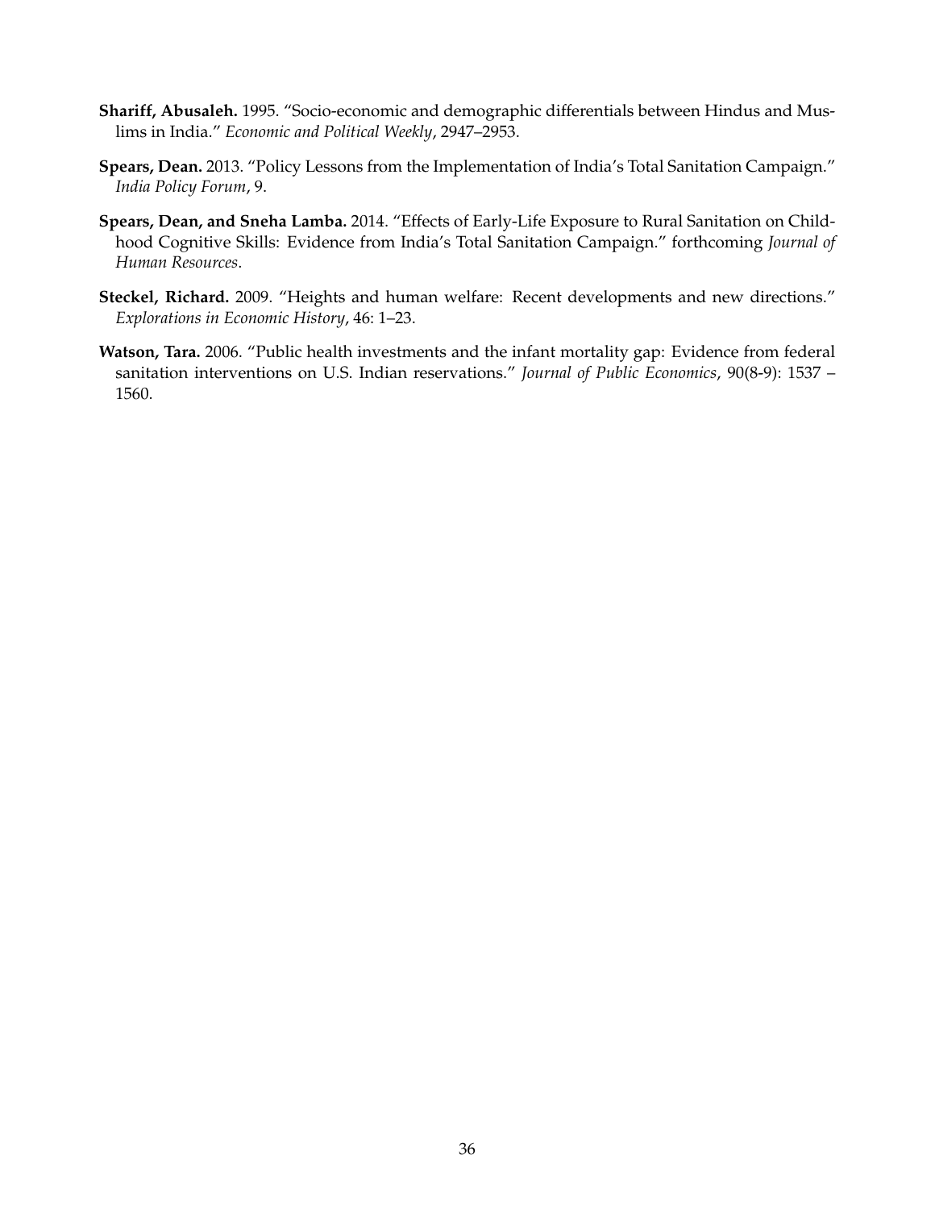**Shariff, Abusaleh.** 1995. "Socio-economic and demographic differentials between Hindus and Muslims in India." *Economic and Political Weekly*, 2947–2953.

**Spears, Dean.** 2013. "Policy Lessons from the Implementation of India's Total Sanitation Campaign." *India Policy Forum*, 9.

**Spears, Dean, and Sneha Lamba.** 2014. "Effects of Early-Life Exposure to Rural Sanitation on Childhood Cognitive Skills: Evidence from India's Total Sanitation Campaign." forthcoming *Journal of Human Resources*.

**Steckel, Richard.** 2009. "Heights and human welfare: Recent developments and new directions." *Explorations in Economic History*, 46: 1–23.

**Watson, Tara.** 2006. "Public health investments and the infant mortality gap: Evidence from federal sanitation interventions on U.S. Indian reservations." *Journal of Public Economics*, 90(8-9): 1537 – 1560.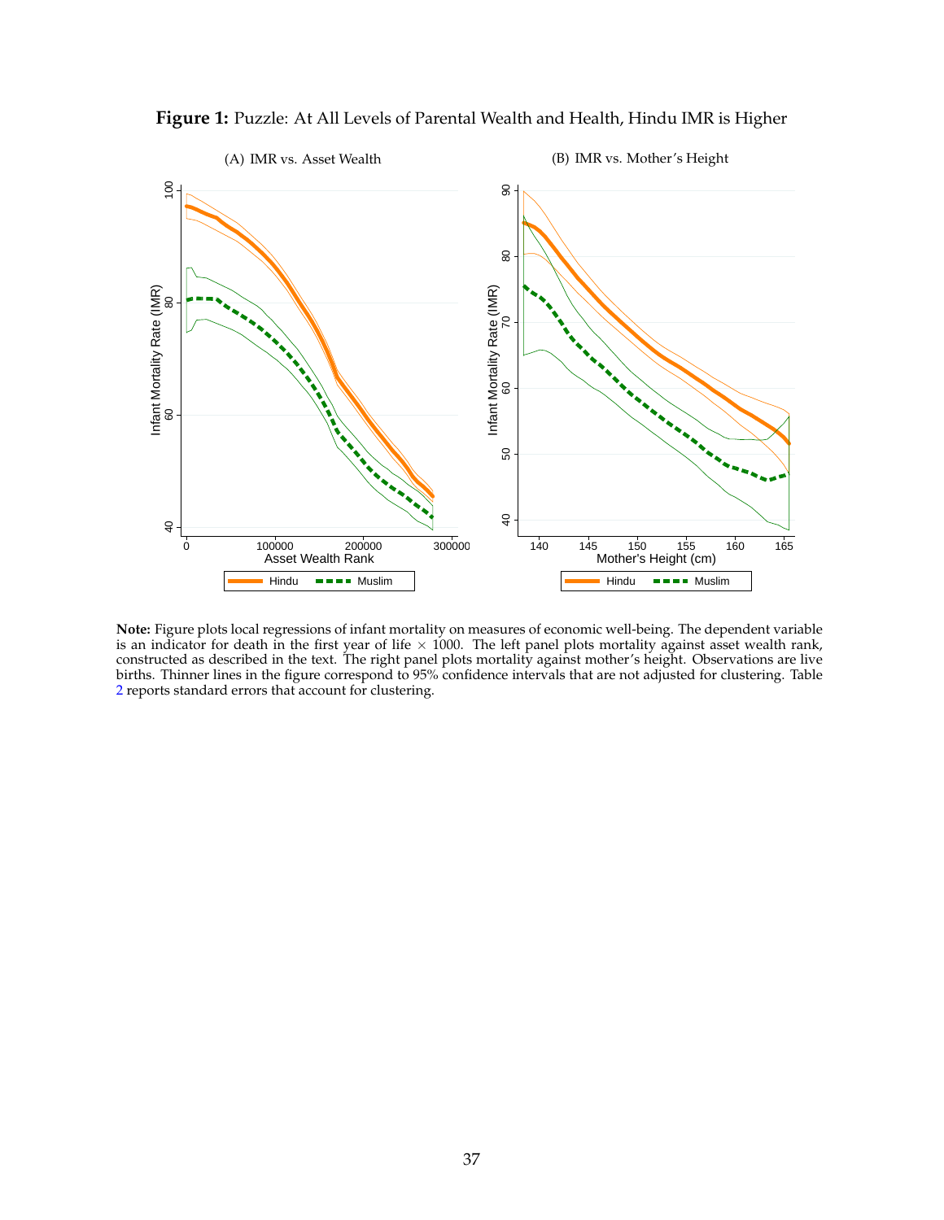**Figure 1:** Puzzle: At All Levels of Parental Wealth and Health, Hindu IMR is Higher

**Note:** Figure plots local regressions of infant mortality on measures of economic well-being. The dependent variable is an indicator for death in the first year of life $\times$ 1000. The left panel plots mortality against asset wealth rank, constructed as described in the text. The right panel plots mortality against mother's height. Observations are live births. Thinner lines in the figure correspond to 95% confidence intervals that are not adjusted for clustering. Table 2 reports standard errors that account for clustering.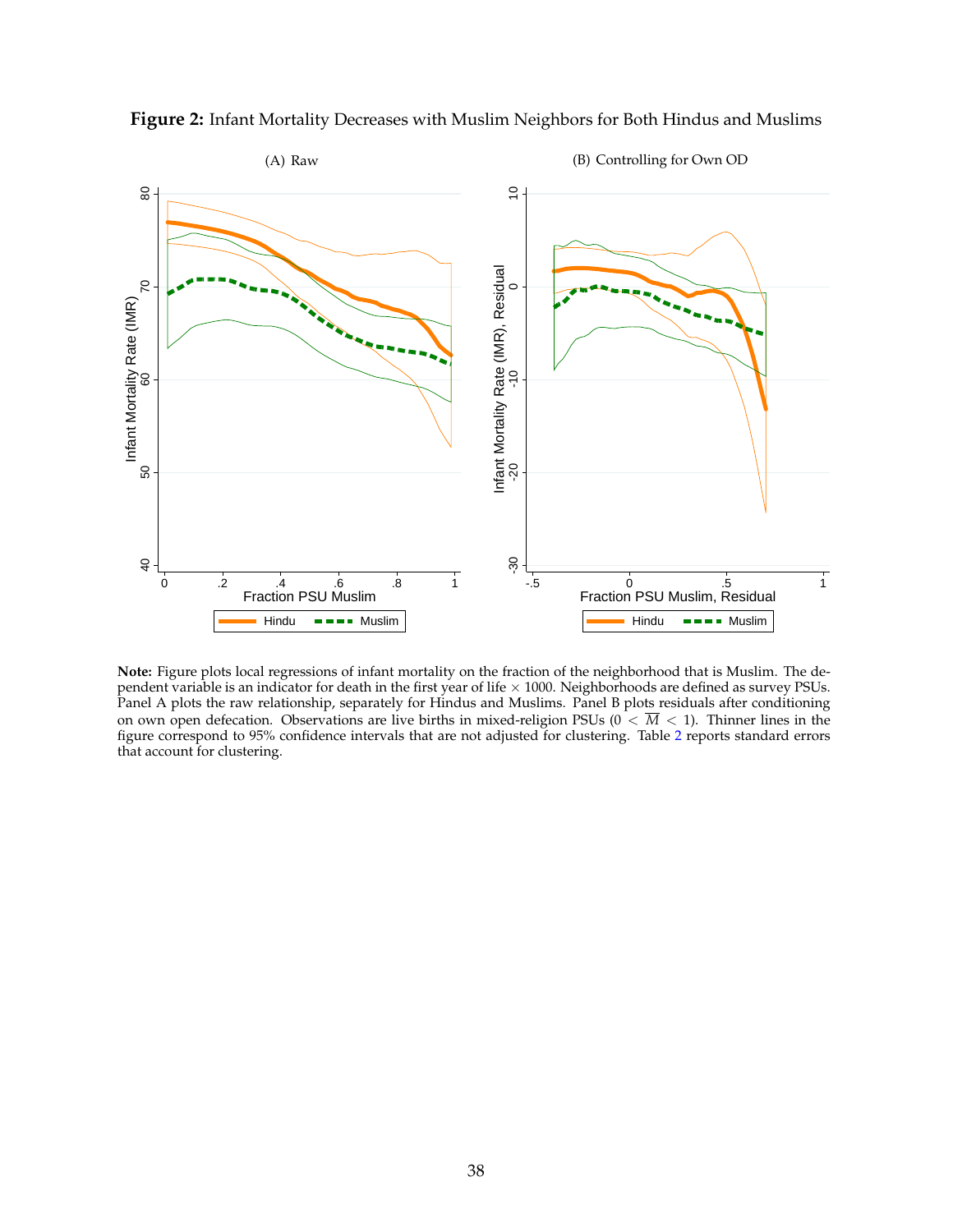**Figure 2:** Infant Mortality Decreases with Muslim Neighbors for Both Hindus and Muslims

(A) Raw

(B) Controlling for Own OD

**Note:** Figure plots local regressions of infant mortality on the fraction of the neighborhood that is Muslim. The dependent variable is an indicator for death in the first year of life $\times$ 1000. Neighborhoods are defined as survey PSUs. Panel A plots the raw relationship, separately for Hindus and Muslims. Panel B plots residuals after conditioning on own open defecation. Observations are live births in mixed-religion PSUs ($0 < \overline{M} < 1$). Thinner lines in the figure correspond to 95% confidence intervals that are not adjusted for clustering. Table 2 reports standard errors that account for clustering.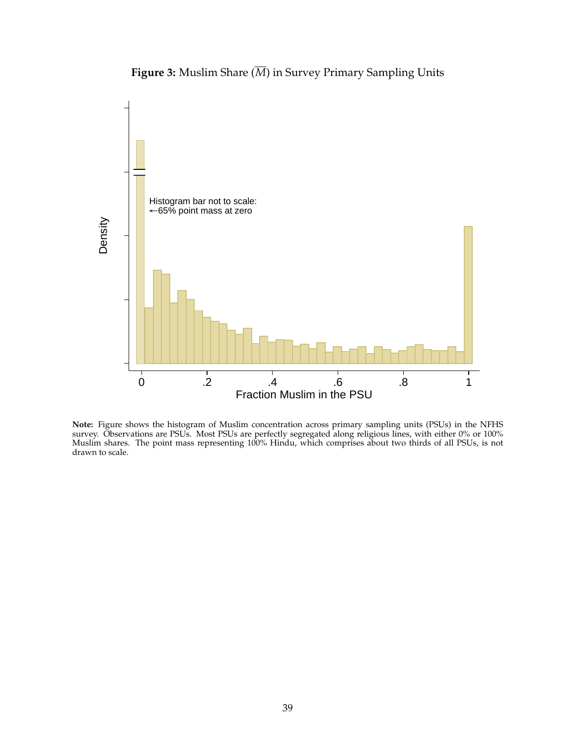**Figure 3:** Muslim Share ($\overline{M}$) in Survey Primary Sampling Units

**Note:** Figure shows the histogram of Muslim concentration across primary sampling units (PSUs) in the NFHS survey. Observations are PSUs. Most PSUs are perfectly segregated along religious lines, with either 0% or 100% Muslim shares. The point mass representing 100% Hindu, which comprises about two thirds of all PSUs, is not drawn to scale.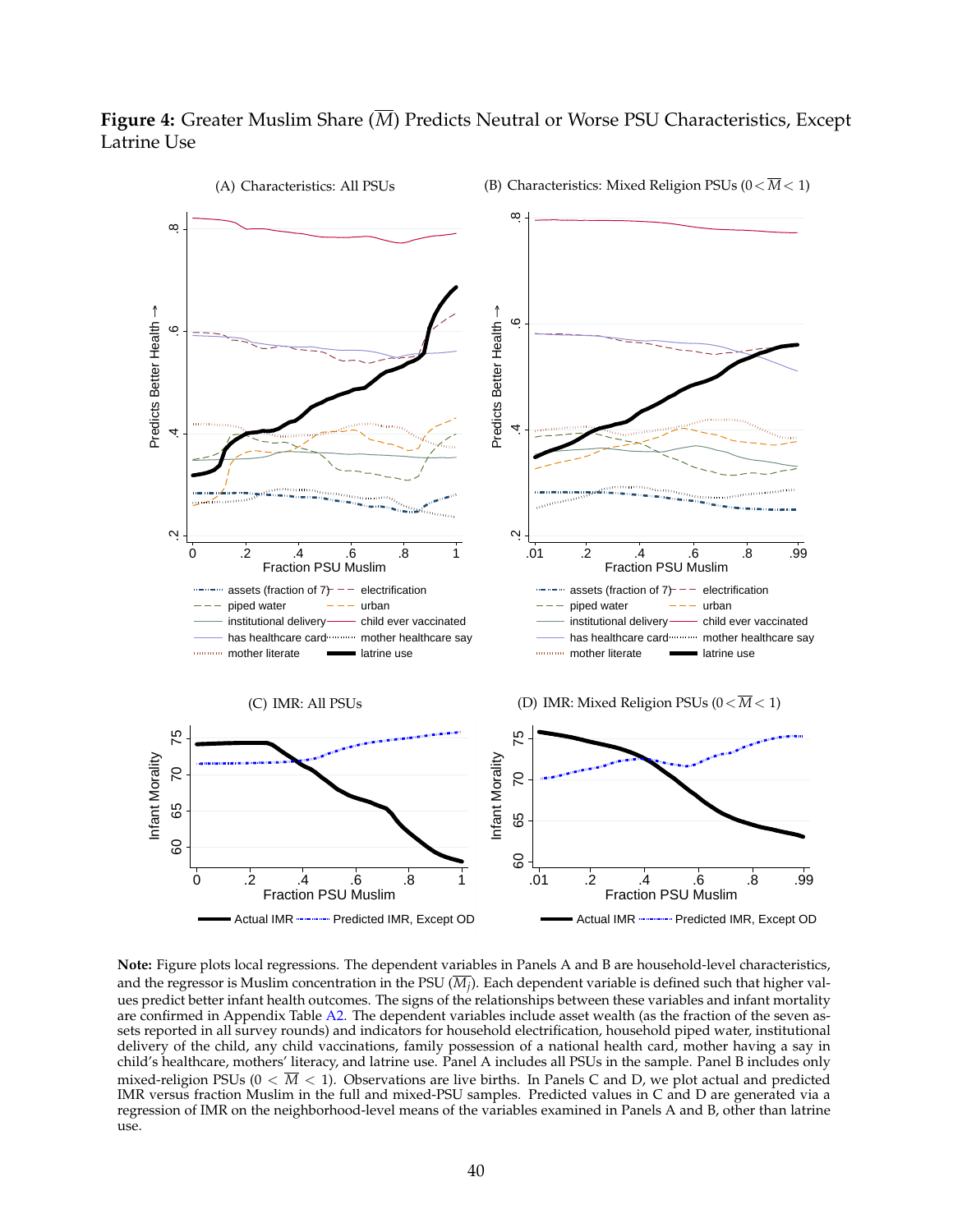**Figure 4:** Greater Muslim Share ($\overline{M}$) Predicts Neutral or Worse PSU Characteristics, Except Latrine Use

(A) Characteristics: All PSUs

(B) Characteristics: Mixed Religion PSUs ($0 < \overline{M} < 1$)

(C) IMR: All PSUs

(D) IMR: Mixed Religion PSUs ($0 < \overline{M} < 1$)

**Note:** Figure plots local regressions. The dependent variables in Panels A and B are household-level characteristics, and the regressor is Muslim concentration in the PSU ($\overline{M_j}$). Each dependent variable is defined such that higher values predict better infant health outcomes. The signs of the relationships between these variables and infant mortality are confirmed in Appendix Table A2. The dependent variables include asset wealth (as the fraction of the seven assets reported in all survey rounds) and indicators for household electrification, household piped water, institutional delivery of the child, any child vaccinations, family possession of a national health card, mother having a say in child's healthcare, mothers' literacy, and latrine use. Panel A includes all PSUs in the sample. Panel B includes only mixed-religion PSUs ($0 < \overline{M} < 1$). Observations are live births. In Panels C and D, we plot actual and predicted IMR versus fraction Muslim in the full and mixed-PSU samples. Predicted values in C and D are generated via a regression of IMR on the neighborhood-level means of the variables examined in Panels A and B, other than latrine use.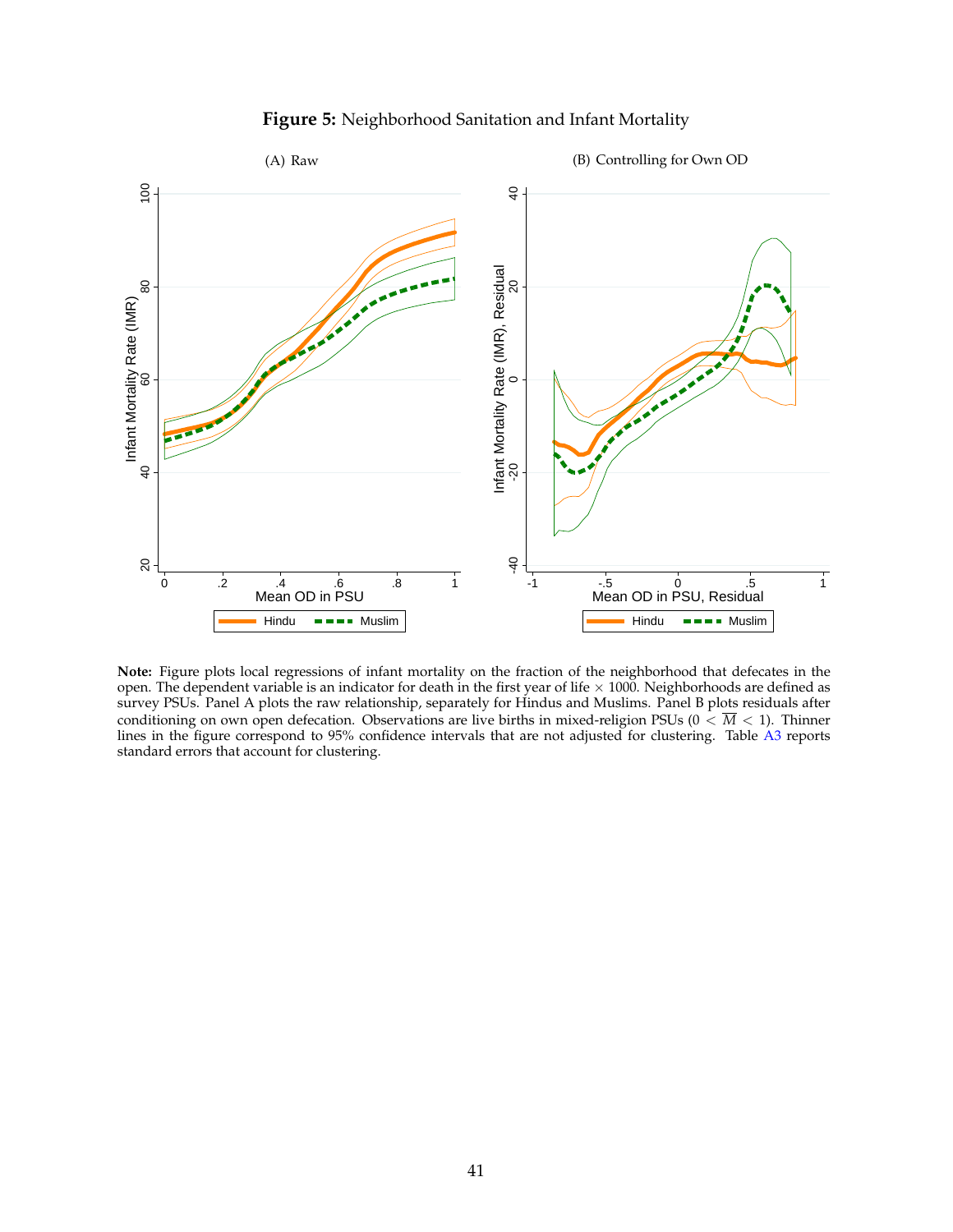**Figure 5:** Neighborhood Sanitation and Infant Mortality

**Note:** Figure plots local regressions of infant mortality on the fraction of the neighborhood that defecates in the open. The dependent variable is an indicator for death in the first year of life × 1000. Neighborhoods are defined as survey PSUs. Panel A plots the raw relationship, separately for Hindus and Muslims. Panel B plots residuals after conditioning on own open defecation. Observations are live births in mixed-religion PSUs ($0 < \overline{M} < 1$). Thinner lines in the figure correspond to 95% confidence intervals that are not adjusted for clustering. Table A3 reports standard errors that account for clustering.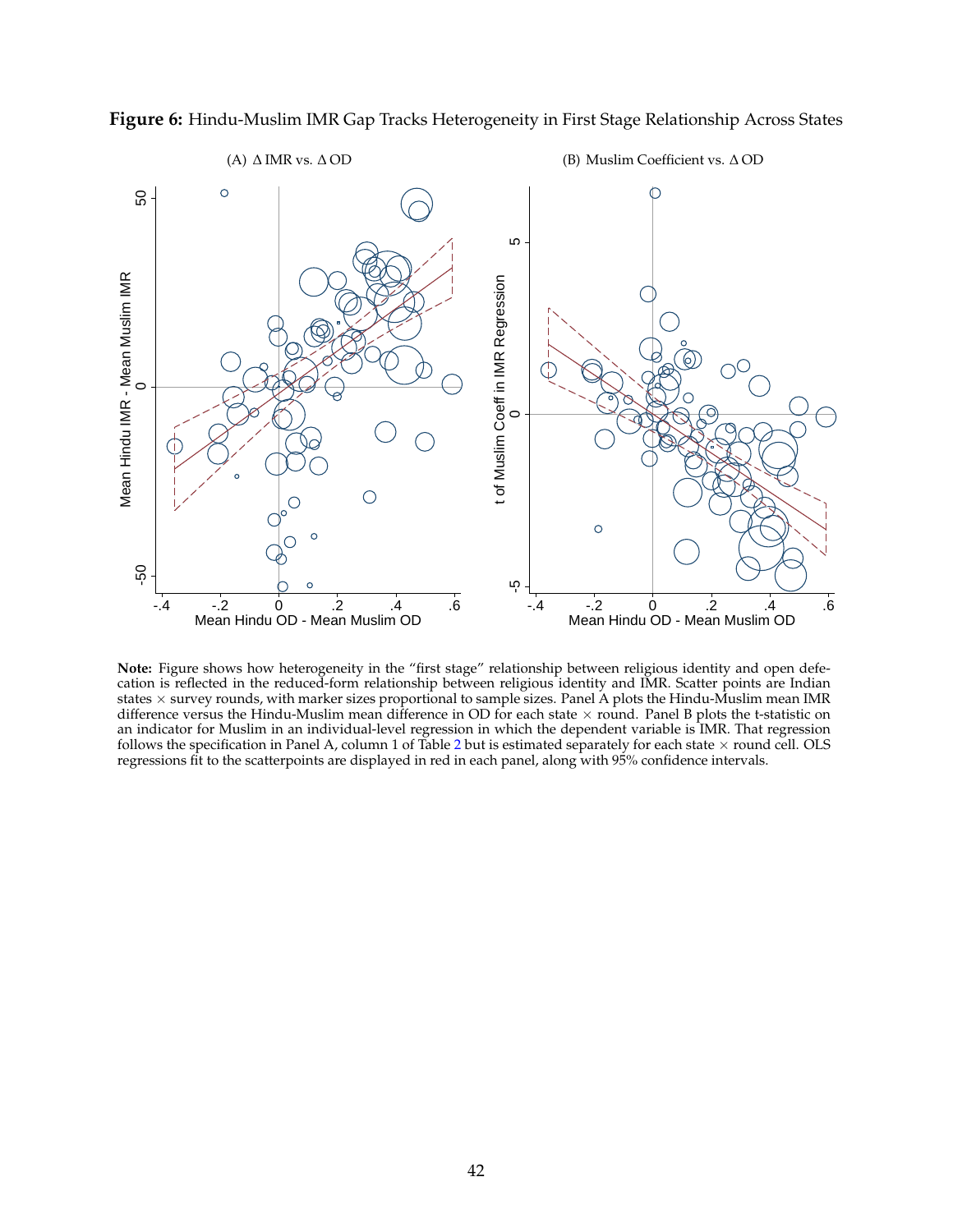**Figure 6:** Hindu-Muslim IMR Gap Tracks Heterogeneity in First Stage Relationship Across States

(A) Δ IMR vs. Δ OD

(B) Muslim Coefficient vs. Δ OD

**Note:** Figure shows how heterogeneity in the "first stage" relationship between religious identity and open defecation is reflected in the reduced-form relationship between religious identity and IMR. Scatter points are Indian states × survey rounds, with marker sizes proportional to sample sizes. Panel A plots the Hindu-Muslim mean IMR difference versus the Hindu-Muslim mean difference in OD for each state × round. Panel B plots the t-statistic on an indicator for Muslim in an individual-level regression in which the dependent variable is IMR. That regression follows the specification in Panel A, column 1 of Table 2 but is estimated separately for each state × round cell. OLS regressions fit to the scatterpoints are displayed in red in each panel, along with 95% confidence intervals.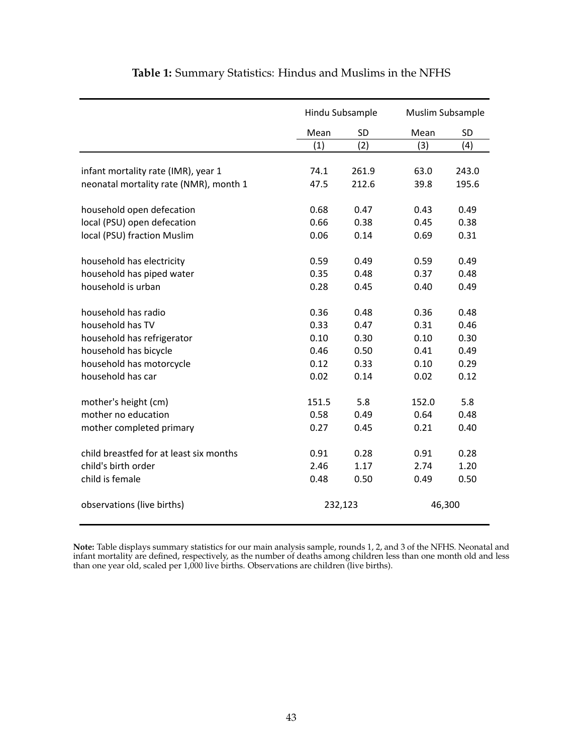**Table 1:** Summary Statistics: Hindus and Muslims in the NFHS

| | Hindu Subsample | | Muslim Subsample | |
|---|---|---|---|---|
| | Mean | SD | Mean | SD |
| | (1) | (2) | (3) | (4) |
| infant mortality rate (IMR), year 1 | 74.1 | 261.9 | 63.0 | 243.0 |
| neonatal mortality rate (NMR), month 1 | 47.5 | 212.6 | 39.8 | 195.6 |
| household open defecation | 0.68 | 0.47 | 0.43 | 0.49 |
| local (PSU) open defecation | 0.66 | 0.38 | 0.45 | 0.38 |
| local (PSU) fraction Muslim | 0.06 | 0.14 | 0.69 | 0.31 |
| household has electricity | 0.59 | 0.49 | 0.59 | 0.49 |
| household has piped water | 0.35 | 0.48 | 0.37 | 0.48 |
| household is urban | 0.28 | 0.45 | 0.40 | 0.49 |
| household has radio | 0.36 | 0.48 | 0.36 | 0.48 |
| household has TV | 0.33 | 0.47 | 0.31 | 0.46 |
| household has refrigerator | 0.10 | 0.30 | 0.10 | 0.30 |
| household has bicycle | 0.46 | 0.50 | 0.41 | 0.49 |
| household has motorcycle | 0.12 | 0.33 | 0.10 | 0.29 |
| household has car | 0.02 | 0.14 | 0.02 | 0.12 |
| mother's height (cm) | 151.5 | 5.8 | 152.0 | 5.8 |
| mother no education | 0.58 | 0.49 | 0.64 | 0.48 |
| mother completed primary | 0.27 | 0.45 | 0.21 | 0.40 |
| child breastfed for at least six months | 0.91 | 0.28 | 0.91 | 0.28 |
| child's birth order | 2.46 | 1.17 | 2.74 | 1.20 |
| child is female | 0.48 | 0.50 | 0.49 | 0.50 |
| observations (live births) | 232,123 | | 46,300 | |

**Note:** Table displays summary statistics for our main analysis sample, rounds 1, 2, and 3 of the NFHS. Neonatal and infant mortality are defined, respectively, as the number of deaths among children less than one month old and less than one year old, scaled per 1,000 live births. Observations are children (live births).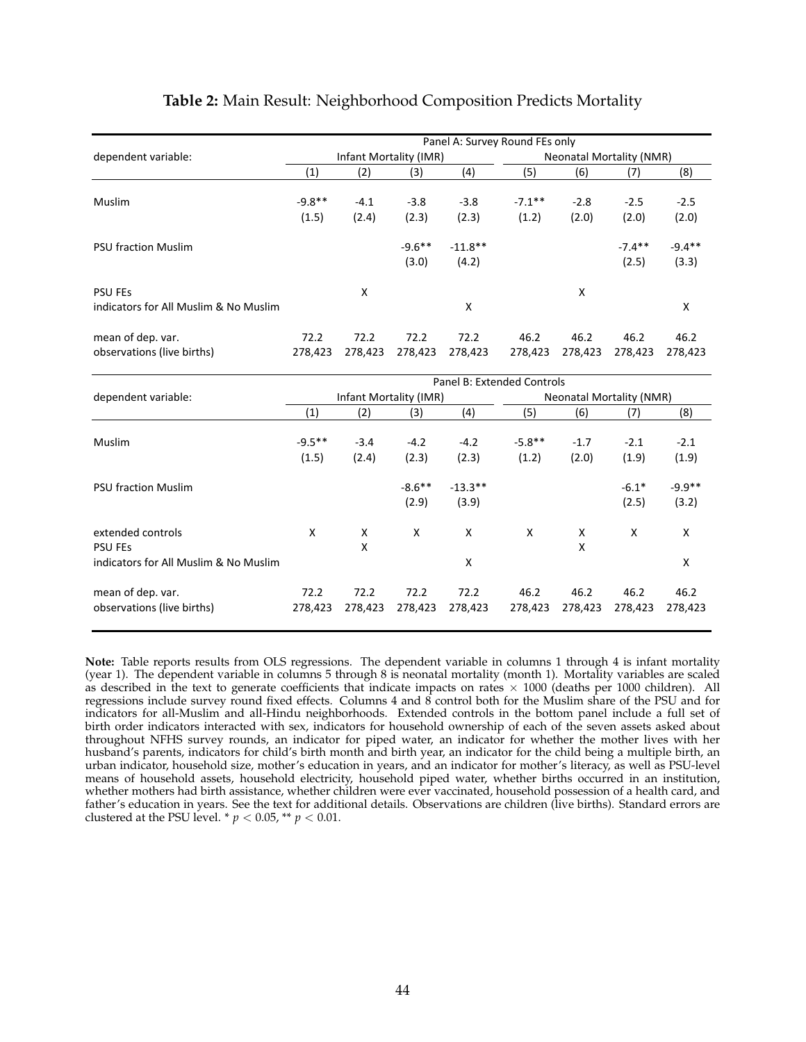**Table 2:** Main Result: Neighborhood Composition Predicts Mortality

| | Panel A: Survey Round FEs only | | | | | | | |
|---|---|---|---|---|---|---|---|---|
| dependent variable: | Infant Mortality (IMR) | | | | Neonatal Mortality (NMR) | | | |
| | (1) | (2) | (3) | (4) | (5) | (6) | (7) | (8) |
| Muslim | -9.8** | -4.1 | -3.8 | -3.8 | -7.1** | -2.8 | -2.5 | -2.5 |
| | (1.5) | (2.4) | (2.3) | (2.3) | (1.2) | (2.0) | (2.0) | (2.0) |
| PSU fraction Muslim | | | -9.6** | -11.8** | | | -7.4** | -9.4** |
| | | | (3.0) | (4.2) | | | (2.5) | (3.3) |
| PSU FEs | | X | | | | X | | |
| indicators for All Muslim & No Muslim | | | | X | | | | X |
| mean of dep. var. | 72.2 | 72.2 | 72.2 | 72.2 | 46.2 | 46.2 | 46.2 | 46.2 |
| observations (live births) | 278,423 | 278,423 | 278,423 | 278,423 | 278,423 | 278,423 | 278,423 | 278,423 |

| | Panel B: Extended Controls | | | | | | | |
|---|---|---|---|---|---|---|---|---|
| dependent variable: | Infant Mortality (IMR) | | | | Neonatal Mortality (NMR) | | | |
| | (1) | (2) | (3) | (4) | (5) | (6) | (7) | (8) |
| Muslim | -9.5** | -3.4 | -4.2 | -4.2 | -5.8** | -1.7 | -2.1 | -2.1 |
| | (1.5) | (2.4) | (2.3) | (2.3) | (1.2) | (2.0) | (1.9) | (1.9) |
| PSU fraction Muslim | | | -8.6** | -13.3** | | | -6.1* | -9.9** |
| | | | (2.9) | (3.9) | | | (2.5) | (3.2) |
| extended controls | X | X | X | X | X | X | X | X |
| PSU FEs | | X | | | | X | | |
| indicators for All Muslim & No Muslim | | | | X | | | | X |
| mean of dep. var. | 72.2 | 72.2 | 72.2 | 72.2 | 46.2 | 46.2 | 46.2 | 46.2 |
| observations (live births) | 278,423 | 278,423 | 278,423 | 278,423 | 278,423 | 278,423 | 278,423 | 278,423 |

**Note:** Table reports results from OLS regressions. The dependent variable in columns 1 through 4 is infant mortality (year 1). The dependent variable in columns 5 through 8 is neonatal mortality (month 1). Mortality variables are scaled as described in the text to generate coefficients that indicate impacts on rates $\times$ 1000 (deaths per 1000 children). All regressions include survey round fixed effects. Columns 4 and 8 control both for the Muslim share of the PSU and for indicators for all-Muslim and all-Hindu neighborhoods. Extended controls in the bottom panel include a full set of birth order indicators interacted with sex, indicators for household ownership of each of the seven assets asked about throughout NFHS survey rounds, an indicator for piped water, an indicator for whether the mother lives with her husband's parents, indicators for child's birth month and birth year, an indicator for the child being a multiple birth, an urban indicator, household size, mother's education in years, and an indicator for mother's literacy, as well as PSU-level means of household assets, household electricity, household piped water, whether births occurred in an institution, whether mothers had birth assistance, whether children were ever vaccinated, household possession of a health card, and father's education in years. See the text for additional details. Observations are children (live births). Standard errors are clustered at the PSU level. * $p < 0.05$, ** $p < 0.01$.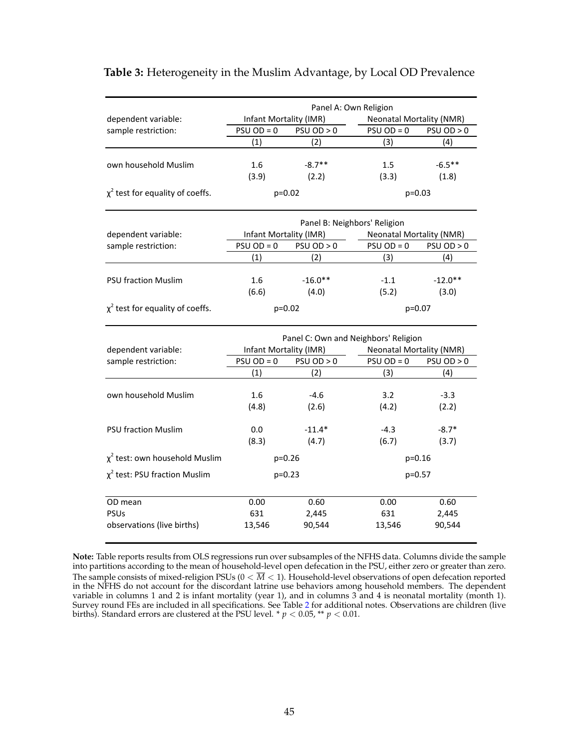**Table 3:** Heterogeneity in the Muslim Advantage, by Local OD Prevalence

| | Panel A: Own Religion | | | |
|---|---|---|---|---|
| dependent variable: | Infant Mortality (IMR) | | Neonatal Mortality (NMR) | |
| sample restriction: | PSU OD = 0 | PSU OD > 0 | PSU OD = 0 | PSU OD > 0 |
| | (1) | (2) | (3) | (4) |
| own household Muslim | 1.6 | -8.7** | 1.5 | -6.5** |
| | (3.9) | (2.2) | (3.3) | (1.8) |
| $\chi^2$ test for equality of coeffs. | p=0.02 | | p=0.03 | |

| | Panel B: Neighbors' Religion | | | |
|---|---|---|---|---|
| dependent variable: | Infant Mortality (IMR) | | Neonatal Mortality (NMR) | |
| sample restriction: | PSU OD = 0 | PSU OD > 0 | PSU OD = 0 | PSU OD > 0 |
| | (1) | (2) | (3) | (4) |
| PSU fraction Muslim | 1.6 | -16.0** | -1.1 | -12.0** |
| | (6.6) | (4.0) | (5.2) | (3.0) |
| $\chi^2$ test for equality of coeffs. | p=0.02 | | p=0.07 | |

| | Panel C: Own and Neighbors' Religion | | | |
|---|---|---|---|---|
| dependent variable: | Infant Mortality (IMR) | | Neonatal Mortality (NMR) | |
| sample restriction: | PSU OD = 0 | PSU OD > 0 | PSU OD = 0 | PSU OD > 0 |
| | (1) | (2) | (3) | (4) |
| own household Muslim | 1.6 | -4.6 | 3.2 | -3.3 |
| | (4.8) | (2.6) | (4.2) | (2.2) |
| PSU fraction Muslim | 0.0 | -11.4* | -4.3 | -8.7* |
| | (8.3) | (4.7) | (6.7) | (3.7) |
| $\chi^2$ test: own household Muslim | p=0.26 | | p=0.16 | |
| $\chi^2$ test: PSU fraction Muslim | p=0.23 | | p=0.57 | |
| OD mean | 0.00 | 0.60 | 0.00 | 0.60 |
| PSUs | 631 | 2,445 | 631 | 2,445 |
| observations (live births) | 13,546 | 90,544 | 13,546 | 90,544 |

**Note:** Table reports results from OLS regressions run over subsamples of the NFHS data. Columns divide the sample into partitions according to the mean of household-level open defecation in the PSU, either zero or greater than zero. The sample consists of mixed-religion PSUs ($0 < \overline{M} < 1$). Household-level observations of open defecation reported in the NFHS do not account for the discordant latrine use behaviors among household members. The dependent variable in columns 1 and 2 is infant mortality (year 1), and in columns 3 and 4 is neonatal mortality (month 1). Survey round FEs are included in all specifications. See Table 2 for additional notes. Observations are children (live births). Standard errors are clustered at the PSU level. * $p < 0.05$, ** $p < 0.01$.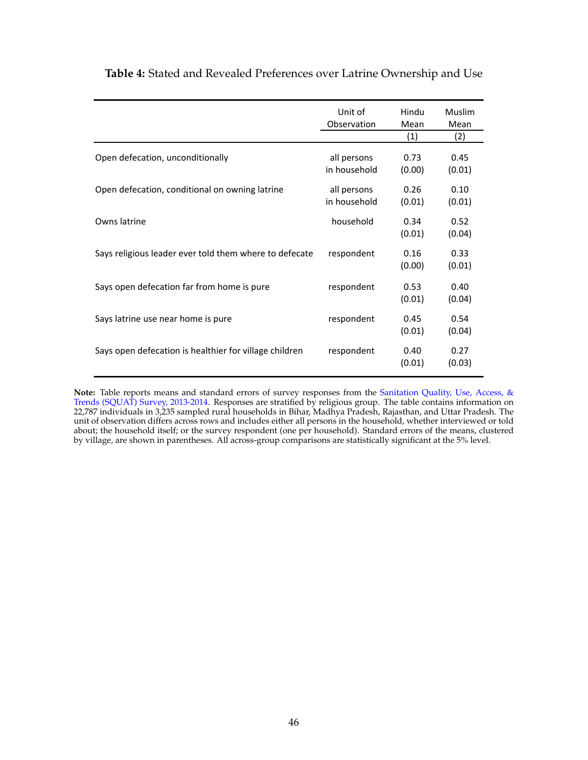**Table 4:** Stated and Revealed Preferences over Latrine Ownership and Use

| | Unit of Observation | Hindu Mean | Muslim Mean |
|---|---|---|---|
| | | (1) | (2) |
| Open defecation, unconditionally | all persons in household | 0.73 | 0.45 |
| | | (0.00) | (0.01) |
| Open defecation, conditional on owning latrine | all persons in household | 0.26 | 0.10 |
| | | (0.01) | (0.01) |
| Owns latrine | household | 0.34 | 0.52 |
| | | (0.01) | (0.04) |
| Says religious leader ever told them where to defecate | respondent | 0.16 | 0.33 |
| | | (0.00) | (0.01) |
| Says open defecation far from home is pure | respondent | 0.53 | 0.40 |
| | | (0.01) | (0.04) |
| Says latrine use near home is pure | respondent | 0.45 | 0.54 |
| | | (0.01) | (0.04) |
| Says open defecation is healthier for village children | respondent | 0.40 | 0.27 |
| | | (0.01) | (0.03) |

**Note:** Table reports means and standard errors of survey responses from the Sanitation Quality, Use, Access, & Trends (SQUAT) Survey, 2013-2014. Responses are stratified by religious group. The table contains information on 22,787 individuals in 3,235 sampled rural households in Bihar, Madhya Pradesh, Rajasthan, and Uttar Pradesh. The unit of observation differs across rows and includes either all persons in the household, whether interviewed or told about; the household itself; or the survey respondent (one per household). Standard errors of the means, clustered by village, are shown in parentheses. All across-group comparisons are statistically significant at the 5% level.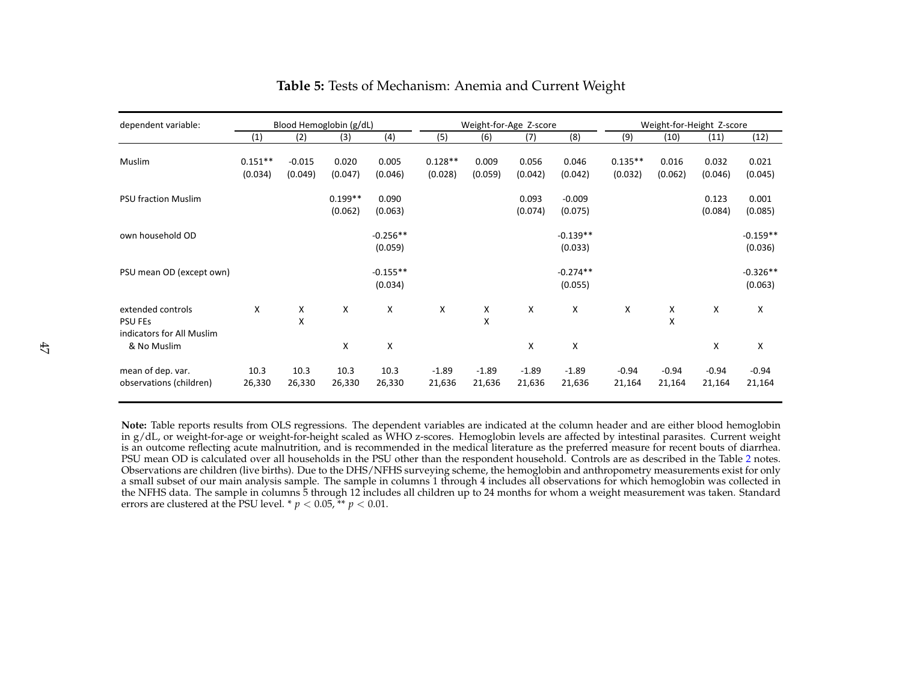**Table 5:** Tests of Mechanism: Anemia and Current Weight

| dependent variable: | Blood Hemoglobin (g/dL) | | | | Weight-for-Age Z-score | | | | Weight-for-Height Z-score | | | |
|---|---|---|---|---|---|---|---|---|---|---|---|---|
| | (1) | (2) | (3) | (4) | (5) | (6) | (7) | (8) | (9) | (10) | (11) | (12) |
| Muslim | 0.151** | -0.015 | 0.020 | 0.005 | 0.128** | 0.009 | 0.056 | 0.046 | 0.135** | 0.016 | 0.032 | 0.021 |
| | (0.034) | (0.049) | (0.047) | (0.046) | (0.028) | (0.059) | (0.042) | (0.042) | (0.032) | (0.062) | (0.046) | (0.045) |
| PSU fraction Muslim | | | 0.199** | 0.090 | | | 0.093 | -0.009 | | | 0.123 | 0.001 |
| | | | (0.062) | (0.063) | | | (0.074) | (0.075) | | | (0.084) | (0.085) |
| own household OD | | | | -0.256** | | | | -0.139** | | | | -0.159** |
| | | | | (0.059) | | | | (0.033) | | | | (0.036) |
| PSU mean OD (except own) | | | | -0.155** | | | | -0.274** | | | | -0.326** |
| | | | | (0.034) | | | | (0.055) | | | | (0.063) |
| extended controls | X | X | X | X | X | X | X | X | X | X | X | X |
| PSU FEs | | X | | | | X | | | | X | | |
| indicators for All Muslim & No Muslim | | | X | X | | | X | X | | | X | X |
| mean of dep. var. | 10.3 | 10.3 | 10.3 | 10.3 | -1.89 | -1.89 | -1.89 | -1.89 | -0.94 | -0.94 | -0.94 | -0.94 |
| observations (children) | 26,330 | 26,330 | 26,330 | 26,330 | 21,636 | 21,636 | 21,636 | 21,636 | 21,164 | 21,164 | 21,164 | 21,164 |

**Note:** Table reports results from OLS regressions. The dependent variables are indicated at the column header and are either blood hemoglobin in g/dL, or weight-for-age or weight-for-height scaled as WHO z-scores. Hemoglobin levels are affected by intestinal parasites. Current weight is an outcome reflecting acute malnutrition, and is recommended in the medical literature as the preferred measure for recent bouts of diarrhea. PSU mean OD is calculated over all households in the PSU other than the respondent household. Controls are as described in the Table 2 notes. Observations are children (live births). Due to the DHS/NFHS surveying scheme, the hemoglobin and anthropometry measurements exist for only a small subset of our main analysis sample. The sample in columns 1 through 4 includes all observations for which hemoglobin was collected in the NFHS data. The sample in columns 5 through 12 includes all children up to 24 months for whom a weight measurement was taken. Standard errors are clustered at the PSU level. * $p < 0.05$, ** $p < 0.01$.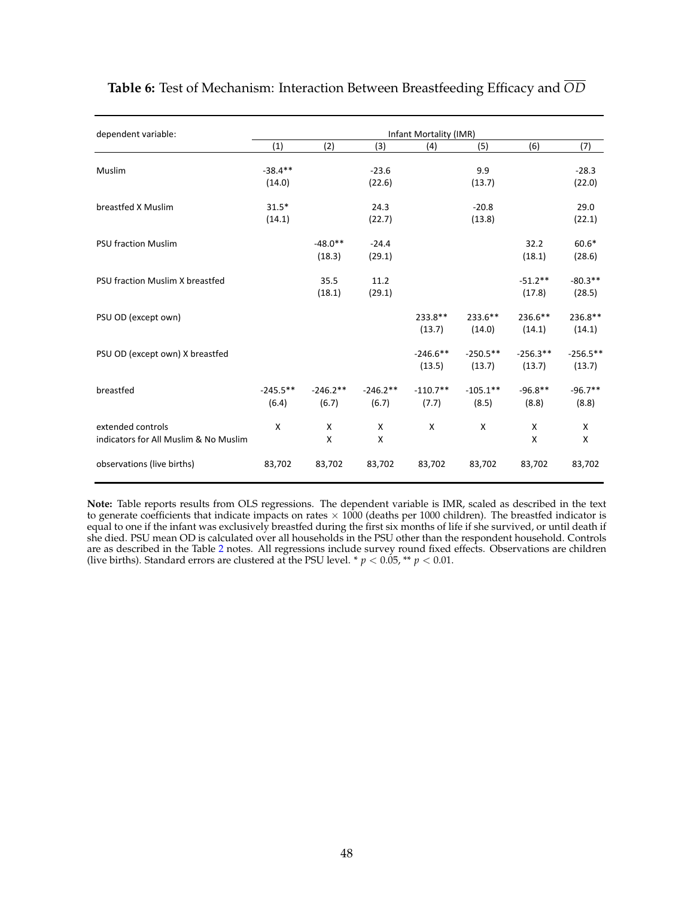**Table 6:** Test of Mechanism: Interaction Between Breastfeeding Efficacy and $\overline{OD}$

| dependent variable: | Infant Mortality (IMR) | | | | | | |
|---|---|---|---|---|---|---|---|
| | (1) | (2) | (3) | (4) | (5) | (6) | (7) |
| Muslim | -38.4** | | -23.6 | | 9.9 | | -28.3 |
| | (14.0) | | (22.6) | | (13.7) | | (22.0) |
| breastfed X Muslim | 31.5* | | 24.3 | | -20.8 | | 29.0 |
| | (14.1) | | (22.7) | | (13.8) | | (22.1) |
| PSU fraction Muslim | | -48.0** | -24.4 | | | 32.2 | 60.6* |
| | | (18.3) | (29.1) | | | (18.1) | (28.6) |
| PSU fraction Muslim X breastfed | | 35.5 | 11.2 | | | -51.2** | -80.3** |
| | | (18.1) | (29.1) | | | (17.8) | (28.5) |
| PSU OD (except own) | | | | 233.8** | 233.6** | 236.6** | 236.8** |
| | | | | (13.7) | (14.0) | (14.1) | (14.1) |
| PSU OD (except own) X breastfed | | | | -246.6** | -250.5** | -256.3** | -256.5** |
| | | | | (13.5) | (13.7) | (13.7) | (13.7) |
| breastfed | -245.5** | -246.2** | -246.2** | -110.7** | -105.1** | -96.8** | -96.7** |
| | (6.4) | (6.7) | (6.7) | (7.7) | (8.5) | (8.8) | (8.8) |
| extended controls | X | X | X | X | X | X | X |
| indicators for All Muslim & No Muslim | | X | X | | | X | X |
| observations (live births) | 83,702 | 83,702 | 83,702 | 83,702 | 83,702 | 83,702 | 83,702 |

**Note:** Table reports results from OLS regressions. The dependent variable is IMR, scaled as described in the text to generate coefficients that indicate impacts on rates $\times$ 1000 (deaths per 1000 children). The breastfed indicator is equal to one if the infant was exclusively breastfed during the first six months of life if she survived, or until death if she died. PSU mean OD is calculated over all households in the PSU other than the respondent household. Controls are as described in the Table 2 notes. All regressions include survey round fixed effects. Observations are children (live births). Standard errors are clustered at the PSU level. * $p < 0.05$, ** $p < 0.01$.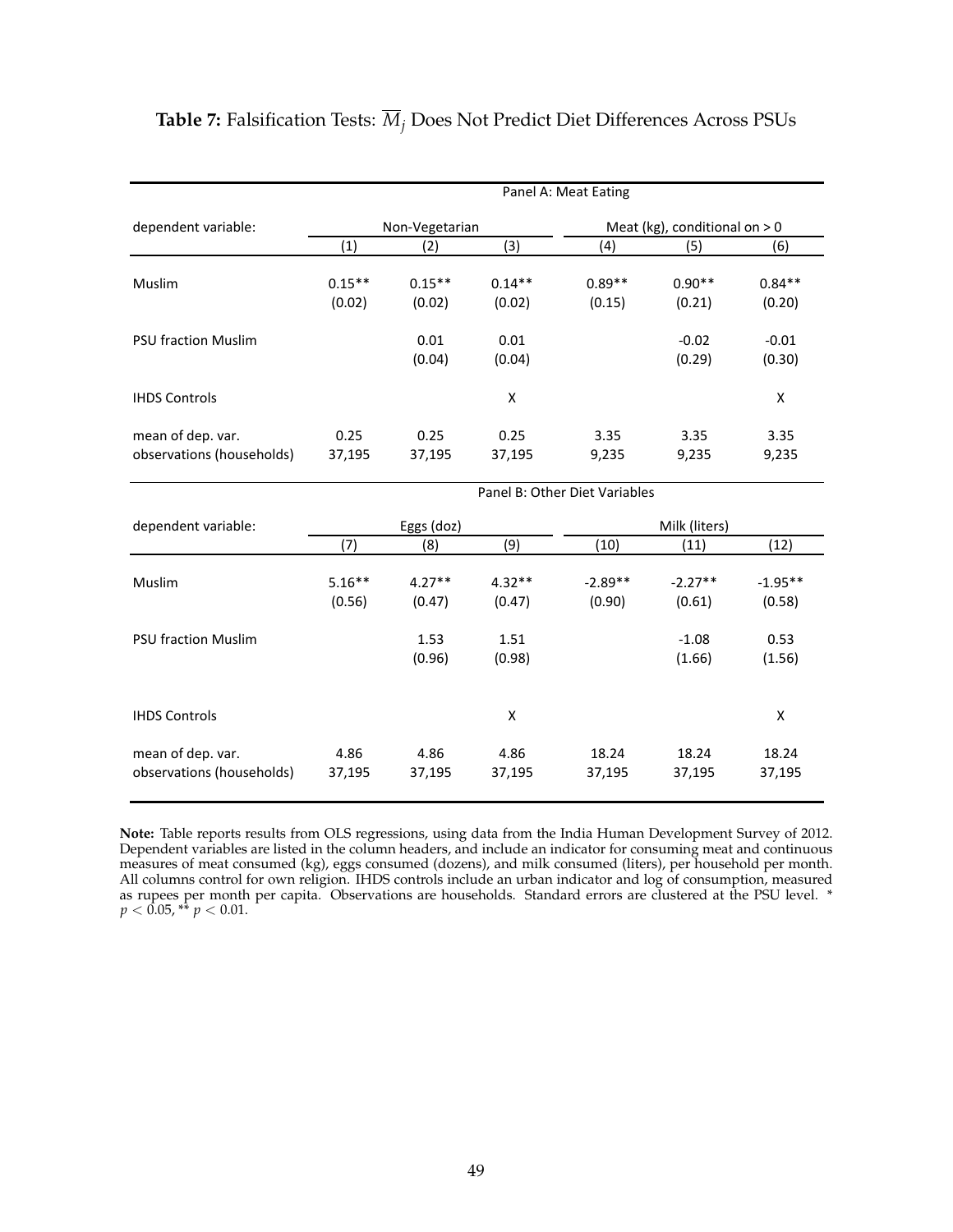**Table 7:** Falsification Tests: $\overline{M}_j$ Does Not Predict Diet Differences Across PSUs

| | Panel A: Meat Eating | | | | | |
|---|---|---|---|---|---|---|
| dependent variable: | Non-Vegetarian | | | Meat (kg), conditional on > 0 | | |
| | (1) | (2) | (3) | (4) | (5) | (6) |
| Muslim | 0.15** | 0.15** | 0.14** | 0.89** | 0.90** | 0.84** |
| | (0.02) | (0.02) | (0.02) | (0.15) | (0.21) | (0.20) |
| PSU fraction Muslim | | 0.01 | 0.01 | | -0.02 | -0.01 |
| | | (0.04) | (0.04) | | (0.29) | (0.30) |
| IHDS Controls | | | X | | | X |
| mean of dep. var. | 0.25 | 0.25 | 0.25 | 3.35 | 3.35 | 3.35 |
| observations (households) | 37,195 | 37,195 | 37,195 | 9,235 | 9,235 | 9,235 |
| | Panel B: Other Diet Variables | | | | | |
| dependent variable: | Eggs (doz) | | | Milk (liters) | | |
| | (7) | (8) | (9) | (10) | (11) | (12) |
| Muslim | 5.16** | 4.27** | 4.32** | -2.89** | -2.27** | -1.95** |
| | (0.56) | (0.47) | (0.47) | (0.90) | (0.61) | (0.58) |
| PSU fraction Muslim | | 1.53 | 1.51 | | -1.08 | 0.53 |
| | | (0.96) | (0.98) | | (1.66) | (1.56) |
| IHDS Controls | | | X | | | X |
| mean of dep. var. | 4.86 | 4.86 | 4.86 | 18.24 | 18.24 | 18.24 |
| observations (households) | 37,195 | 37,195 | 37,195 | 37,195 | 37,195 | 37,195 |

**Note:** Table reports results from OLS regressions, using data from the India Human Development Survey of 2012. Dependent variables are listed in the column headers, and include an indicator for consuming meat and continuous measures of meat consumed (kg), eggs consumed (dozens), and milk consumed (liters), per household per month. All columns control for own religion. IHDS controls include an urban indicator and log of consumption, measured as rupees per month per capita. Observations are households. Standard errors are clustered at the PSU level. * $p < 0.05$, ** $p < 0.01$.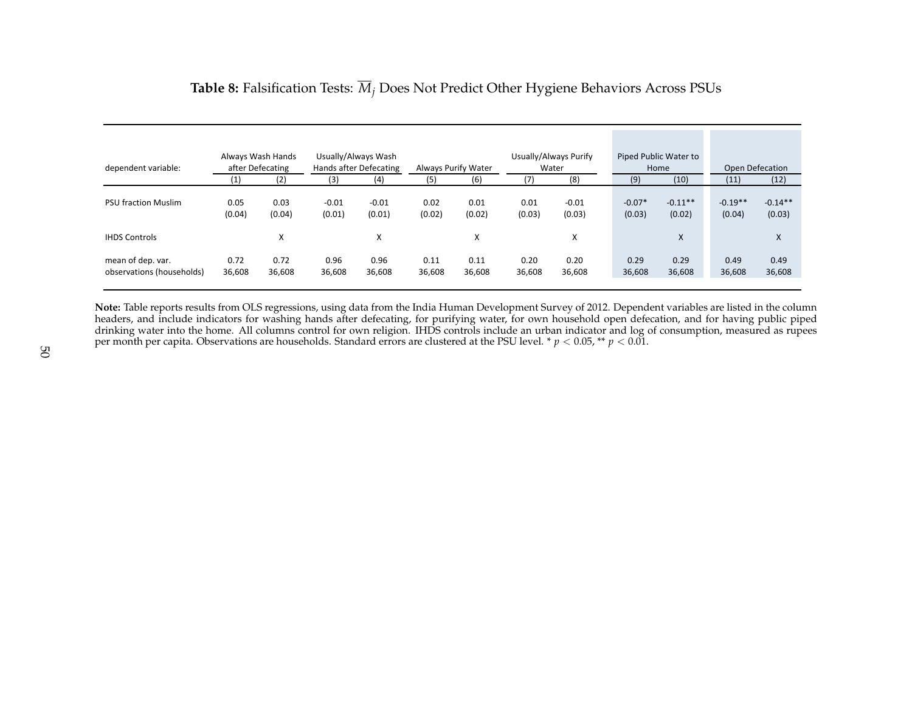**Table 8:** Falsification Tests: $\overline{M}_j$ Does Not Predict Other Hygiene Behaviors Across PSUs

| dependent variable: | Always Wash Hands after Defecating | | Usually/Always Wash Hands after Defecating | | Always Purify Water | | Usually/Always Purify Water | | Piped Public Water to Home | | Open Defecation | |
|---|---|---|---|---|---|---|---|---|---|---|---|---|
| | (1) | (2) | (3) | (4) | (5) | (6) | (7) | (8) | (9) | (10) | (11) | (12) |
| PSU fraction Muslim | 0.05 | 0.03 | -0.01 | -0.01 | 0.02 | 0.01 | 0.01 | -0.01 | -0.07* | -0.11** | -0.19** | -0.14** |
| | (0.04) | (0.04) | (0.01) | (0.01) | (0.02) | (0.02) | (0.03) | (0.03) | (0.03) | (0.02) | (0.04) | (0.03) |
| IHDS Controls | | X | | X | | X | | X | | X | | X |
| mean of dep. var. | 0.72 | 0.72 | 0.96 | 0.96 | 0.11 | 0.11 | 0.20 | 0.20 | 0.29 | 0.29 | 0.49 | 0.49 |
| observations (households) | 36,608 | 36,608 | 36,608 | 36,608 | 36,608 | 36,608 | 36,608 | 36,608 | 36,608 | 36,608 | 36,608 | 36,608 |

**Note:** Table reports results from OLS regressions, using data from the India Human Development Survey of 2012. Dependent variables are listed in the column headers, and include indicators for washing hands after defecating, for purifying water, for own household open defecation, and for having public piped drinking water into the home. All columns control for own religion. IHDS controls include an urban indicator and log of consumption, measured as rupees per month per capita. Observations are households. Standard errors are clustered at the PSU level. * $p < 0.05$, ** $p < 0.01$.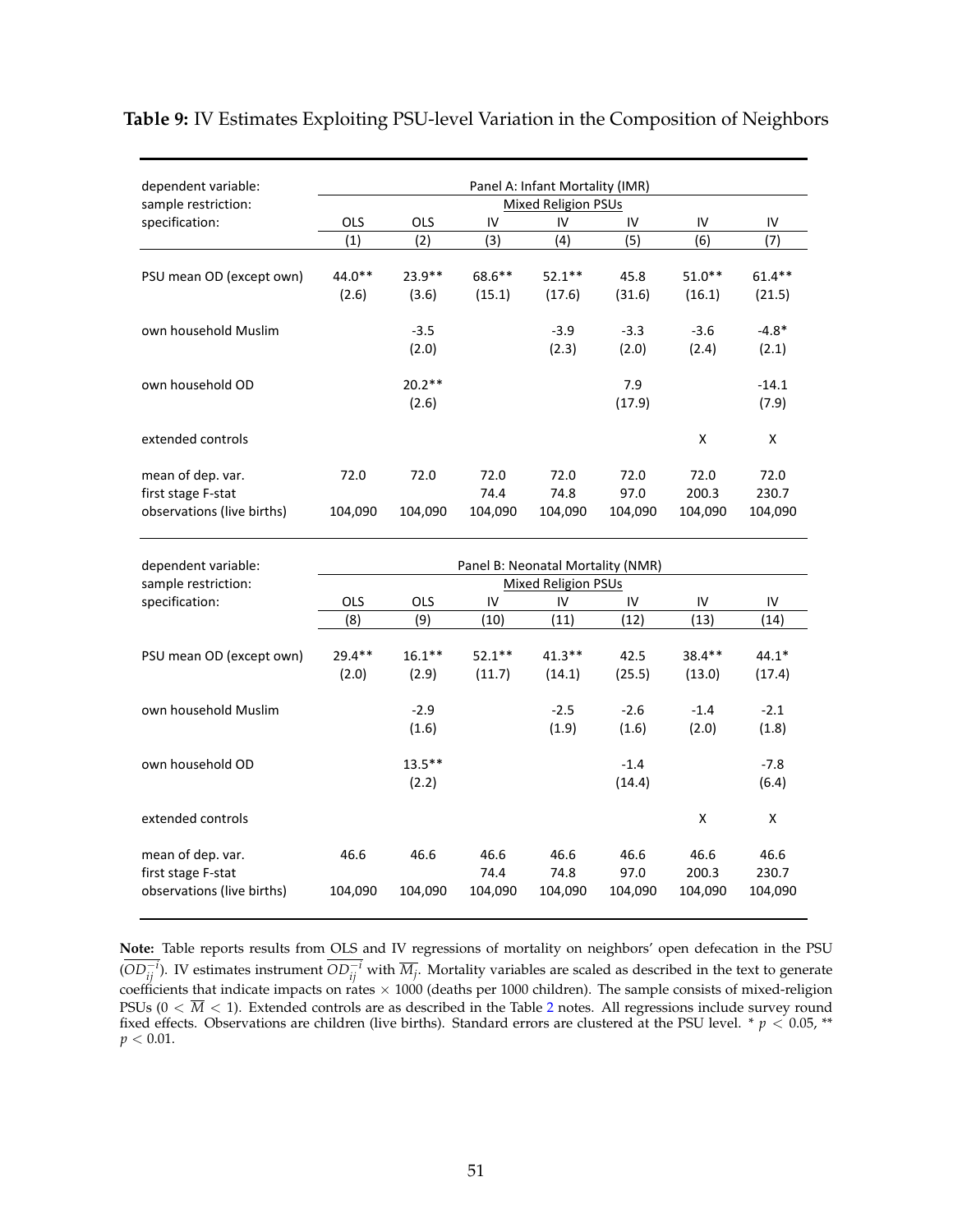**Table 9:** IV Estimates Exploiting PSU-level Variation in the Composition of Neighbors

| dependent variable: | Panel A: Infant Mortality (IMR) | | | | | | |
|---|---|---|---|---|---|---|---|
| sample restriction: | Mixed Religion PSUs | | | | | | |
| specification: | OLS | OLS | IV | IV | IV | IV | IV |
| | (1) | (2) | (3) | (4) | (5) | (6) | (7) |
| PSU mean OD (except own) | 44.0** | 23.9** | 68.6** | 52.1** | 45.8 | 51.0** | 61.4** |
| | (2.6) | (3.6) | (15.1) | (17.6) | (31.6) | (16.1) | (21.5) |
| own household Muslim | | -3.5 | | -3.9 | -3.3 | -3.6 | -4.8* |
| | | (2.0) | | (2.3) | (2.0) | (2.4) | (2.1) |
| own household OD | | 20.2** | | | 7.9 | | -14.1 |
| | | (2.6) | | | (17.9) | | (7.9) |
| extended controls | | | | | | X | X |
| mean of dep. var. | 72.0 | 72.0 | 72.0 | 72.0 | 72.0 | 72.0 | 72.0 |
| first stage F-stat | | | 74.4 | 74.8 | 97.0 | 200.3 | 230.7 |
| observations (live births) | 104,090 | 104,090 | 104,090 | 104,090 | 104,090 | 104,090 | 104,090 |

| dependent variable: | Panel B: Neonatal Mortality (NMR) | | | | | | |
|---|---|---|---|---|---|---|---|
| sample restriction: | Mixed Religion PSUs | | | | | | |
| specification: | OLS | OLS | IV | IV | IV | IV | IV |
| | (8) | (9) | (10) | (11) | (12) | (13) | (14) |
| PSU mean OD (except own) | 29.4** | 16.1** | 52.1** | 41.3** | 42.5 | 38.4** | 44.1* |
| | (2.0) | (2.9) | (11.7) | (14.1) | (25.5) | (13.0) | (17.4) |
| own household Muslim | | -2.9 | | -2.5 | -2.6 | -1.4 | -2.1 |
| | | (1.6) | | (1.9) | (1.6) | (2.0) | (1.8) |
| own household OD | | 13.5** | | | -1.4 | | -7.8 |
| | | (2.2) | | | (14.4) | | (6.4) |
| extended controls | | | | | | X | X |
| mean of dep. var. | 46.6 | 46.6 | 46.6 | 46.6 | 46.6 | 46.6 | 46.6 |
| first stage F-stat | | | 74.4 | 74.8 | 97.0 | 200.3 | 230.7 |
| observations (live births) | 104,090 | 104,090 | 104,090 | 104,090 | 104,090 | 104,090 | 104,090 |

**Note:** Table reports results from OLS and IV regressions of mortality on neighbors' open defecation in the PSU ($\overline{OD_{ij}^{-i}}$). IV estimates instrument $\overline{OD_{ij}^{-i}}$ with $\overline{M_j}$. Mortality variables are scaled as described in the text to generate coefficients that indicate impacts on rates $\times$ 1000 (deaths per 1000 children). The sample consists of mixed-religion PSUs ($0 < \overline{M} < 1$). Extended controls are as described in the Table 2 notes. All regressions include survey round fixed effects. Observations are children (live births). Standard errors are clustered at the PSU level. * $p < 0.05$, ** $p < 0.01$.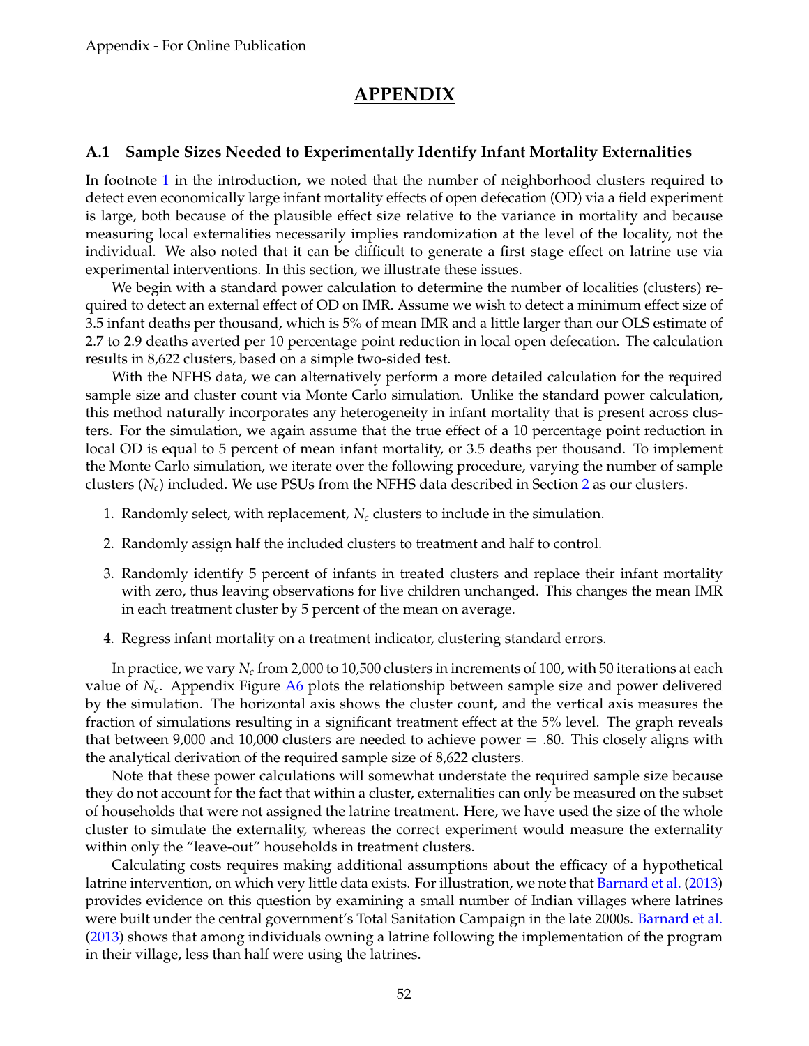# APPENDIX

## A.1 Sample Sizes Needed to Experimentally Identify Infant Mortality Externalities

In footnote 1 in the introduction, we noted that the number of neighborhood clusters required to detect even economically large infant mortality effects of open defecation (OD) via a field experiment is large, both because of the plausible effect size relative to the variance in mortality and because measuring local externalities necessarily implies randomization at the level of the locality, not the individual. We also noted that it can be difficult to generate a first stage effect on latrine use via experimental interventions. In this section, we illustrate these issues.

We begin with a standard power calculation to determine the number of localities (clusters) required to detect an external effect of OD on IMR. Assume we wish to detect a minimum effect size of 3.5 infant deaths per thousand, which is 5% of mean IMR and a little larger than our OLS estimate of 2.7 to 2.9 deaths averted per 10 percentage point reduction in local open defecation. The calculation results in 8,622 clusters, based on a simple two-sided test.

With the NFHS data, we can alternatively perform a more detailed calculation for the required sample size and cluster count via Monte Carlo simulation. Unlike the standard power calculation, this method naturally incorporates any heterogeneity in infant mortality that is present across clusters. For the simulation, we again assume that the true effect of a 10 percentage point reduction in local OD is equal to 5 percent of mean infant mortality, or 3.5 deaths per thousand. To implement the Monte Carlo simulation, we iterate over the following procedure, varying the number of sample clusters ($N_c$) included. We use PSUs from the NFHS data described in Section 2 as our clusters.

1. Randomly select, with replacement, $N_c$ clusters to include in the simulation.
2. Randomly assign half the included clusters to treatment and half to control.
3. Randomly identify 5 percent of infants in treated clusters and replace their infant mortality with zero, thus leaving observations for live children unchanged. This changes the mean IMR in each treatment cluster by 5 percent of the mean on average.
4. Regress infant mortality on a treatment indicator, clustering standard errors.

In practice, we vary $N_c$ from 2,000 to 10,500 clusters in increments of 100, with 50 iterations at each value of $N_c$. Appendix Figure A6 plots the relationship between sample size and power delivered by the simulation. The horizontal axis shows the cluster count, and the vertical axis measures the fraction of simulations resulting in a significant treatment effect at the 5% level. The graph reveals that between 9,000 and 10,000 clusters are needed to achieve power = .80. This closely aligns with the analytical derivation of the required sample size of 8,622 clusters.

Note that these power calculations will somewhat understate the required sample size because they do not account for the fact that within a cluster, externalities can only be measured on the subset of households that were not assigned the latrine treatment. Here, we have used the size of the whole cluster to simulate the externality, whereas the correct experiment would measure the externality within only the "leave-out" households in treatment clusters.

Calculating costs requires making additional assumptions about the efficacy of a hypothetical latrine intervention, on which very little data exists. For illustration, we note that Barnard et al. (2013) provides evidence on this question by examining a small number of Indian villages where latrines were built under the central government's Total Sanitation Campaign in the late 2000s. Barnard et al. (2013) shows that among individuals owning a latrine following the implementation of the program in their village, less than half were using the latrines.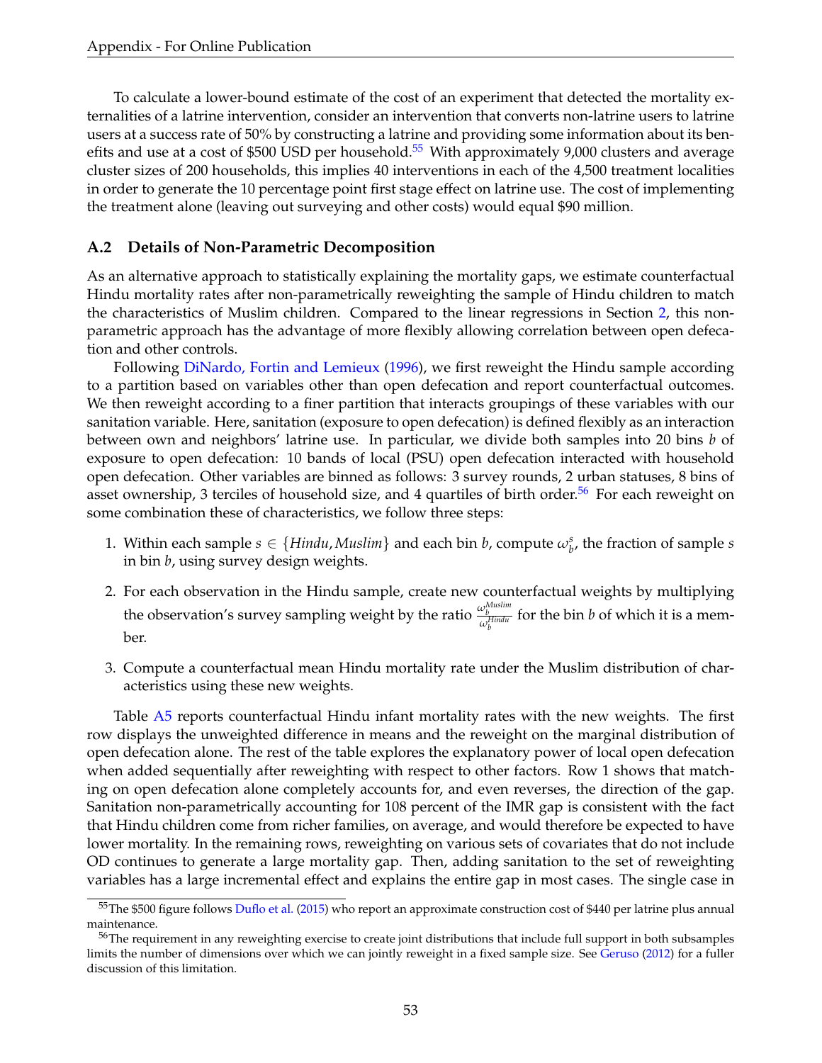To calculate a lower-bound estimate of the cost of an experiment that detected the mortality externalities of a latrine intervention, consider an intervention that converts non-latrine users to latrine users at a success rate of 50% by constructing a latrine and providing some information about its benefits and use at a cost of \$500 USD per household.[55] With approximately 9,000 clusters and average cluster sizes of 200 households, this implies 40 interventions in each of the 4,500 treatment localities in order to generate the 10 percentage point first stage effect on latrine use. The cost of implementing the treatment alone (leaving out surveying and other costs) would equal \$90 million.

### A.2 Details of Non-Parametric Decomposition

As an alternative approach to statistically explaining the mortality gaps, we estimate counterfactual Hindu mortality rates after non-parametrically reweighting the sample of Hindu children to match the characteristics of Muslim children. Compared to the linear regressions in Section 2, this non-parametric approach has the advantage of more flexibly allowing correlation between open defecation and other controls.

Following DiNardo, Fortin and Lemieux (1996), we first reweight the Hindu sample according to a partition based on variables other than open defecation and report counterfactual outcomes. We then reweight according to a finer partition that interacts groupings of these variables with our sanitation variable. Here, sanitation (exposure to open defecation) is defined flexibly as an interaction between own and neighbors' latrine use. In particular, we divide both samples into 20 bins $b$ of exposure to open defecation: 10 bands of local (PSU) open defecation interacted with household open defecation. Other variables are binned as follows: 3 survey rounds, 2 urban statuses, 8 bins of asset ownership, 3 terciles of household size, and 4 quartiles of birth order.[56] For each reweight on some combination these of characteristics, we follow three steps:

1. Within each sample $s \in \{Hindu, Muslim\}$ and each bin $b$, compute $\omega_b^s$, the fraction of sample $s$ in bin $b$, using survey design weights.
2. For each observation in the Hindu sample, create new counterfactual weights by multiplying the observation's survey sampling weight by the ratio $\frac{\omega_b^{Muslim}}{\omega_b^{Hindu}}$ for the bin $b$ of which it is a member.
3. Compute a counterfactual mean Hindu mortality rate under the Muslim distribution of characteristics using these new weights.

Table A5 reports counterfactual Hindu infant mortality rates with the new weights. The first row displays the unweighted difference in means and the reweight on the marginal distribution of open defecation alone. The rest of the table explores the explanatory power of local open defecation when added sequentially after reweighting with respect to other factors. Row 1 shows that matching on open defecation alone completely accounts for, and even reverses, the direction of the gap. Sanitation non-parametrically accounting for 108 percent of the IMR gap is consistent with the fact that Hindu children come from richer families, on average, and would therefore be expected to have lower mortality. In the remaining rows, reweighting on various sets of covariates that do not include OD continues to generate a large mortality gap. Then, adding sanitation to the set of reweighting variables has a large incremental effect and explains the entire gap in most cases. The single case in

[55] The \$500 figure follows Duflo et al. (2015) who report an approximate construction cost of \$440 per latrine plus annual maintenance.

[56] The requirement in any reweighting exercise to create joint distributions that include full support in both subsamples limits the number of dimensions over which we can jointly reweight in a fixed sample size. See Geruso (2012) for a fuller discussion of this limitation.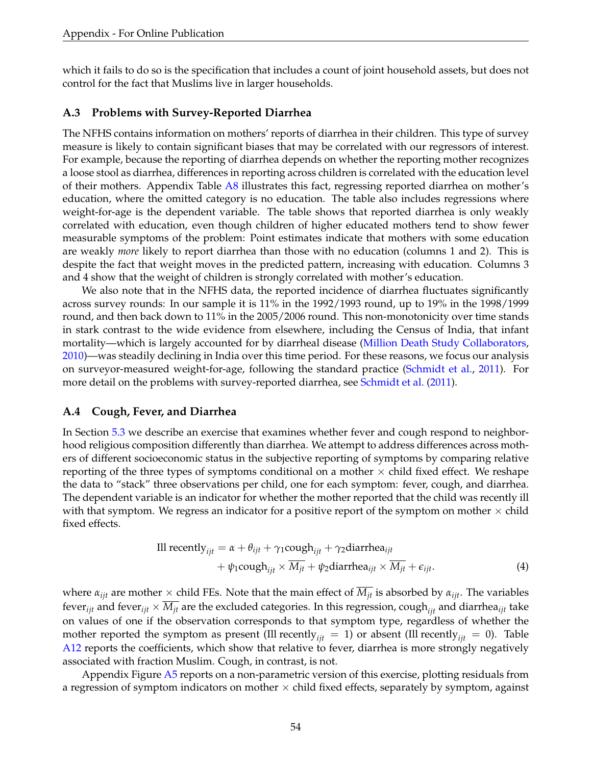which it fails to do so is the specification that includes a count of joint household assets, but does not control for the fact that Muslims live in larger households.

### A.3 Problems with Survey-Reported Diarrhea

The NFHS contains information on mothers' reports of diarrhea in their children. This type of survey measure is likely to contain significant biases that may be correlated with our regressors of interest. For example, because the reporting of diarrhea depends on whether the reporting mother recognizes a loose stool as diarrhea, differences in reporting across children is correlated with the education level of their mothers. Appendix Table A8 illustrates this fact, regressing reported diarrhea on mother's education, where the omitted category is no education. The table also includes regressions where weight-for-age is the dependent variable. The table shows that reported diarrhea is only weakly correlated with education, even though children of higher educated mothers tend to show fewer measurable symptoms of the problem: Point estimates indicate that mothers with some education are weakly *more* likely to report diarrhea than those with no education (columns 1 and 2). This is despite the fact that weight moves in the predicted pattern, increasing with education. Columns 3 and 4 show that the weight of children is strongly correlated with mother's education.

We also note that in the NFHS data, the reported incidence of diarrhea fluctuates significantly across survey rounds: In our sample it is 11% in the 1992/1993 round, up to 19% in the 1998/1999 round, and then back down to 11% in the 2005/2006 round. This non-monotonicity over time stands in stark contrast to the wide evidence from elsewhere, including the Census of India, that infant mortality—which is largely accounted for by diarrheal disease (Million Death Study Collaborators, 2010)—was steadily declining in India over this time period. For these reasons, we focus our analysis on surveyor-measured weight-for-age, following the standard practice (Schmidt et al., 2011). For more detail on the problems with survey-reported diarrhea, see Schmidt et al. (2011).

### A.4 Cough, Fever, and Diarrhea

In Section 5.3 we describe an exercise that examines whether fever and cough respond to neighborhood religious composition differently than diarrhea. We attempt to address differences across mothers of different socioeconomic status in the subjective reporting of symptoms by comparing relative reporting of the three types of symptoms conditional on a mother × child fixed effect. We reshape the data to "stack" three observations per child, one for each symptom: fever, cough, and diarrhea. The dependent variable is an indicator for whether the mother reported that the child was recently ill with that symptom. We regress an indicator for a positive report of the symptom on mother × child fixed effects.

$$\begin{aligned}\text{Ill recently}_{ijt} = \alpha + \theta_{ijt} + \gamma_1 \text{cough}_{ijt} + \gamma_2 \text{diarrhea}_{ijt} \\ + \psi_1 \text{cough}_{ijt} \times \overline{M_{jt}} + \psi_2 \text{diarrhea}_{ijt} \times \overline{M_{jt}} + \epsilon_{ijt}.\end{aligned} \tag{4}$$

where $\alpha_{ijt}$ are mother × child FEs. Note that the main effect of $\overline{M_{jt}}$ is absorbed by $\alpha_{ijt}$. The variables $\text{fever}_{ijt}$ and $\text{fever}_{ijt} \times \overline{M_{jt}}$ are the excluded categories. In this regression, $\text{cough}_{ijt}$ and $\text{diarrhea}_{ijt}$ take on values of one if the observation corresponds to that symptom type, regardless of whether the mother reported the symptom as present ($\text{Ill recently}_{ijt} = 1$) or absent ($\text{Ill recently}_{ijt} = 0$). Table A12 reports the coefficients, which show that relative to fever, diarrhea is more strongly negatively associated with fraction Muslim. Cough, in contrast, is not.

Appendix Figure A5 reports on a non-parametric version of this exercise, plotting residuals from a regression of symptom indicators on mother × child fixed effects, separately by symptom, against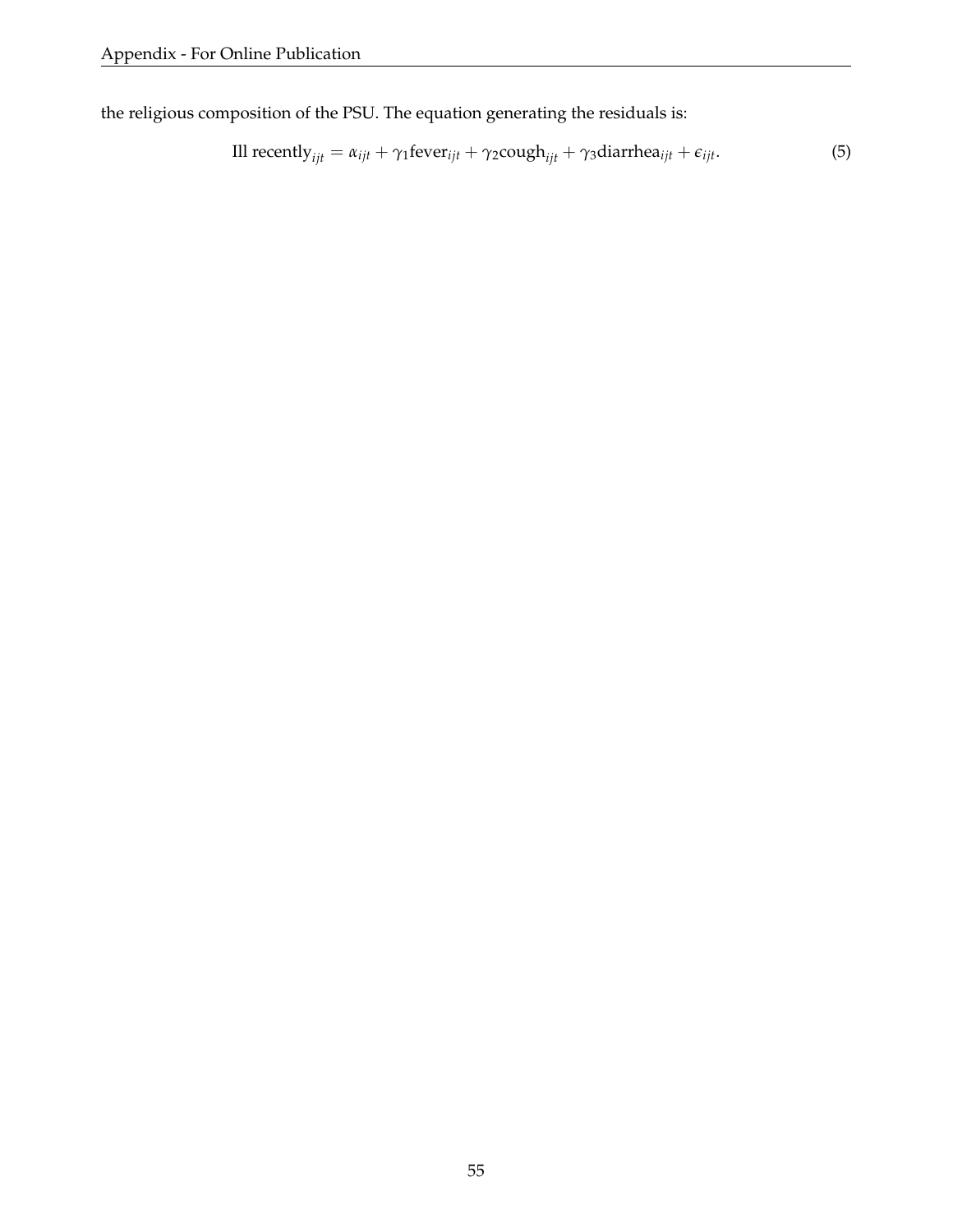the religious composition of the PSU. The equation generating the residuals is:

$$\text{Ill recently}_{ijt} = \alpha_{ijt} + \gamma_1 \text{fever}_{ijt} + \gamma_2 \text{cough}_{ijt} + \gamma_3 \text{diarrhea}_{ijt} + \epsilon_{ijt}. \tag{5}$$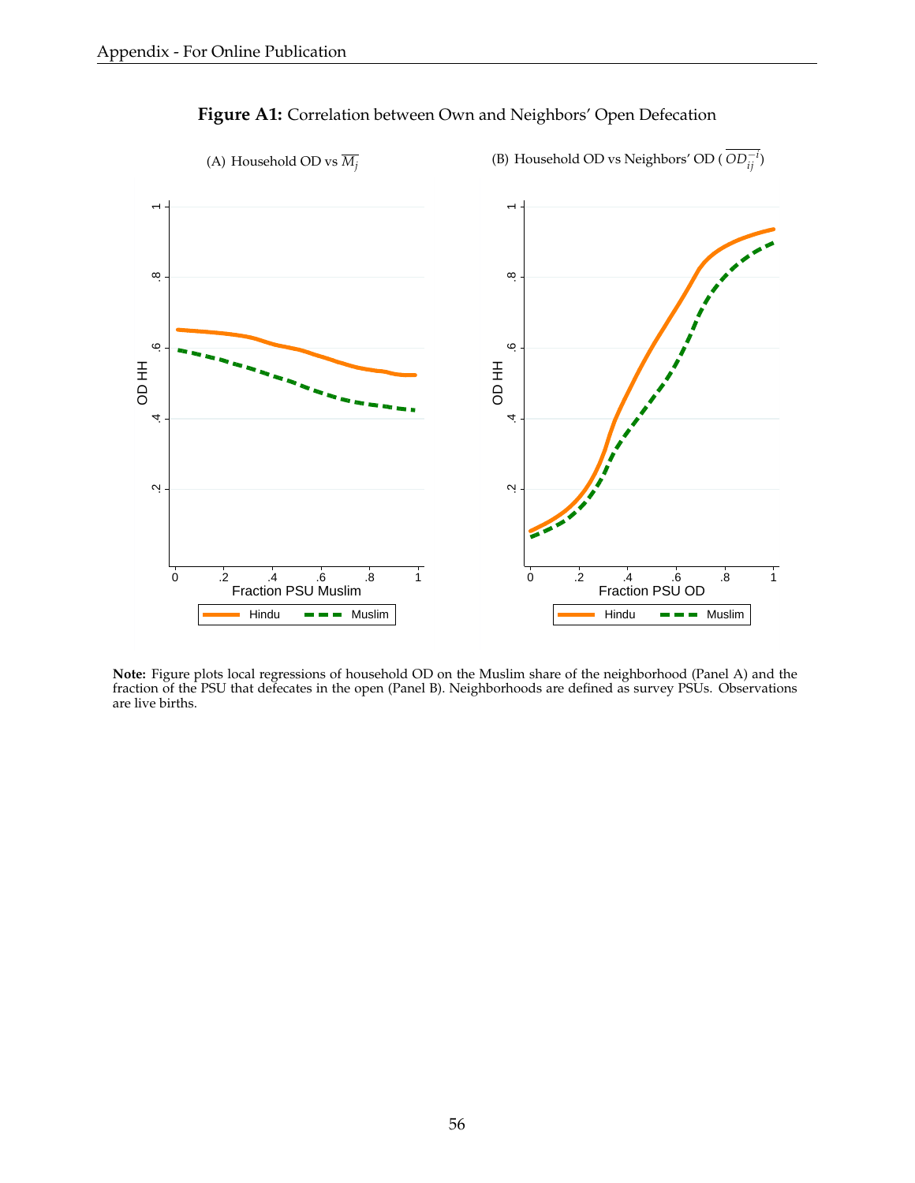**Figure A1:** Correlation between Own and Neighbors' Open Defecation

(A) Household OD vs $\overline{M_j}$

(B) Household OD vs Neighbors' OD ( $\overline{OD_{ij}^{-i}}$)

**Note:** Figure plots local regressions of household OD on the Muslim share of the neighborhood (Panel A) and the fraction of the PSU that defecates in the open (Panel B). Neighborhoods are defined as survey PSUs. Observations are live births.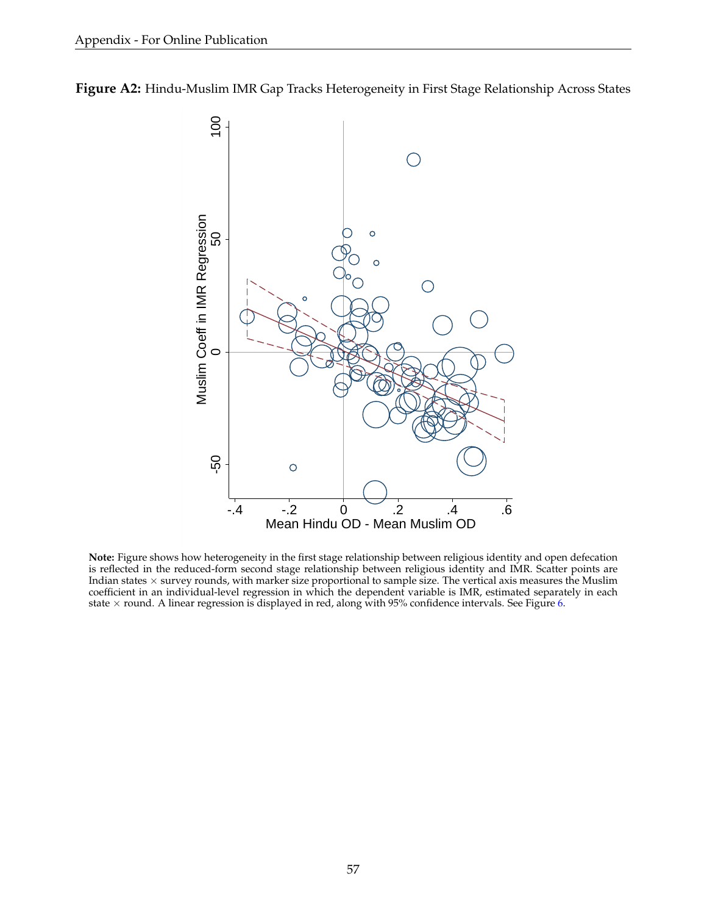**Figure A2:** Hindu-Muslim IMR Gap Tracks Heterogeneity in First Stage Relationship Across States

**Note:** Figure shows how heterogeneity in the first stage relationship between religious identity and open defecation is reflected in the reduced-form second stage relationship between religious identity and IMR. Scatter points are Indian states × survey rounds, with marker size proportional to sample size. The vertical axis measures the Muslim coefficient in an individual-level regression in which the dependent variable is IMR, estimated separately in each state × round. A linear regression is displayed in red, along with 95% confidence intervals. See Figure 6.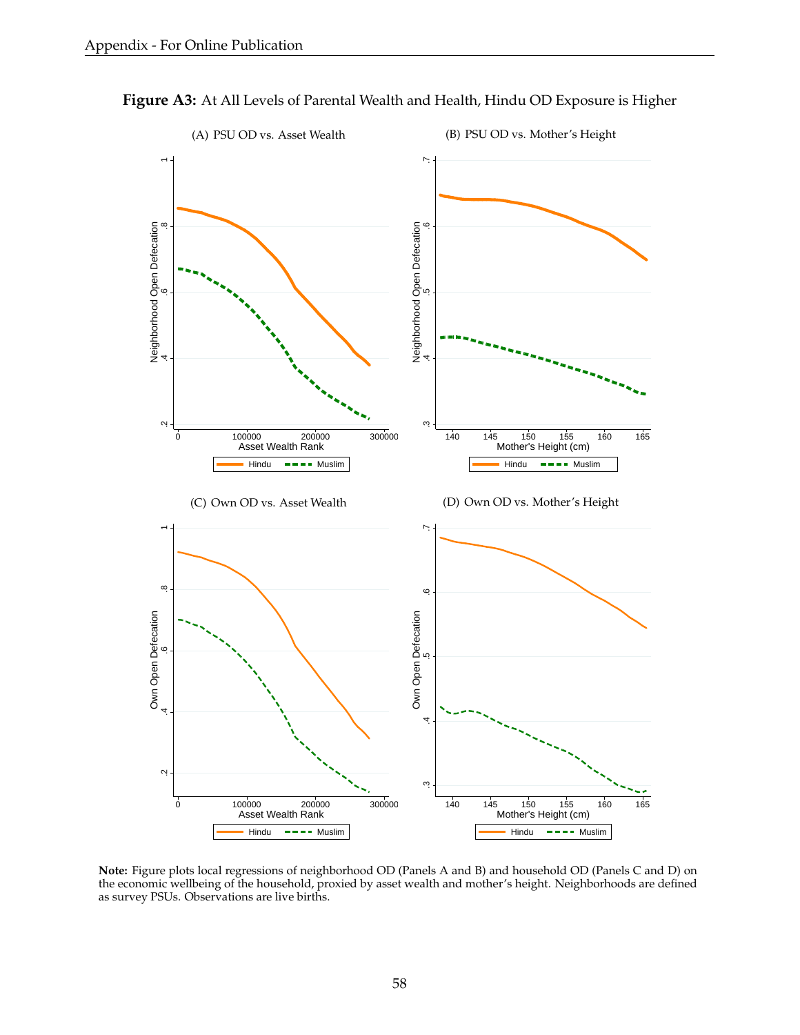**Figure A3:** At All Levels of Parental Wealth and Health, Hindu OD Exposure is Higher

(A) PSU OD vs. Asset Wealth

(B) PSU OD vs. Mother's Height

(C) Own OD vs. Asset Wealth

(D) Own OD vs. Mother's Height

**Note:** Figure plots local regressions of neighborhood OD (Panels A and B) and household OD (Panels C and D) on the economic wellbeing of the household, proxied by asset wealth and mother's height. Neighborhoods are defined as survey PSUs. Observations are live births.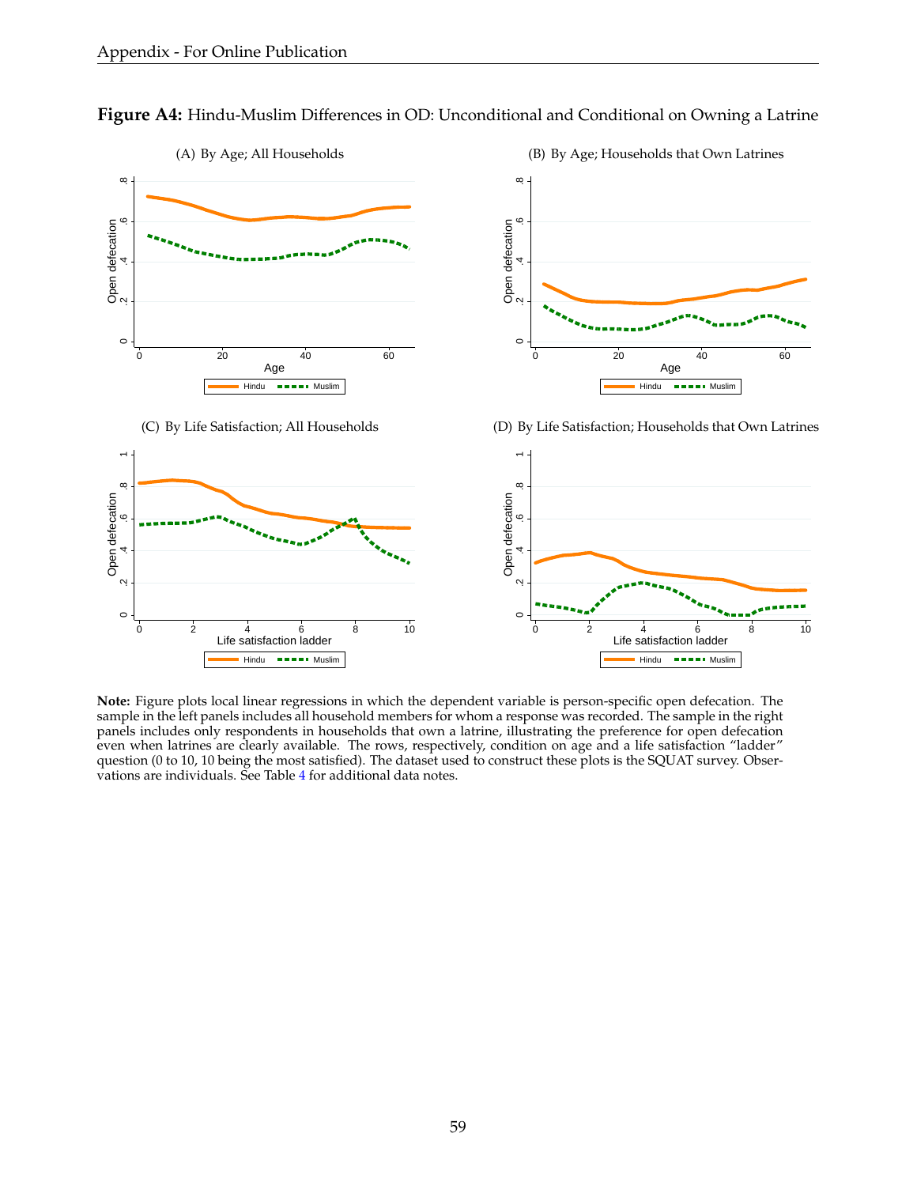**Figure A4:** Hindu-Muslim Differences in OD: Unconditional and Conditional on Owning a Latrine

(A) By Age; All Households

(B) By Age; Households that Own Latrines

(C) By Life Satisfaction; All Households

(D) By Life Satisfaction; Households that Own Latrines

**Note:** Figure plots local linear regressions in which the dependent variable is person-specific open defecation. The sample in the left panels includes all household members for whom a response was recorded. The sample in the right panels includes only respondents in households that own a latrine, illustrating the preference for open defecation even when latrines are clearly available. The rows, respectively, condition on age and a life satisfaction "ladder" question (0 to 10, 10 being the most satisfied). The dataset used to construct these plots is the SQUAT survey. Observations are individuals. See Table 4 for additional data notes.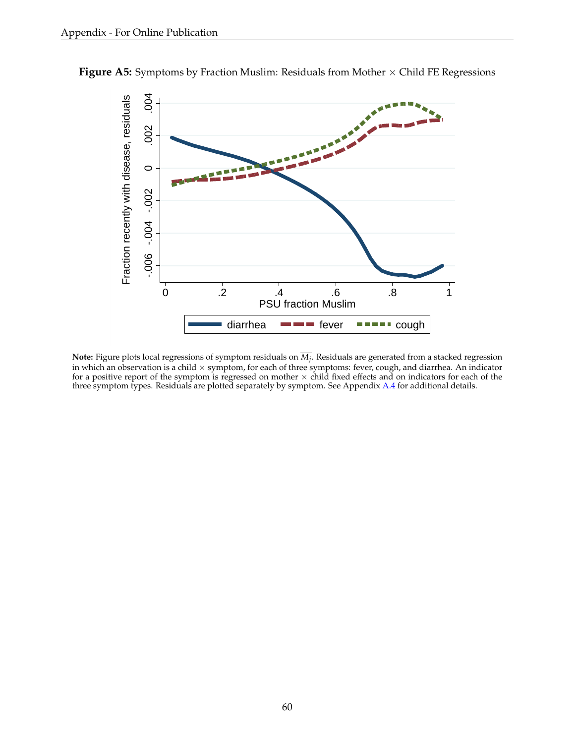**Figure A5:** Symptoms by Fraction Muslim: Residuals from Mother × Child FE Regressions

**Note:** Figure plots local regressions of symptom residuals on $\overline{M_j}$. Residuals are generated from a stacked regression in which an observation is a child × symptom, for each of three symptoms: fever, cough, and diarrhea. An indicator for a positive report of the symptom is regressed on mother × child fixed effects and on indicators for each of the three symptom types. Residuals are plotted separately by symptom. See Appendix A.4 for additional details.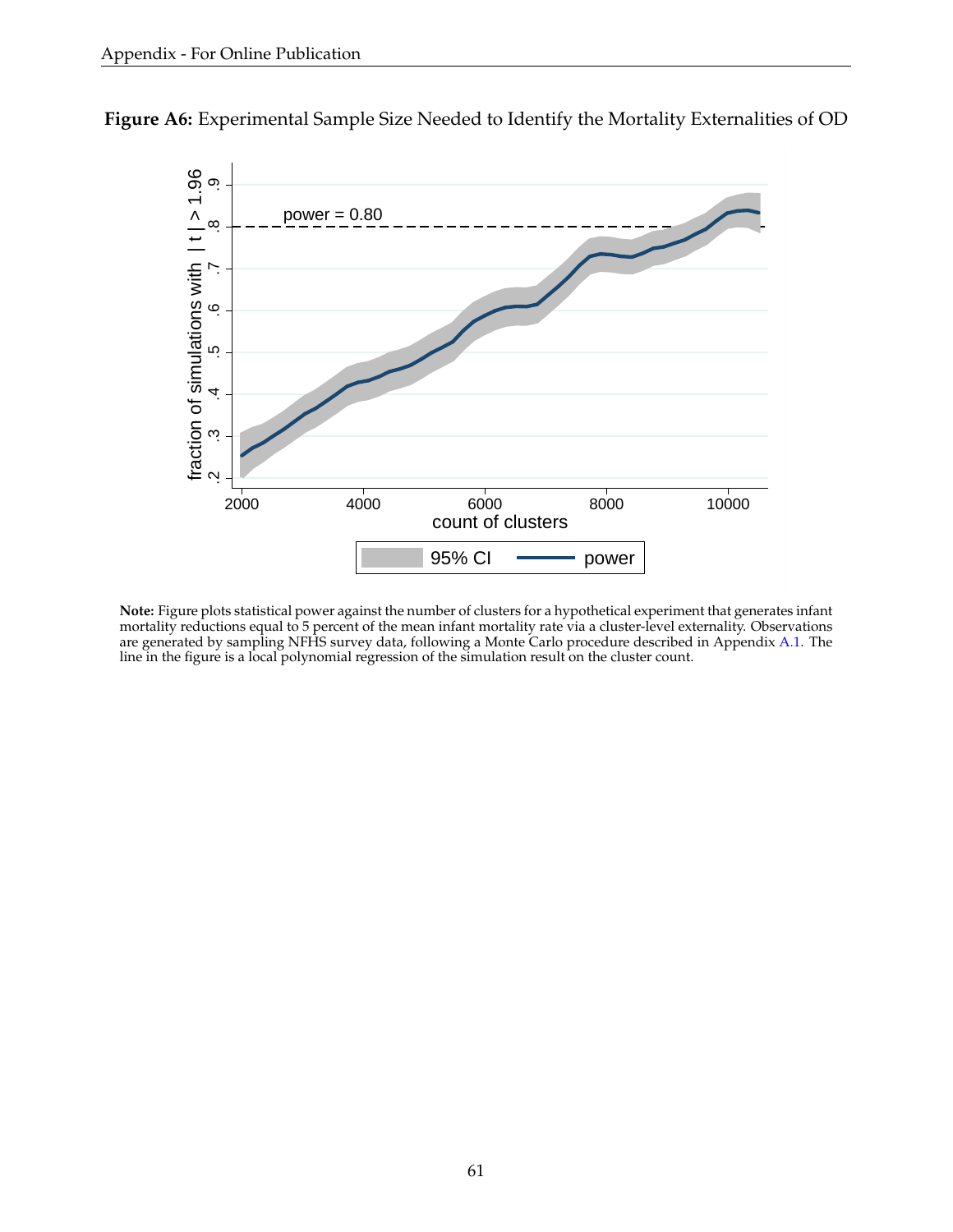**Figure A6:** Experimental Sample Size Needed to Identify the Mortality Externalities of OD

**Note:** Figure plots statistical power against the number of clusters for a hypothetical experiment that generates infant mortality reductions equal to 5 percent of the mean infant mortality rate via a cluster-level externality. Observations are generated by sampling NFHS survey data, following a Monte Carlo procedure described in Appendix A.1. The line in the figure is a local polynomial regression of the simulation result on the cluster count.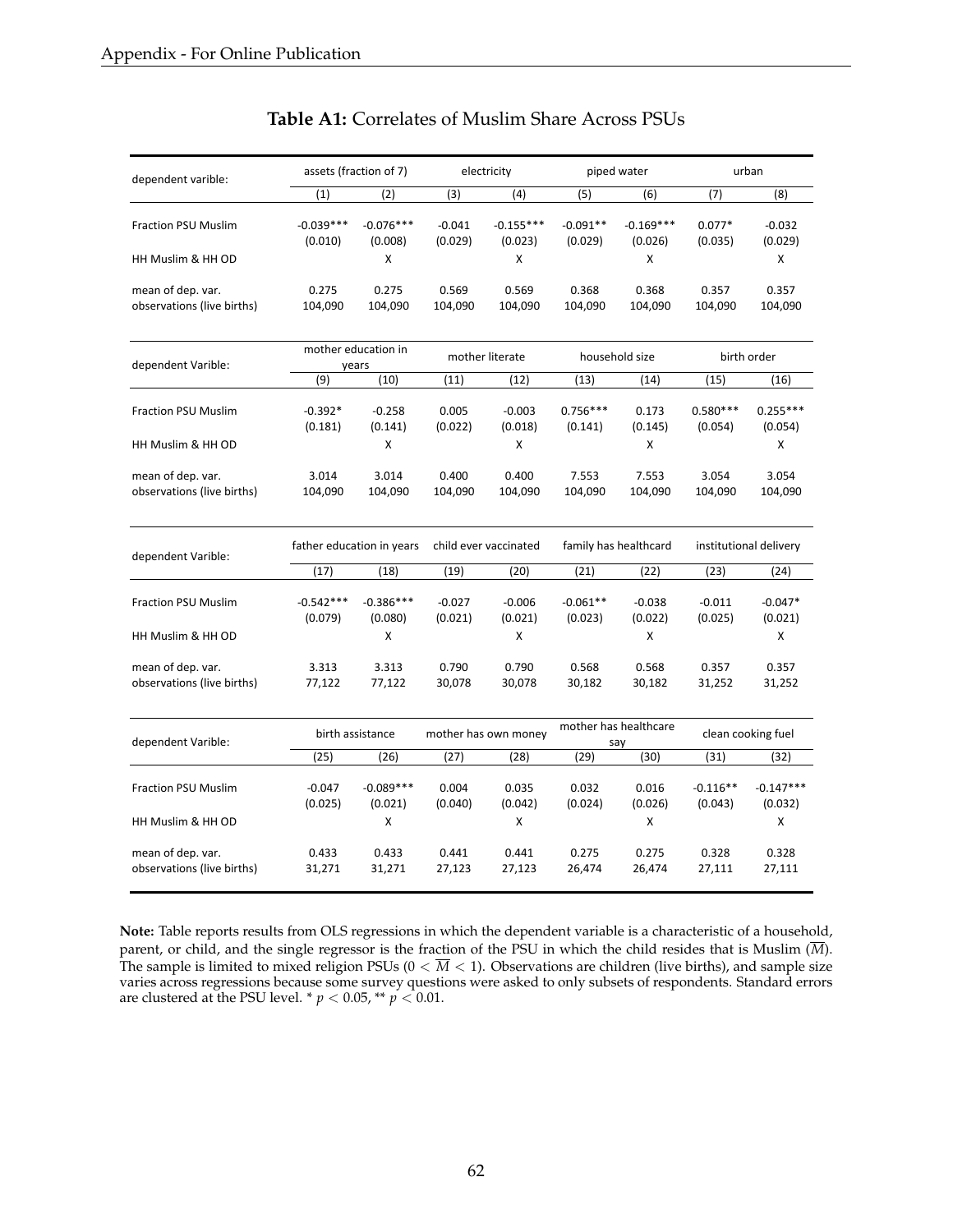**Table A1:** Correlates of Muslim Share Across PSUs

| dependent varible: | assets (fraction of 7) | | electricity | | piped water | | urban | |
|---|---|---|---|---|---|---|---|---|
| | (1) | (2) | (3) | (4) | (5) | (6) | (7) | (8) |
| Fraction PSU Muslim | -0.039*** | -0.076*** | -0.041 | -0.155*** | -0.091** | -0.169*** | 0.077* | -0.032 |
| | (0.010) | (0.008) | (0.029) | (0.023) | (0.029) | (0.026) | (0.035) | (0.029) |
| HH Muslim & HH OD | | X | | X | | X | | X |
| mean of dep. var. | 0.275 | 0.275 | 0.569 | 0.569 | 0.368 | 0.368 | 0.357 | 0.357 |
| observations (live births) | 104,090 | 104,090 | 104,090 | 104,090 | 104,090 | 104,090 | 104,090 | 104,090 |

| dependent Varible: | mother education in years | | mother literate | | household size | | birth order | |
|---|---|---|---|---|---|---|---|---|
| | (9) | (10) | (11) | (12) | (13) | (14) | (15) | (16) |
| Fraction PSU Muslim | -0.392* | -0.258 | 0.005 | -0.003 | 0.756*** | 0.173 | 0.580*** | 0.255*** |
| | (0.181) | (0.141) | (0.022) | (0.018) | (0.141) | (0.145) | (0.054) | (0.054) |
| HH Muslim & HH OD | | X | | X | | X | | X |
| mean of dep. var. | 3.014 | 3.014 | 0.400 | 0.400 | 7.553 | 7.553 | 3.054 | 3.054 |
| observations (live births) | 104,090 | 104,090 | 104,090 | 104,090 | 104,090 | 104,090 | 104,090 | 104,090 |

| dependent Varible: | father education in years | | child ever vaccinated | | family has healthcard | | institutional delivery | |
|---|---|---|---|---|---|---|---|---|
| | (17) | (18) | (19) | (20) | (21) | (22) | (23) | (24) |
| Fraction PSU Muslim | -0.542*** | -0.386*** | -0.027 | -0.006 | -0.061** | -0.038 | -0.011 | -0.047* |
| | (0.079) | (0.080) | (0.021) | (0.021) | (0.023) | (0.022) | (0.025) | (0.021) |
| HH Muslim & HH OD | | X | | X | | X | | X |
| mean of dep. var. | 3.313 | 3.313 | 0.790 | 0.790 | 0.568 | 0.568 | 0.357 | 0.357 |
| observations (live births) | 77,122 | 77,122 | 30,078 | 30,078 | 30,182 | 30,182 | 31,252 | 31,252 |

| dependent Varible: | birth assistance | | mother has own money | | mother has healthcare say | | clean cooking fuel | |
|---|---|---|---|---|---|---|---|---|
| | (25) | (26) | (27) | (28) | (29) | (30) | (31) | (32) |
| Fraction PSU Muslim | -0.047 | -0.089*** | 0.004 | 0.035 | 0.032 | 0.016 | -0.116** | -0.147*** |
| | (0.025) | (0.021) | (0.040) | (0.042) | (0.024) | (0.026) | (0.043) | (0.032) |
| HH Muslim & HH OD | | X | | X | | X | | X |
| mean of dep. var. | 0.433 | 0.433 | 0.441 | 0.441 | 0.275 | 0.275 | 0.328 | 0.328 |
| observations (live births) | 31,271 | 31,271 | 27,123 | 27,123 | 26,474 | 26,474 | 27,111 | 27,111 |

**Note:** Table reports results from OLS regressions in which the dependent variable is a characteristic of a household, parent, or child, and the single regressor is the fraction of the PSU in which the child resides that is Muslim ($\overline{M}$). The sample is limited to mixed religion PSUs ($0 < \overline{M} < 1$). Observations are children (live births), and sample size varies across regressions because some survey questions were asked to only subsets of respondents. Standard errors are clustered at the PSU level. * $p < 0.05$, ** $p < 0.01$.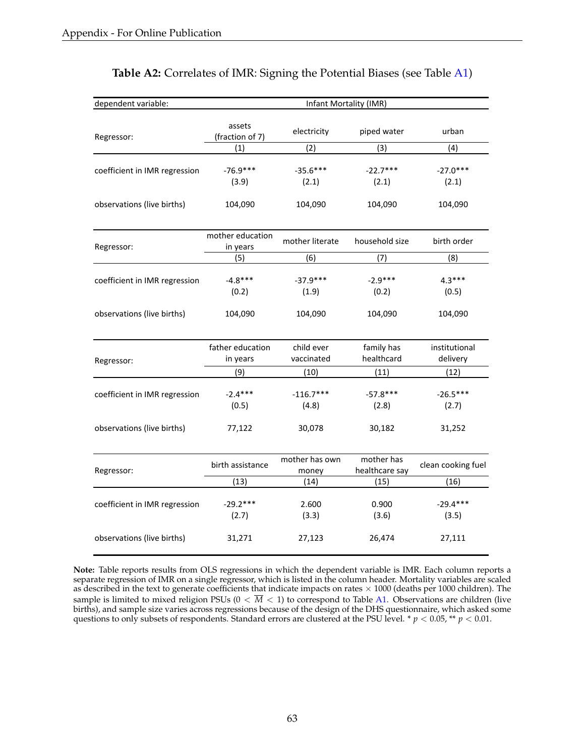**Table A2:** Correlates of IMR: Signing the Potential Biases (see Table A1)

| dependent variable: | Infant Mortality (IMR) | | | |
|---|---|---|---|---|
| Regressor: | assets (fraction of 7) | electricity | piped water | urban |
| | (1) | (2) | (3) | (4) |
| coefficient in IMR regression | -76.9*** | -35.6*** | -22.7*** | -27.0*** |
| | (3.9) | (2.1) | (2.1) | (2.1) |
| observations (live births) | 104,090 | 104,090 | 104,090 | 104,090 |
| Regressor: | mother education in years | mother literate | household size | birth order |
| | (5) | (6) | (7) | (8) |
| coefficient in IMR regression | -4.8*** | -37.9*** | -2.9*** | 4.3*** |
| | (0.2) | (1.9) | (0.2) | (0.5) |
| observations (live births) | 104,090 | 104,090 | 104,090 | 104,090 |
| Regressor: | father education in years | child ever vaccinated | family has healthcard | institutional delivery |
| | (9) | (10) | (11) | (12) |
| coefficient in IMR regression | -2.4*** | -116.7*** | -57.8*** | -26.5*** |
| | (0.5) | (4.8) | (2.8) | (2.7) |
| observations (live births) | 77,122 | 30,078 | 30,182 | 31,252 |
| Regressor: | birth assistance | mother has own money | mother has healthcare say | clean cooking fuel |
| | (13) | (14) | (15) | (16) |
| coefficient in IMR regression | -29.2*** | 2.600 | 0.900 | -29.4*** |
| | (2.7) | (3.3) | (3.6) | (3.5) |
| observations (live births) | 31,271 | 27,123 | 26,474 | 27,111 |

**Note:** Table reports results from OLS regressions in which the dependent variable is IMR. Each column reports a separate regression of IMR on a single regressor, which is listed in the column header. Mortality variables are scaled as described in the text to generate coefficients that indicate impacts on rates $\times$ 1000 (deaths per 1000 children). The sample is limited to mixed religion PSUs ($0 < \overline{M} < 1$) to correspond to Table A1. Observations are children (live births), and sample size varies across regressions because of the design of the DHS questionnaire, which asked some questions to only subsets of respondents. Standard errors are clustered at the PSU level. * $p < 0.05$, ** $p < 0.01$.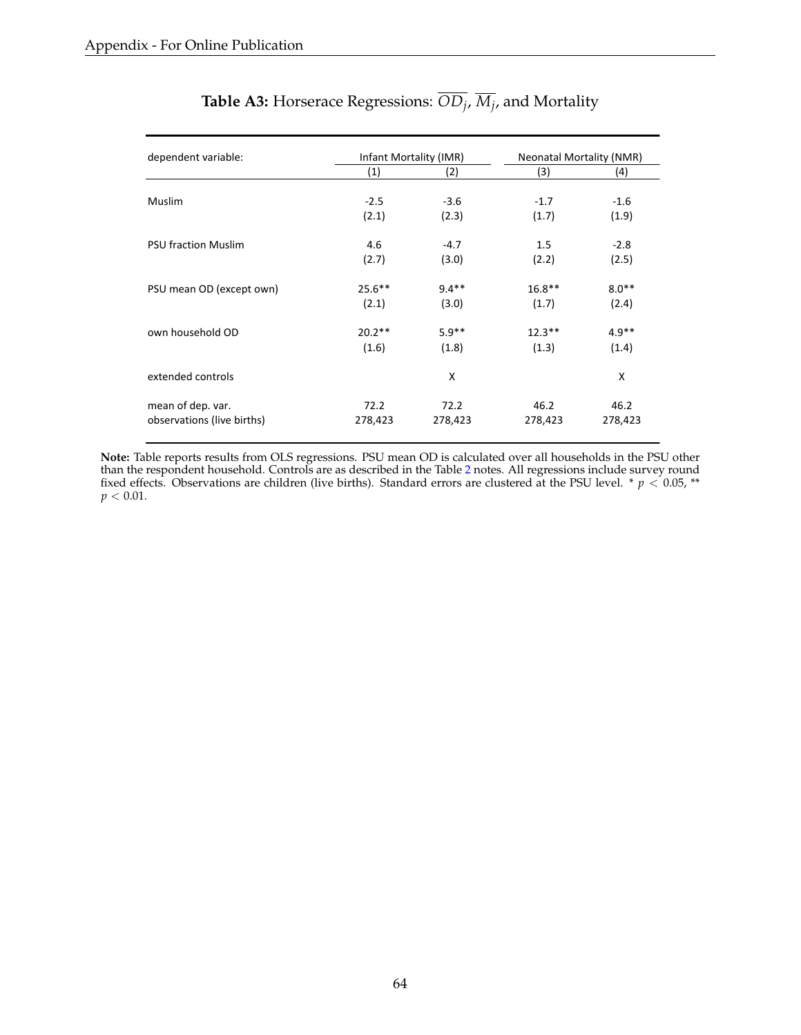**Table A3:** Horserace Regressions: $\overline{OD_j}$, $\overline{M_j}$, and Mortality

| dependent variable: | Infant Mortality (IMR) | | Neonatal Mortality (NMR) | |
|---|---|---|---|---|
| | (1) | (2) | (3) | (4) |
| Muslim | -2.5 | -3.6 | -1.7 | -1.6 |
| | (2.1) | (2.3) | (1.7) | (1.9) |
| PSU fraction Muslim | 4.6 | -4.7 | 1.5 | -2.8 |
| | (2.7) | (3.0) | (2.2) | (2.5) |
| PSU mean OD (except own) | 25.6** | 9.4** | 16.8** | 8.0** |
| | (2.1) | (3.0) | (1.7) | (2.4) |
| own household OD | 20.2** | 5.9** | 12.3** | 4.9** |
| | (1.6) | (1.8) | (1.3) | (1.4) |
| extended controls | | X | | X |
| mean of dep. var. | 72.2 | 72.2 | 46.2 | 46.2 |
| observations (live births) | 278,423 | 278,423 | 278,423 | 278,423 |

**Note:** Table reports results from OLS regressions. PSU mean OD is calculated over all households in the PSU other than the respondent household. Controls are as described in the Table 2 notes. All regressions include survey round fixed effects. Observations are children (live births). Standard errors are clustered at the PSU level. * $p < 0.05$, ** $p < 0.01$.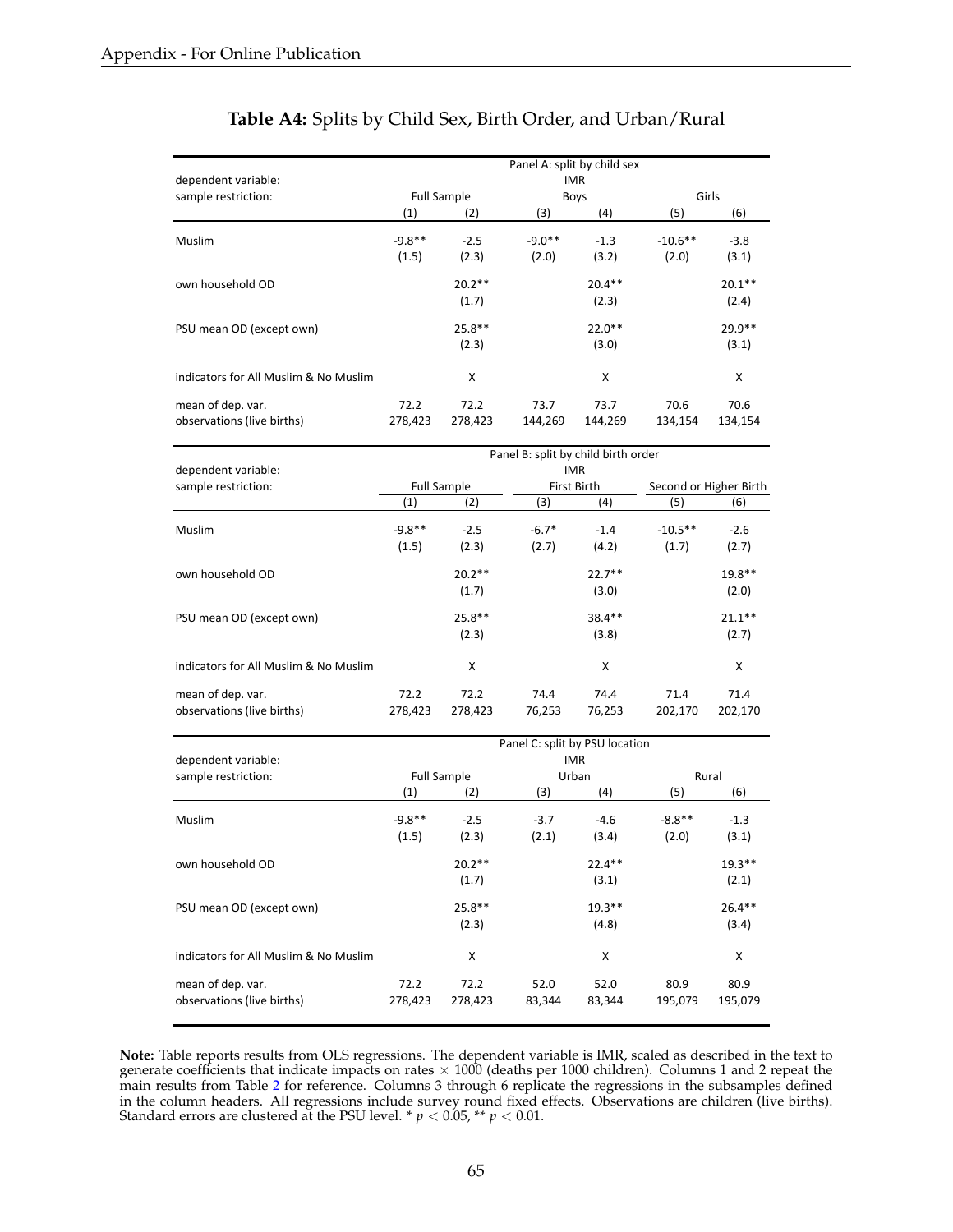**Table A4:** Splits by Child Sex, Birth Order, and Urban/Rural

| | Panel A: split by child sex | | | | | |
|---|---|---|---|---|---|---|
| dependent variable: | IMR | | | | | |
| sample restriction: | Full Sample | | Boys | | Girls | |
| | (1) | (2) | (3) | (4) | (5) | (6) |
| Muslim | -9.8** | -2.5 | -9.0** | -1.3 | -10.6** | -3.8 |
| | (1.5) | (2.3) | (2.0) | (3.2) | (2.0) | (3.1) |
| own household OD | | 20.2** | | 20.4** | | 20.1** |
| | | (1.7) | | (2.3) | | (2.4) |
| PSU mean OD (except own) | | 25.8** | | 22.0** | | 29.9** |
| | | (2.3) | | (3.0) | | (3.1) |
| indicators for All Muslim & No Muslim | | X | | X | | X |
| mean of dep. var. | 72.2 | 72.2 | 73.7 | 73.7 | 70.6 | 70.6 |
| observations (live births) | 278,423 | 278,423 | 144,269 | 144,269 | 134,154 | 134,154 |

| | Panel B: split by child birth order | | | | | |
|---|---|---|---|---|---|---|
| dependent variable: | IMR | | | | | |
| sample restriction: | Full Sample | | First Birth | | Second or Higher Birth | |
| | (1) | (2) | (3) | (4) | (5) | (6) |
| Muslim | -9.8** | -2.5 | -6.7* | -1.4 | -10.5** | -2.6 |
| | (1.5) | (2.3) | (2.7) | (4.2) | (1.7) | (2.7) |
| own household OD | | 20.2** | | 22.7** | | 19.8** |
| | | (1.7) | | (3.0) | | (2.0) |
| PSU mean OD (except own) | | 25.8** | | 38.4** | | 21.1** |
| | | (2.3) | | (3.8) | | (2.7) |
| indicators for All Muslim & No Muslim | | X | | X | | X |
| mean of dep. var. | 72.2 | 72.2 | 74.4 | 74.4 | 71.4 | 71.4 |
| observations (live births) | 278,423 | 278,423 | 76,253 | 76,253 | 202,170 | 202,170 |

| | Panel C: split by PSU location | | | | | |
|---|---|---|---|---|---|---|
| dependent variable: | IMR | | | | | |
| sample restriction: | Full Sample | | Urban | | Rural | |
| | (1) | (2) | (3) | (4) | (5) | (6) |
| Muslim | -9.8** | -2.5 | -3.7 | -4.6 | -8.8** | -1.3 |
| | (1.5) | (2.3) | (2.1) | (3.4) | (2.0) | (3.1) |
| own household OD | | 20.2** | | 22.4** | | 19.3** |
| | | (1.7) | | (3.1) | | (2.1) |
| PSU mean OD (except own) | | 25.8** | | 19.3** | | 26.4** |
| | | (2.3) | | (4.8) | | (3.4) |
| indicators for All Muslim & No Muslim | | X | | X | | X |
| mean of dep. var. | 72.2 | 72.2 | 52.0 | 52.0 | 80.9 | 80.9 |
| observations (live births) | 278,423 | 278,423 | 83,344 | 83,344 | 195,079 | 195,079 |

**Note:** Table reports results from OLS regressions. The dependent variable is IMR, scaled as described in the text to generate coefficients that indicate impacts on rates $\times$ 1000 (deaths per 1000 children). Columns 1 and 2 repeat the main results from Table 2 for reference. Columns 3 through 6 replicate the regressions in the subsamples defined in the column headers. All regressions include survey round fixed effects. Observations are children (live births). Standard errors are clustered at the PSU level. * $p < 0.05$, ** $p < 0.01$.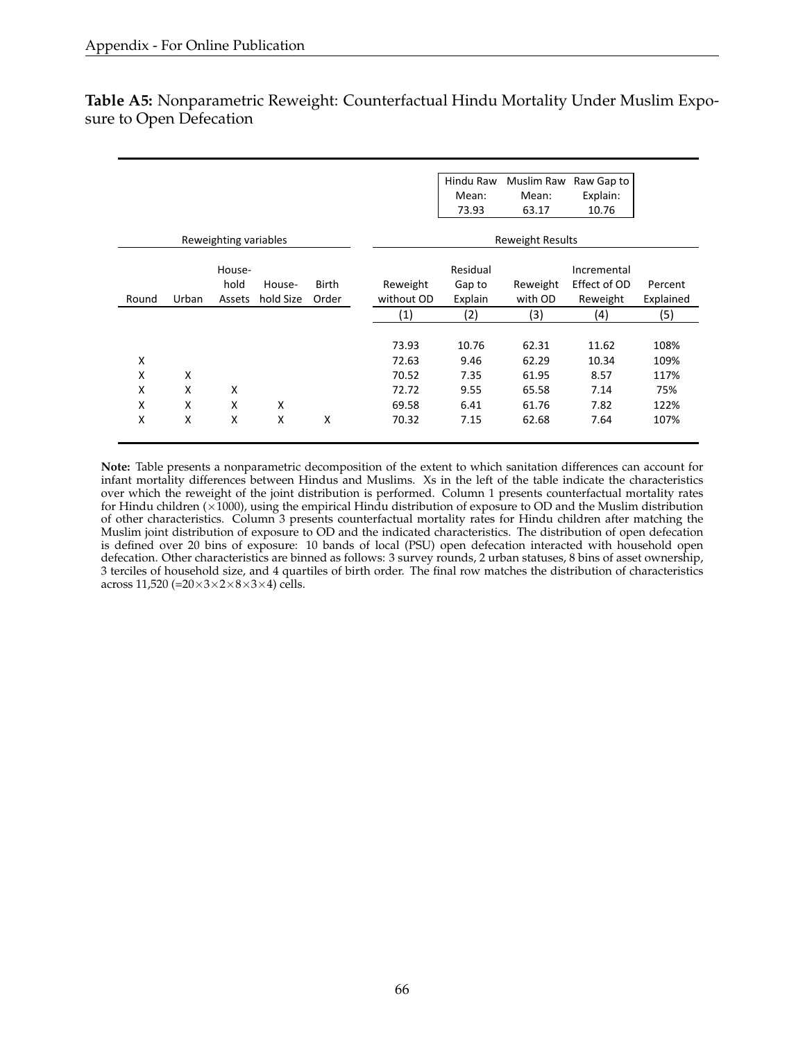**Table A5:** Nonparametric Reweight: Counterfactual Hindu Mortality Under Muslim Exposure to Open Defecation

| | | | | | | Hindu Raw Mean: 73.93 | Muslim Raw Mean: 63.17 | Raw Gap to Explain: 10.76 | |
|---|---|---|---|---|---|---|---|---|---|
| Reweighting variables | | | | | Reweight Results | | | | |
| Round | Urban | Household Assets | Household Size | Birth Order | Reweight without OD | Residual Gap to Explain | Reweight with OD | Incremental Effect of OD Reweight | Percent Explained |
| | | | | | (1) | (2) | (3) | (4) | (5) |
| | | | | | 73.93 | 10.76 | 62.31 | 11.62 | 108% |
| X | | | | | 72.63 | 9.46 | 62.29 | 10.34 | 109% |
| X | X | | | | 70.52 | 7.35 | 61.95 | 8.57 | 117% |
| X | X | X | | | 72.72 | 9.55 | 65.58 | 7.14 | 75% |
| X | X | X | X | | 69.58 | 6.41 | 61.76 | 7.82 | 122% |
| X | X | X | X | X | 70.32 | 7.15 | 62.68 | 7.64 | 107% |

**Note:** Table presents a nonparametric decomposition of the extent to which sanitation differences can account for infant mortality differences between Hindus and Muslims. Xs in the left of the table indicate the characteristics over which the reweight of the joint distribution is performed. Column 1 presents counterfactual mortality rates for Hindu children ($\times 1000$), using the empirical Hindu distribution of exposure to OD and the Muslim distribution of other characteristics. Column 3 presents counterfactual mortality rates for Hindu children after matching the Muslim joint distribution of exposure to OD and the indicated characteristics. The distribution of open defecation is defined over 20 bins of exposure: 10 bands of local (PSU) open defecation interacted with household open defecation. Other characteristics are binned as follows: 3 survey rounds, 2 urban statuses, 8 bins of asset ownership, 3 terciles of household size, and 4 quartiles of birth order. The final row matches the distribution of characteristics across 11,520 ($=20\times3\times2\times8\times3\times4$) cells.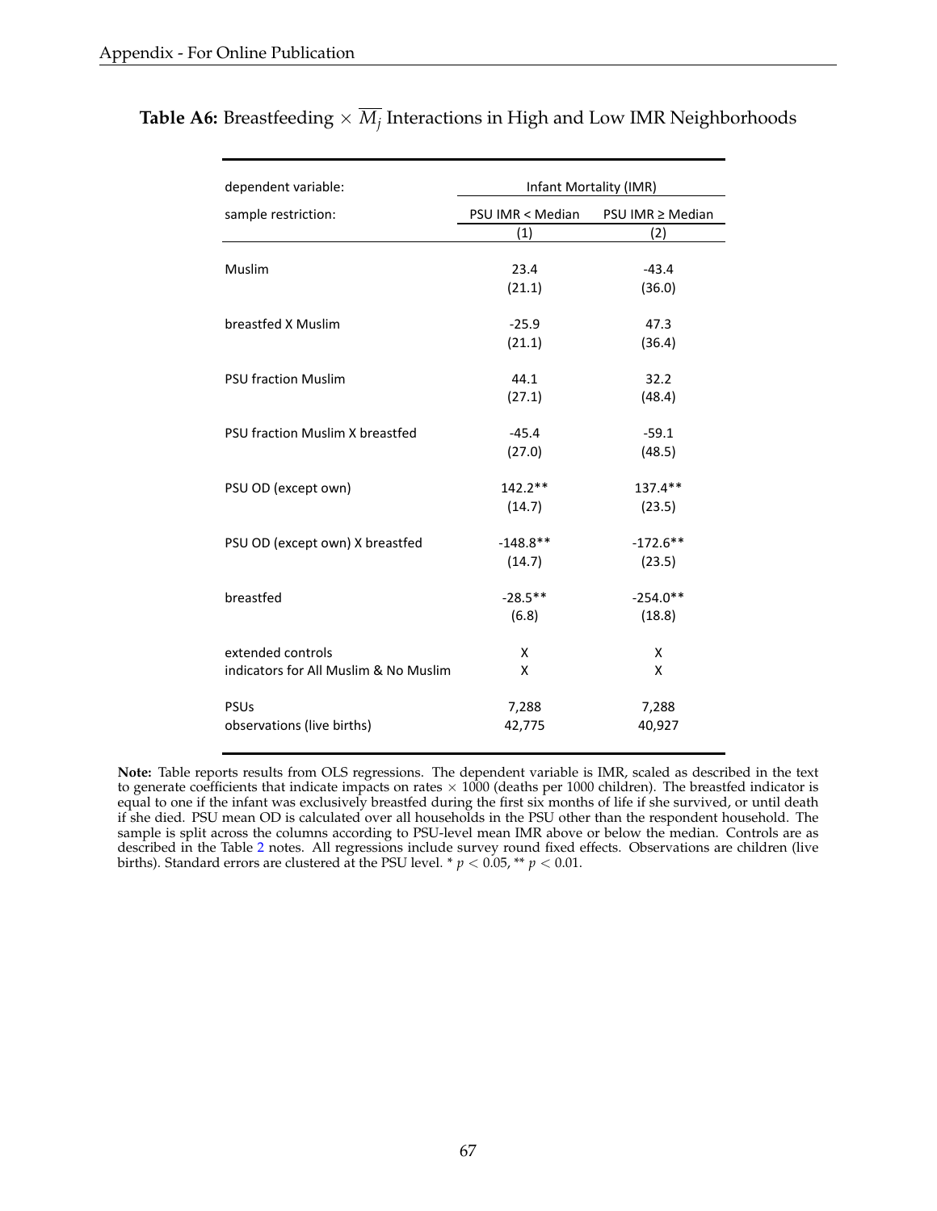**Table A6:** Breastfeeding $\times$ $\overline{M_j}$ Interactions in High and Low IMR Neighborhoods

| dependent variable: | Infant Mortality (IMR) | |
|---|---|---|
| sample restriction: | PSU IMR < Median | PSU IMR ≥ Median |
| | (1) | (2) |
| Muslim | 23.4 | -43.4 |
| | (21.1) | (36.0) |
| breastfed X Muslim | -25.9 | 47.3 |
| | (21.1) | (36.4) |
| PSU fraction Muslim | 44.1 | 32.2 |
| | (27.1) | (48.4) |
| PSU fraction Muslim X breastfed | -45.4 | -59.1 |
| | (27.0) | (48.5) |
| PSU OD (except own) | 142.2** | 137.4** |
| | (14.7) | (23.5) |
| PSU OD (except own) X breastfed | -148.8** | -172.6** |
| | (14.7) | (23.5) |
| breastfed | -28.5** | -254.0** |
| | (6.8) | (18.8) |
| extended controls | X | X |
| indicators for All Muslim & No Muslim | X | X |
| PSUs | 7,288 | 7,288 |
| observations (live births) | 42,775 | 40,927 |

**Note:** Table reports results from OLS regressions. The dependent variable is IMR, scaled as described in the text to generate coefficients that indicate impacts on rates $\times$ 1000 (deaths per 1000 children). The breastfed indicator is equal to one if the infant was exclusively breastfed during the first six months of life if she survived, or until death if she died. PSU mean OD is calculated over all households in the PSU other than the respondent household. The sample is split across the columns according to PSU-level mean IMR above or below the median. Controls are as described in the Table 2 notes. All regressions include survey round fixed effects. Observations are children (live births). Standard errors are clustered at the PSU level. * $p < 0.05$, ** $p < 0.01$.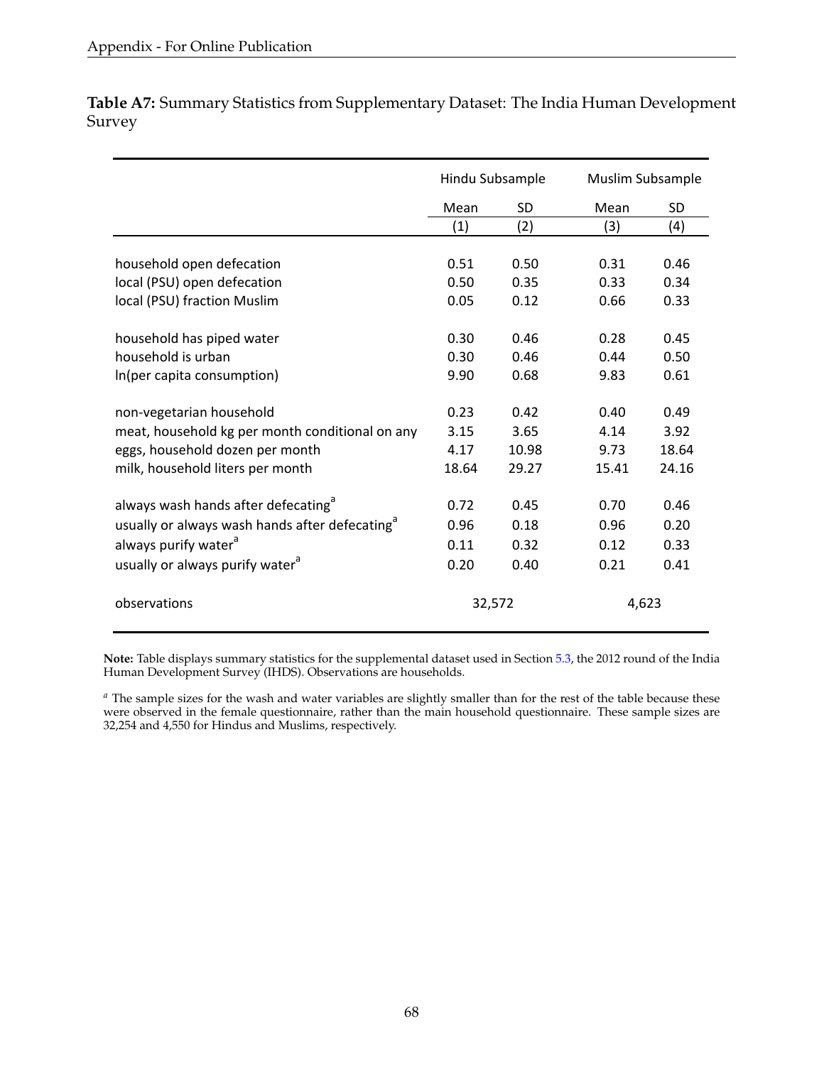**Table A7:** Summary Statistics from Supplementary Dataset: The India Human Development Survey

| | Hindu Subsample | | Muslim Subsample | |
|---|---|---|---|---|
| | Mean | SD | Mean | SD |
| | (1) | (2) | (3) | (4) |
| household open defecation | 0.51 | 0.50 | 0.31 | 0.46 |
| local (PSU) open defecation | 0.50 | 0.35 | 0.33 | 0.34 |
| local (PSU) fraction Muslim | 0.05 | 0.12 | 0.66 | 0.33 |
| household has piped water | 0.30 | 0.46 | 0.28 | 0.45 |
| household is urban | 0.30 | 0.46 | 0.44 | 0.50 |
| ln(per capita consumption) | 9.90 | 0.68 | 9.83 | 0.61 |
| non-vegetarian household | 0.23 | 0.42 | 0.40 | 0.49 |
| meat, household kg per month conditional on any | 3.15 | 3.65 | 4.14 | 3.92 |
| eggs, household dozen per month | 4.17 | 10.98 | 9.73 | 18.64 |
| milk, household liters per month | 18.64 | 29.27 | 15.41 | 24.16 |
| always wash hands after defecating[a] | 0.72 | 0.45 | 0.70 | 0.46 |
| usually or always wash hands after defecating[a] | 0.96 | 0.18 | 0.96 | 0.20 |
| always purify water[a] | 0.11 | 0.32 | 0.12 | 0.33 |
| usually or always purify water[a] | 0.20 | 0.40 | 0.21 | 0.41 |
| observations | 32,572 | | 4,623 | |

**Note:** Table displays summary statistics for the supplemental dataset used in Section 5.3, the 2012 round of the India Human Development Survey (IHDS). Observations are households.

[a] The sample sizes for the wash and water variables are slightly smaller than for the rest of the table because these were observed in the female questionnaire, rather than the main household questionnaire. These sample sizes are 32,254 and 4,550 for Hindus and Muslims, respectively.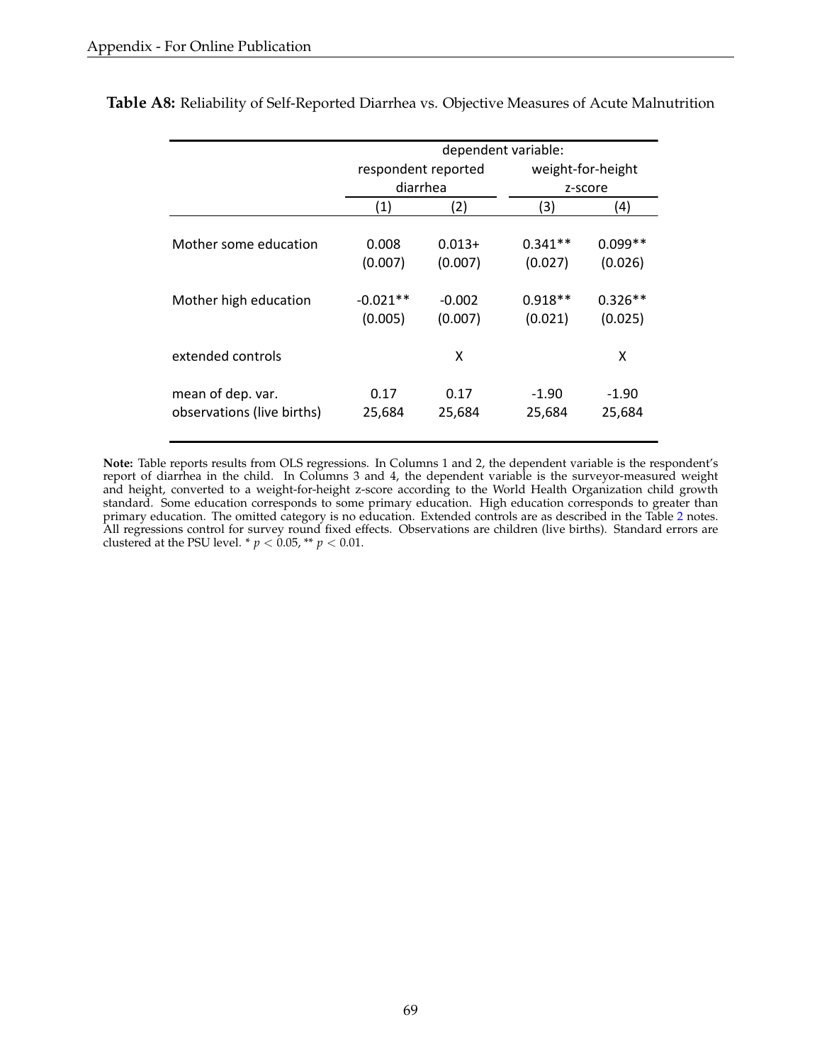**Table A8:** Reliability of Self-Reported Diarrhea vs. Objective Measures of Acute Malnutrition

| | dependent variable: | | | |
|---|---|---|---|---|
| | respondent reported diarrhea | | weight-for-height z-score | |
| | (1) | (2) | (3) | (4) |
| Mother some education | 0.008 | 0.013+ | 0.341** | 0.099** |
| | (0.007) | (0.007) | (0.027) | (0.026) |
| Mother high education | -0.021** | -0.002 | 0.918** | 0.326** |
| | (0.005) | (0.007) | (0.021) | (0.025) |
| extended controls | | X | | X |
| mean of dep. var. | 0.17 | 0.17 | -1.90 | -1.90 |
| observations (live births) | 25,684 | 25,684 | 25,684 | 25,684 |

**Note:** Table reports results from OLS regressions. In Columns 1 and 2, the dependent variable is the respondent's report of diarrhea in the child. In Columns 3 and 4, the dependent variable is the surveyor-measured weight and height, converted to a weight-for-height z-score according to the World Health Organization child growth standard. Some education corresponds to some primary education. High education corresponds to greater than primary education. The omitted category is no education. Extended controls are as described in the Table 2 notes. All regressions control for survey round fixed effects. Observations are children (live births). Standard errors are clustered at the PSU level. * $p < 0.05$, ** $p < 0.01$.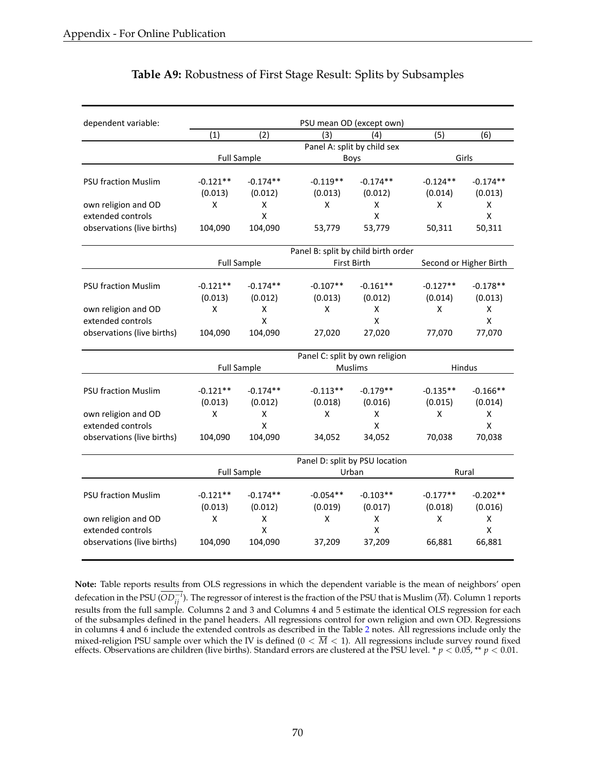**Table A9:** Robustness of First Stage Result: Splits by Subsamples

| dependent variable: | PSU mean OD (except own) | | | | | |
|---|---|---|---|---|---|---|
| | (1) | (2) | (3) | (4) | (5) | (6) |
| | Panel A: split by child sex | | | | | |
| | Full Sample | | Boys | | Girls | |
| PSU fraction Muslim | -0.121** | -0.174** | -0.119** | -0.174** | -0.124** | -0.174** |
| | (0.013) | (0.012) | (0.013) | (0.012) | (0.014) | (0.013) |
| own religion and OD | X | X | X | X | X | X |
| extended controls | | X | | X | | X |
| observations (live births) | 104,090 | 104,090 | 53,779 | 53,779 | 50,311 | 50,311 |
| | Panel B: split by child birth order | | | | | |
| | Full Sample | | First Birth | | Second or Higher Birth | |
| PSU fraction Muslim | -0.121** | -0.174** | -0.107** | -0.161** | -0.127** | -0.178** |
| | (0.013) | (0.012) | (0.013) | (0.012) | (0.014) | (0.013) |
| own religion and OD | X | X | X | X | X | X |
| extended controls | | X | | X | | X |
| observations (live births) | 104,090 | 104,090 | 27,020 | 27,020 | 77,070 | 77,070 |
| | Panel C: split by own religion | | | | | |
| | Full Sample | | Muslims | | Hindus | |
| PSU fraction Muslim | -0.121** | -0.174** | -0.113** | -0.179** | -0.135** | -0.166** |
| | (0.013) | (0.012) | (0.018) | (0.016) | (0.015) | (0.014) |
| own religion and OD | X | X | X | X | X | X |
| extended controls | | X | | X | | X |
| observations (live births) | 104,090 | 104,090 | 34,052 | 34,052 | 70,038 | 70,038 |
| | Panel D: split by PSU location | | | | | |
| | Full Sample | | Urban | | Rural | |
| PSU fraction Muslim | -0.121** | -0.174** | -0.054** | -0.103** | -0.177** | -0.202** |
| | (0.013) | (0.012) | (0.019) | (0.017) | (0.018) | (0.016) |
| own religion and OD | X | X | X | X | X | X |
| extended controls | | X | | X | | X |
| observations (live births) | 104,090 | 104,090 | 37,209 | 37,209 | 66,881 | 66,881 |

**Note:** Table reports results from OLS regressions in which the dependent variable is the mean of neighbors' open defecation in the PSU ($\overline{OD_{ij}^{-i}}$). The regressor of interest is the fraction of the PSU that is Muslim ($\overline{M}$). Column 1 reports results from the full sample. Columns 2 and 3 and Columns 4 and 5 estimate the identical OLS regression for each of the subsamples defined in the panel headers. All regressions control for own religion and own OD. Regressions in columns 4 and 6 include the extended controls as described in the Table 2 notes. All regressions include only the mixed-religion PSU sample over which the IV is defined ($0 < \overline{M} < 1$). All regressions include survey round fixed effects. Observations are children (live births). Standard errors are clustered at the PSU level. * $p < 0.05$, ** $p < 0.01$.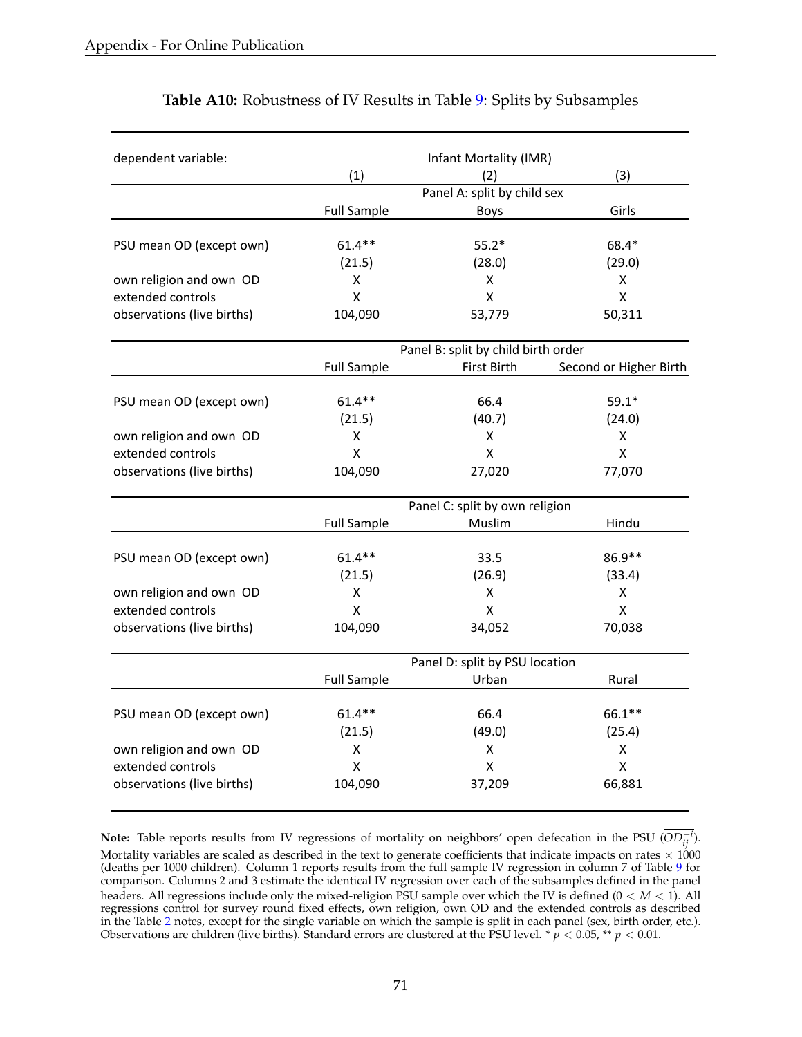**Table A10:** Robustness of IV Results in Table 9: Splits by Subsamples

| dependent variable: | Infant Mortality (IMR) | | |
|---|---|---|---|
| | (1) | (2) | (3) |
| | Panel A: split by child sex | | |
| | Full Sample | Boys | Girls |
| PSU mean OD (except own) | 61.4** | 55.2* | 68.4* |
| | (21.5) | (28.0) | (29.0) |
| own religion and own OD | X | X | X |
| extended controls | X | X | X |
| observations (live births) | 104,090 | 53,779 | 50,311 |
| | Panel B: split by child birth order | | |
| | Full Sample | First Birth | Second or Higher Birth |
| PSU mean OD (except own) | 61.4** | 66.4 | 59.1* |
| | (21.5) | (40.7) | (24.0) |
| own religion and own OD | X | X | X |
| extended controls | X | X | X |
| observations (live births) | 104,090 | 27,020 | 77,070 |
| | Panel C: split by own religion | | |
| | Full Sample | Muslim | Hindu |
| PSU mean OD (except own) | 61.4** | 33.5 | 86.9** |
| | (21.5) | (26.9) | (33.4) |
| own religion and own OD | X | X | X |
| extended controls | X | X | X |
| observations (live births) | 104,090 | 34,052 | 70,038 |
| | Panel D: split by PSU location | | |
| | Full Sample | Urban | Rural |
| PSU mean OD (except own) | 61.4** | 66.4 | 66.1** |
| | (21.5) | (49.0) | (25.4) |
| own religion and own OD | X | X | X |
| extended controls | X | X | X |
| observations (live births) | 104,090 | 37,209 | 66,881 |

**Note:** Table reports results from IV regressions of mortality on neighbors' open defecation in the PSU ($\overline{OD_{ij}^{-i}}$). Mortality variables are scaled as described in the text to generate coefficients that indicate impacts on rates $\times$ 1000 (deaths per 1000 children). Column 1 reports results from the full sample IV regression in column 7 of Table 9 for comparison. Columns 2 and 3 estimate the identical IV regression over each of the subsamples defined in the panel headers. All regressions include only the mixed-religion PSU sample over which the IV is defined ($0 < \overline{M} < 1$). All regressions control for survey round fixed effects, own religion, own OD and the extended controls as described in the Table 2 notes, except for the single variable on which the sample is split in each panel (sex, birth order, etc.). Observations are children (live births). Standard errors are clustered at the PSU level. * $p < 0.05$, ** $p < 0.01$.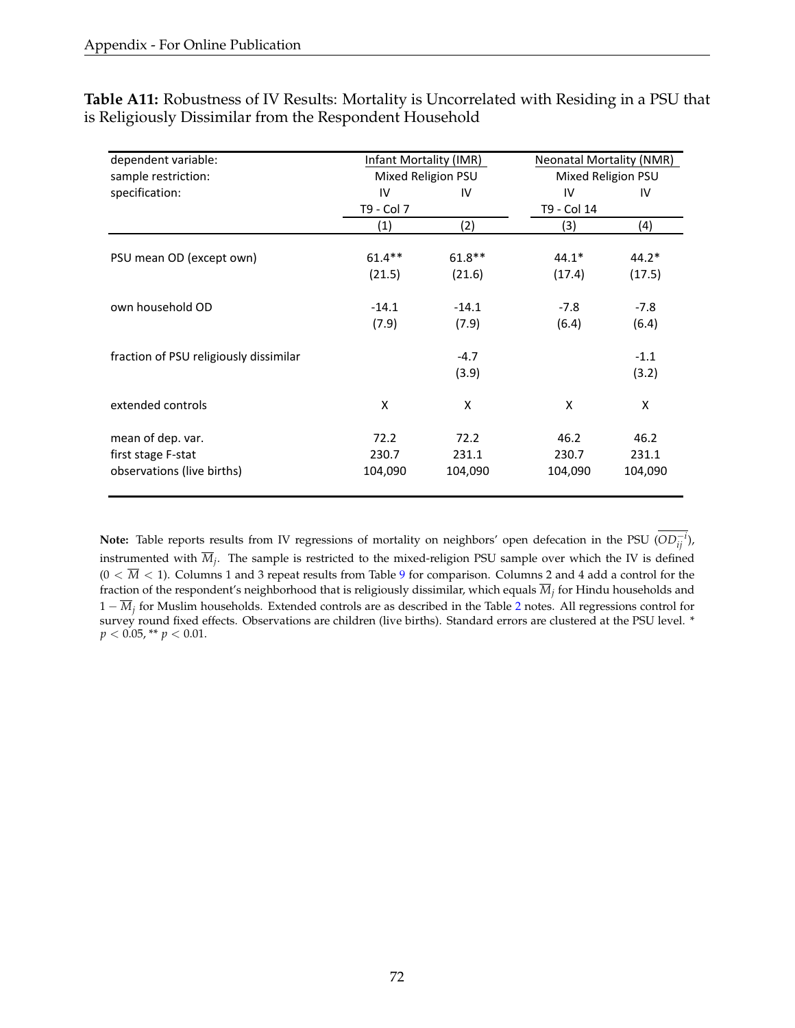**Table A11:** Robustness of IV Results: Mortality is Uncorrelated with Residing in a PSU that is Religiously Dissimilar from the Respondent Household

| dependent variable: | Infant Mortality (IMR) | | Neonatal Mortality (NMR) | |
|---|---|---|---|---|
| sample restriction: | Mixed Religion PSU | | Mixed Religion PSU | |
| specification: | IV<br>T9 - Col 7 | IV | IV<br>T9 - Col 14 | IV |
| | (1) | (2) | (3) | (4) |
| PSU mean OD (except own) | 61.4**<br>(21.5) | 61.8**<br>(21.6) | 44.1*<br>(17.4) | 44.2*<br>(17.5) |
| own household OD | -14.1<br>(7.9) | -14.1<br>(7.9) | -7.8<br>(6.4) | -7.8<br>(6.4) |
| fraction of PSU religiously dissimilar | | -4.7<br>(3.9) | | -1.1<br>(3.2) |
| extended controls | X | X | X | X |
| mean of dep. var. | 72.2 | 72.2 | 46.2 | 46.2 |
| first stage F-stat | 230.7 | 231.1 | 230.7 | 231.1 |
| observations (live births) | 104,090 | 104,090 | 104,090 | 104,090 |

**Note:** Table reports results from IV regressions of mortality on neighbors' open defecation in the PSU ($\overline{OD_{ij}^{-i}}$), instrumented with $\overline{M}_j$. The sample is restricted to the mixed-religion PSU sample over which the IV is defined ($0 < \overline{M} < 1$). Columns 1 and 3 repeat results from Table 9 for comparison. Columns 2 and 4 add a control for the fraction of the respondent's neighborhood that is religiously dissimilar, which equals $\overline{M}_j$ for Hindu households and $1 - \overline{M}_j$ for Muslim households. Extended controls are as described in the Table 2 notes. All regressions control for survey round fixed effects. Observations are children (live births). Standard errors are clustered at the PSU level. * $p < 0.05$, ** $p < 0.01$.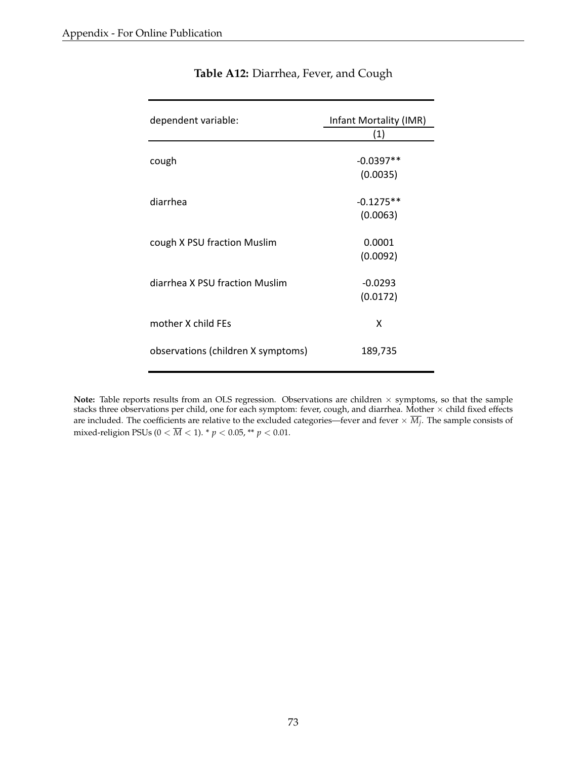**Table A12:** Diarrhea, Fever, and Cough

| dependent variable: | Infant Mortality (IMR) |
|---|---|
| | (1) |
| cough | -0.0397** |
| | (0.0035) |
| diarrhea | -0.1275** |
| | (0.0063) |
| cough X PSU fraction Muslim | 0.0001 |
| | (0.0092) |
| diarrhea X PSU fraction Muslim | -0.0293 |
| | (0.0172) |
| mother X child FEs | X |
| observations (children X symptoms) | 189,735 |

**Note:** Table reports results from an OLS regression. Observations are children $\times$ symptoms, so that the sample stacks three observations per child, one for each symptom: fever, cough, and diarrhea. Mother $\times$ child fixed effects are included. The coefficients are relative to the excluded categories—fever and fever $\times$ $\overline{M_j}$. The sample consists of mixed-religion PSUs ($0 < \overline{M} < 1$). * $p < 0.05$, ** $p < 0.01$.